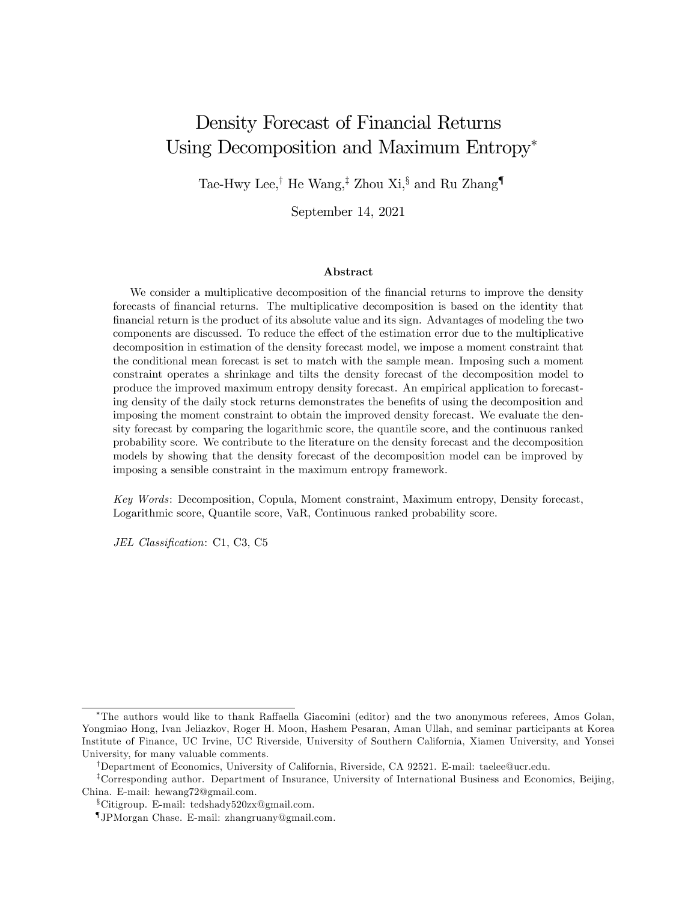# Density Forecast of Financial Returns Using Decomposition and Maximum Entropy*

Tae-Hwy Lee,[†] He Wang,[‡] Zhou Xi,[§] and Ru Zhang[¶]

September 14, 2021

## Abstract

We consider a multiplicative decomposition of the financial returns to improve the density forecasts of financial returns. The multiplicative decomposition is based on the identity that financial return is the product of its absolute value and its sign. Advantages of modeling the two components are discussed. To reduce the effect of the estimation error due to the multiplicative decomposition in estimation of the density forecast model, we impose a moment constraint that the conditional mean forecast is set to match with the sample mean. Imposing such a moment constraint operates a shrinkage and tilts the density forecast of the decomposition model to produce the improved maximum entropy density forecast. An empirical application to forecasting density of the daily stock returns demonstrates the benefits of using the decomposition and imposing the moment constraint to obtain the improved density forecast. We evaluate the density forecast by comparing the logarithmic score, the quantile score, and the continuous ranked probability score. We contribute to the literature on the density forecast and the decomposition models by showing that the density forecast of the decomposition model can be improved by imposing a sensible constraint in the maximum entropy framework.

*Key Words*: Decomposition, Copula, Moment constraint, Maximum entropy, Density forecast, Logarithmic score, Quantile score, VaR, Continuous ranked probability score.

*JEL Classification*: C1, C3, C5

---

*The authors would like to thank Raffaella Giacomini (editor) and the two anonymous referees, Amos Golan, Yongmiao Hong, Ivan Jeliazkov, Roger H. Moon, Hashem Pesaran, Aman Ullah, and seminar participants at Korea Institute of Finance, UC Irvine, UC Riverside, University of Southern California, Xiamen University, and Yonsei University, for many valuable comments.

†Department of Economics, University of California, Riverside, CA 92521. E-mail: taelee@ucr.edu.

‡Corresponding author. Department of Insurance, University of International Business and Economics, Beijing, China. E-mail: hewang72@gmail.com.

§Citigroup. E-mail: tedshady520zx@gmail.com.

¶JPMorgan Chase. E-mail: zhangruany@gmail.com.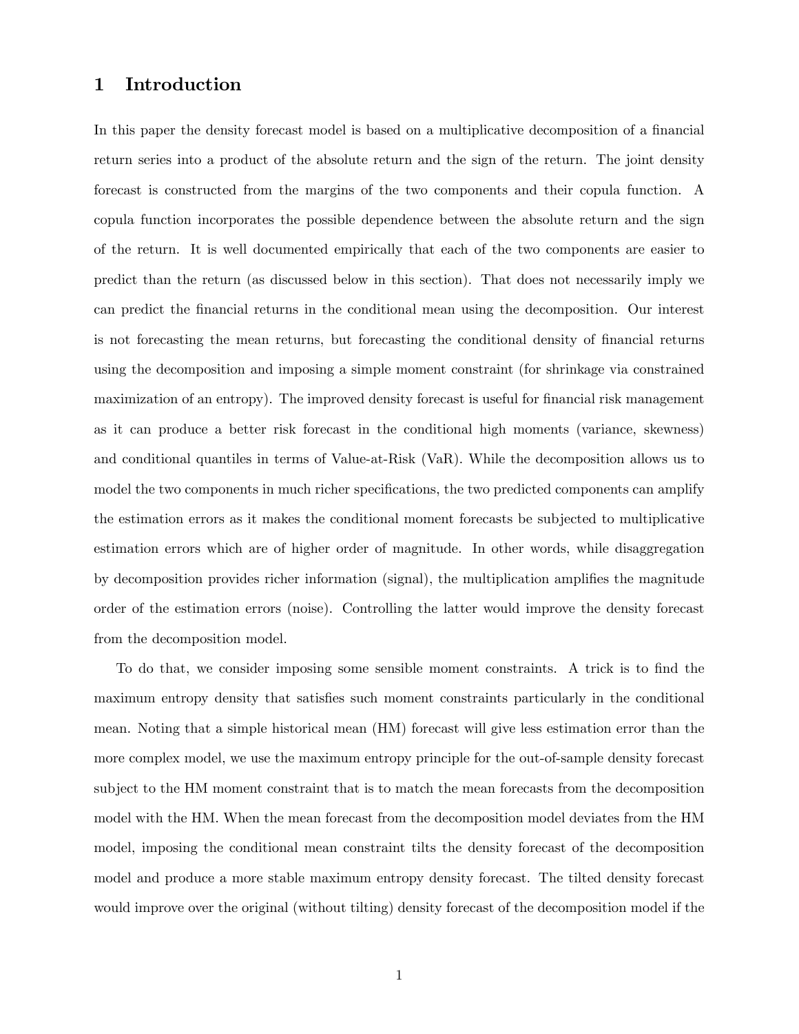# 1 Introduction

In this paper the density forecast model is based on a multiplicative decomposition of a financial return series into a product of the absolute return and the sign of the return. The joint density forecast is constructed from the margins of the two components and their copula function. A copula function incorporates the possible dependence between the absolute return and the sign of the return. It is well documented empirically that each of the two components are easier to predict than the return (as discussed below in this section). That does not necessarily imply we can predict the financial returns in the conditional mean using the decomposition. Our interest is not forecasting the mean returns, but forecasting the conditional density of financial returns using the decomposition and imposing a simple moment constraint (for shrinkage via constrained maximization of an entropy). The improved density forecast is useful for financial risk management as it can produce a better risk forecast in the conditional high moments (variance, skewness) and conditional quantiles in terms of Value-at-Risk (VaR). While the decomposition allows us to model the two components in much richer specifications, the two predicted components can amplify the estimation errors as it makes the conditional moment forecasts be subjected to multiplicative estimation errors which are of higher order of magnitude. In other words, while disaggregation by decomposition provides richer information (signal), the multiplication amplifies the magnitude order of the estimation errors (noise). Controlling the latter would improve the density forecast from the decomposition model.

To do that, we consider imposing some sensible moment constraints. A trick is to find the maximum entropy density that satisfies such moment constraints particularly in the conditional mean. Noting that a simple historical mean (HM) forecast will give less estimation error than the more complex model, we use the maximum entropy principle for the out-of-sample density forecast subject to the HM moment constraint that is to match the mean forecasts from the decomposition model with the HM. When the mean forecast from the decomposition model deviates from the HM model, imposing the conditional mean constraint tilts the density forecast of the decomposition model and produce a more stable maximum entropy density forecast. The tilted density forecast would improve over the original (without tilting) density forecast of the decomposition model if the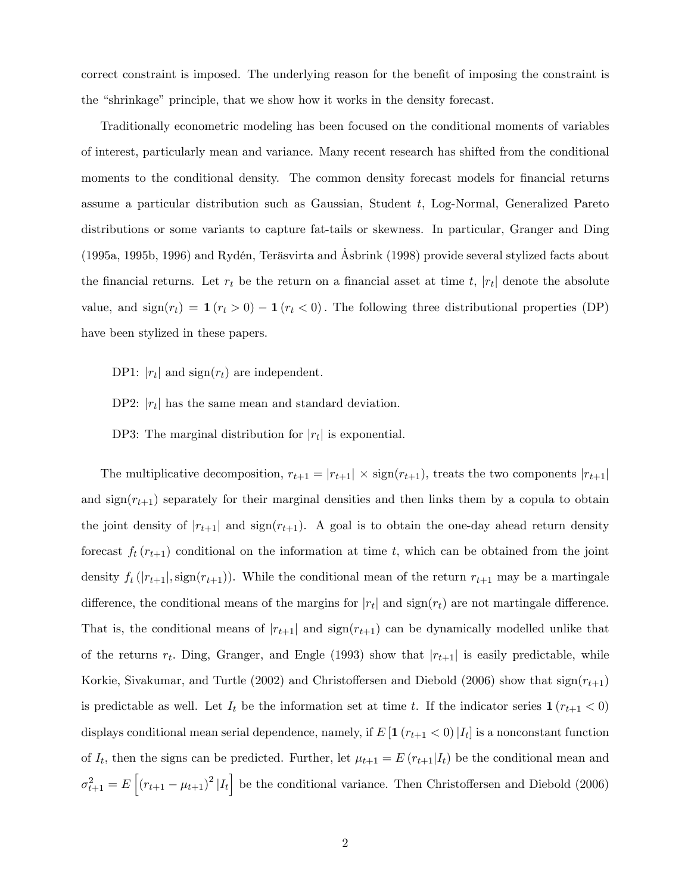correct constraint is imposed. The underlying reason for the benefit of imposing the constraint is the "shrinkage" principle, that we show how it works in the density forecast.

Traditionally econometric modeling has been focused on the conditional moments of variables of interest, particularly mean and variance. Many recent research has shifted from the conditional moments to the conditional density. The common density forecast models for financial returns assume a particular distribution such as Gaussian, Student $t$, Log-Normal, Generalized Pareto distributions or some variants to capture fat-tails or skewness. In particular, Granger and Ding (1995a, 1995b, 1996) and Rydén, Teräsvirta and Åsbrink (1998) provide several stylized facts about the financial returns. Let $r_t$ be the return on a financial asset at time $t$, $|r_t|$ denote the absolute value, and $\text{sign}(r_t) = \mathbf{1}(r_t > 0) - \mathbf{1}(r_t < 0)$. The following three distributional properties (DP) have been stylized in these papers.

DP1: $|r_t|$ and $\text{sign}(r_t)$ are independent.

DP2: $|r_t|$ has the same mean and standard deviation.

DP3: The marginal distribution for $|r_t|$ is exponential.

The multiplicative decomposition, $r_{t+1} = |r_{t+1}| \times \text{sign}(r_{t+1})$, treats the two components $|r_{t+1}|$ and $\text{sign}(r_{t+1})$ separately for their marginal densities and then links them by a copula to obtain the joint density of $|r_{t+1}|$ and $\text{sign}(r_{t+1})$. A goal is to obtain the one-day ahead return density forecast $f_t(r_{t+1})$ conditional on the information at time $t$, which can be obtained from the joint density $f_t(|r_{t+1}|, \text{sign}(r_{t+1}))$. While the conditional mean of the return $r_{t+1}$ may be a martingale difference, the conditional means of the margins for $|r_t|$ and $\text{sign}(r_t)$ are not martingale difference. That is, the conditional means of $|r_{t+1}|$ and $\text{sign}(r_{t+1})$ can be dynamically modelled unlike that of the returns $r_t$. Ding, Granger, and Engle (1993) show that $|r_{t+1}|$ is easily predictable, while Korkie, Sivakumar, and Turtle (2002) and Christoffersen and Diebold (2006) show that $\text{sign}(r_{t+1})$ is predictable as well. Let $I_t$ be the information set at time $t$. If the indicator series $\mathbf{1}(r_{t+1} < 0)$ displays conditional mean serial dependence, namely, if $E[\mathbf{1}(r_{t+1} < 0)|I_t]$ is a nonconstant function of $I_t$, then the signs can be predicted. Further, let $\mu_{t+1} = E(r_{t+1}|I_t)$ be the conditional mean and $\sigma_{t+1}^2 = E\left[(r_{t+1} - \mu_{t+1})^2 |I_t\right]$ be the conditional variance. Then Christoffersen and Diebold (2006)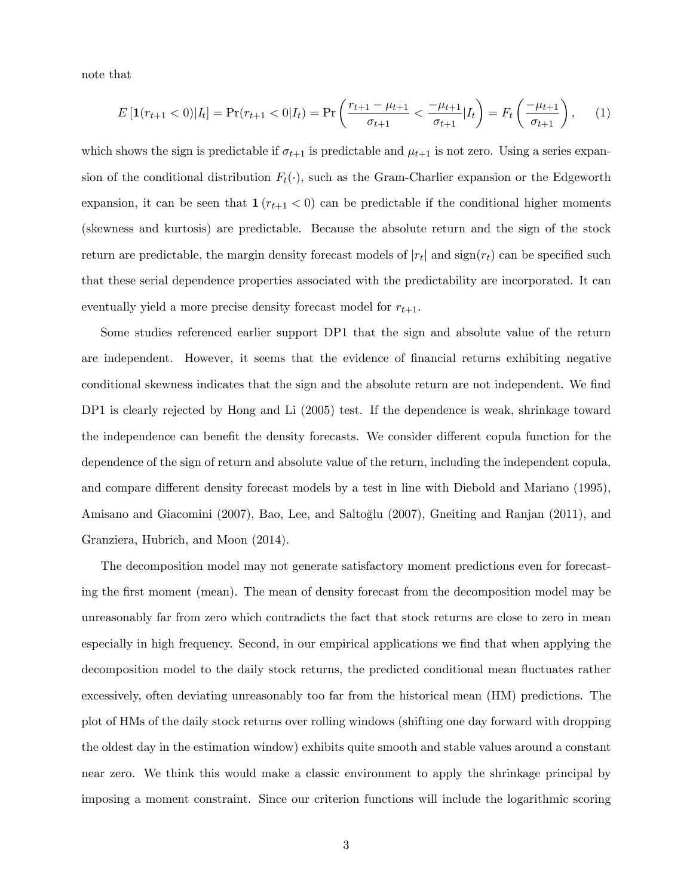note that

$$E\left[\mathbf{1}(r_{t+1} < 0)|I_t\right] = \Pr(r_{t+1} < 0|I_t) = \Pr\left(\frac{r_{t+1} - \mu_{t+1}}{\sigma_{t+1}} < \frac{-\mu_{t+1}}{\sigma_{t+1}}|I_t\right) = F_t\left(\frac{-\mu_{t+1}}{\sigma_{t+1}}\right), \quad (1)$$

which shows the sign is predictable if $\sigma_{t+1}$ is predictable and $\mu_{t+1}$ is not zero. Using a series expansion of the conditional distribution $F_t(\cdot)$, such as the Gram-Charlier expansion or the Edgeworth expansion, it can be seen that $\mathbf{1}(r_{t+1} < 0)$ can be predictable if the conditional higher moments (skewness and kurtosis) are predictable. Because the absolute return and the sign of the stock return are predictable, the margin density forecast models of $|r_t|$ and $\text{sign}(r_t)$ can be specified such that these serial dependence properties associated with the predictability are incorporated. It can eventually yield a more precise density forecast model for $r_{t+1}$.

Some studies referenced earlier support DP1 that the sign and absolute value of the return are independent. However, it seems that the evidence of financial returns exhibiting negative conditional skewness indicates that the sign and the absolute return are not independent. We find DP1 is clearly rejected by Hong and Li (2005) test. If the dependence is weak, shrinkage toward the independence can benefit the density forecasts. We consider different copula function for the dependence of the sign of return and absolute value of the return, including the independent copula, and compare different density forecast models by a test in line with Diebold and Mariano (1995), Amisano and Giacomini (2007), Bao, Lee, and Saltoğlu (2007), Gneiting and Ranjan (2011), and Granziera, Hubrich, and Moon (2014).

The decomposition model may not generate satisfactory moment predictions even for forecasting the first moment (mean). The mean of density forecast from the decomposition model may be unreasonably far from zero which contradicts the fact that stock returns are close to zero in mean especially in high frequency. Second, in our empirical applications we find that when applying the decomposition model to the daily stock returns, the predicted conditional mean fluctuates rather excessively, often deviating unreasonably too far from the historical mean (HM) predictions. The plot of HMs of the daily stock returns over rolling windows (shifting one day forward with dropping the oldest day in the estimation window) exhibits quite smooth and stable values around a constant near zero. We think this would make a classic environment to apply the shrinkage principal by imposing a moment constraint. Since our criterion functions will include the logarithmic scoring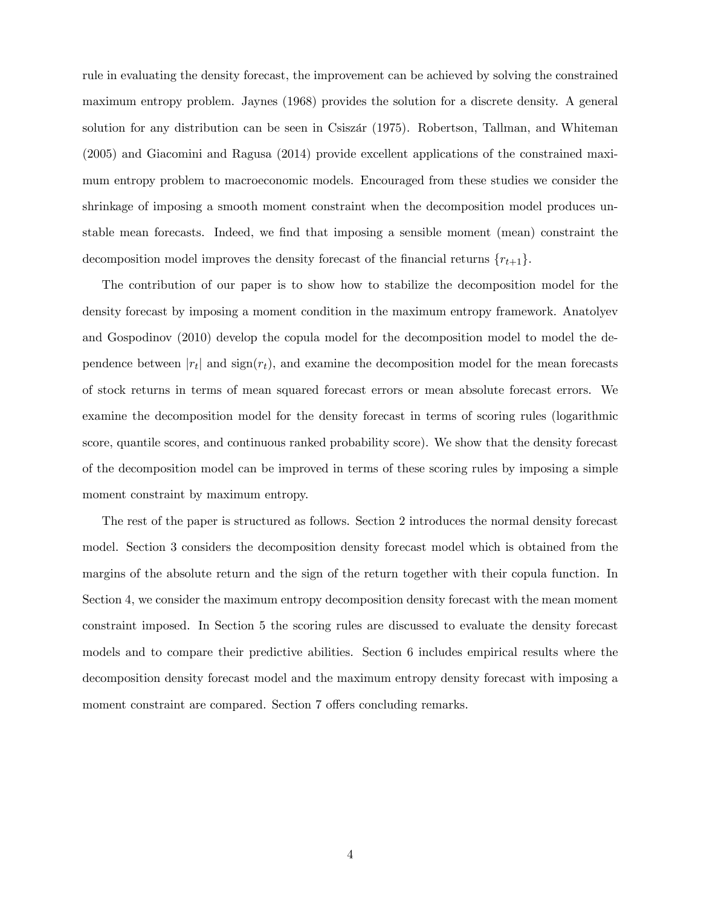rule in evaluating the density forecast, the improvement can be achieved by solving the constrained maximum entropy problem. Jaynes (1968) provides the solution for a discrete density. A general solution for any distribution can be seen in Csiszár (1975). Robertson, Tallman, and Whiteman (2005) and Giacomini and Ragusa (2014) provide excellent applications of the constrained maximum entropy problem to macroeconomic models. Encouraged from these studies we consider the shrinkage of imposing a smooth moment constraint when the decomposition model produces unstable mean forecasts. Indeed, we find that imposing a sensible moment (mean) constraint the decomposition model improves the density forecast of the financial returns $\{r_{t+1}\}$.

The contribution of our paper is to show how to stabilize the decomposition model for the density forecast by imposing a moment condition in the maximum entropy framework. Anatolyev and Gospodinov (2010) develop the copula model for the decomposition model to model the dependence between $|r_t|$ and $\text{sign}(r_t)$, and examine the decomposition model for the mean forecasts of stock returns in terms of mean squared forecast errors or mean absolute forecast errors. We examine the decomposition model for the density forecast in terms of scoring rules (logarithmic score, quantile scores, and continuous ranked probability score). We show that the density forecast of the decomposition model can be improved in terms of these scoring rules by imposing a simple moment constraint by maximum entropy.

The rest of the paper is structured as follows. Section 2 introduces the normal density forecast model. Section 3 considers the decomposition density forecast model which is obtained from the margins of the absolute return and the sign of the return together with their copula function. In Section 4, we consider the maximum entropy decomposition density forecast with the mean moment constraint imposed. In Section 5 the scoring rules are discussed to evaluate the density forecast models and to compare their predictive abilities. Section 6 includes empirical results where the decomposition density forecast model and the maximum entropy density forecast with imposing a moment constraint are compared. Section 7 offers concluding remarks.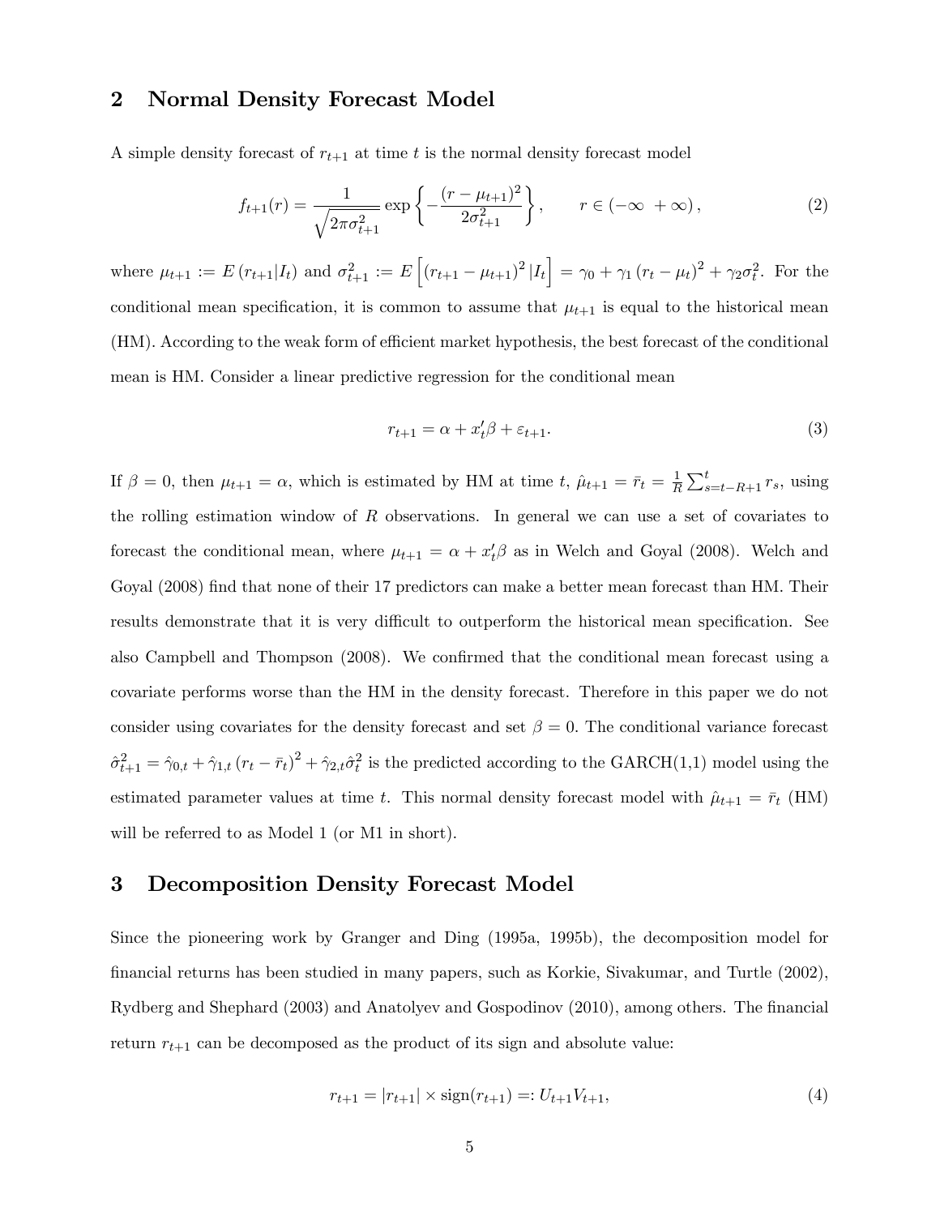## 2 Normal Density Forecast Model

A simple density forecast of $r_{t+1}$ at time $t$ is the normal density forecast model

$$f_{t+1}(r) = \frac{1}{\sqrt{2\pi\sigma_{t+1}^2}} \exp\left\{-\frac{(r-\mu_{t+1})^2}{2\sigma_{t+1}^2}\right\}, \qquad r \in (-\infty \ \ +\infty), \tag{2}$$

where $\mu_{t+1} := E(r_{t+1}|I_t)$ and $\sigma_{t+1}^2 := E\left[(r_{t+1}-\mu_{t+1})^2 |I_t\right] = \gamma_0 + \gamma_1 (r_t - \mu_t)^2 + \gamma_2 \sigma_t^2$. For the conditional mean specification, it is common to assume that $\mu_{t+1}$ is equal to the historical mean (HM). According to the weak form of efficient market hypothesis, the best forecast of the conditional mean is HM. Consider a linear predictive regression for the conditional mean

$$r_{t+1} = \alpha + x_t'\beta + \varepsilon_{t+1}. \tag{3}$$

If $\beta = 0$, then $\mu_{t+1} = \alpha$, which is estimated by HM at time $t$, $\hat{\mu}_{t+1} = \bar{r}_t = \frac{1}{R}\sum_{s=t-R+1}^{t} r_s$, using the rolling estimation window of $R$ observations. In general we can use a set of covariates to forecast the conditional mean, where $\mu_{t+1} = \alpha + x_t'\beta$ as in Welch and Goyal (2008). Welch and Goyal (2008) find that none of their 17 predictors can make a better mean forecast than HM. Their results demonstrate that it is very difficult to outperform the historical mean specification. See also Campbell and Thompson (2008). We confirmed that the conditional mean forecast using a covariate performs worse than the HM in the density forecast. Therefore in this paper we do not consider using covariates for the density forecast and set $\beta = 0$. The conditional variance forecast $\hat{\sigma}_{t+1}^2 = \hat{\gamma}_{0,t} + \hat{\gamma}_{1,t}(r_t - \bar{r}_t)^2 + \hat{\gamma}_{2,t}\hat{\sigma}_t^2$ is the predicted according to the GARCH(1,1) model using the estimated parameter values at time $t$. This normal density forecast model with $\hat{\mu}_{t+1} = \bar{r}_t$ (HM) will be referred to as Model 1 (or M1 in short).

## 3 Decomposition Density Forecast Model

Since the pioneering work by Granger and Ding (1995a, 1995b), the decomposition model for financial returns has been studied in many papers, such as Korkie, Sivakumar, and Turtle (2002), Rydberg and Shephard (2003) and Anatolyev and Gospodinov (2010), among others. The financial return $r_{t+1}$ can be decomposed as the product of its sign and absolute value:

$$r_{t+1} = |r_{t+1}| \times \text{sign}(r_{t+1}) =: U_{t+1}V_{t+1}, \tag{4}$$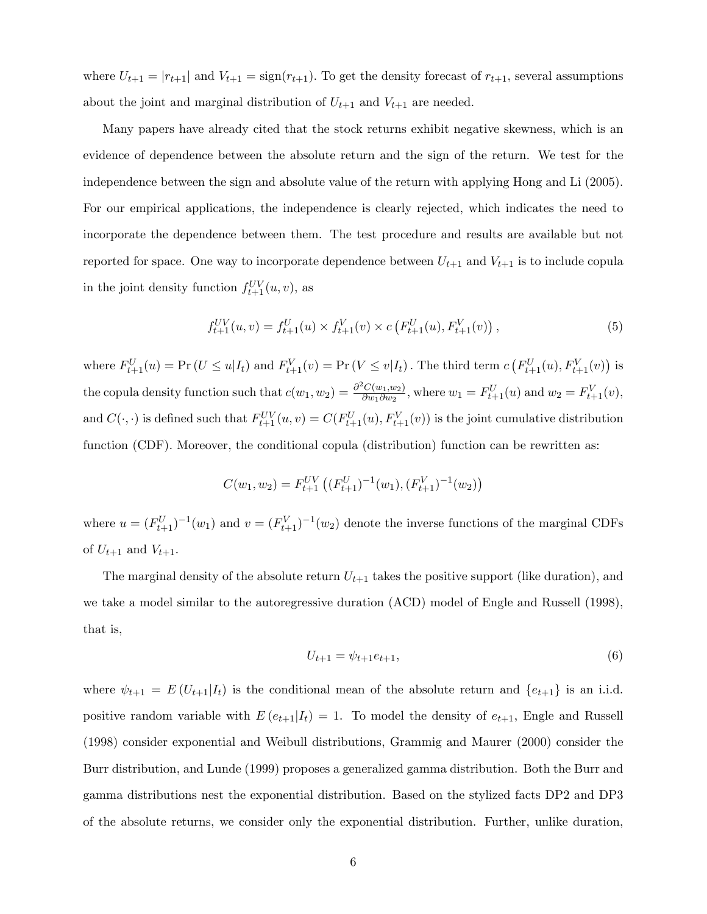where $U_{t+1} = |r_{t+1}|$ and $V_{t+1} = \text{sign}(r_{t+1})$. To get the density forecast of $r_{t+1}$, several assumptions about the joint and marginal distribution of $U_{t+1}$ and $V_{t+1}$ are needed.

Many papers have already cited that the stock returns exhibit negative skewness, which is an evidence of dependence between the absolute return and the sign of the return. We test for the independence between the sign and absolute value of the return with applying Hong and Li (2005). For our empirical applications, the independence is clearly rejected, which indicates the need to incorporate the dependence between them. The test procedure and results are available but not reported for space. One way to incorporate dependence between $U_{t+1}$ and $V_{t+1}$ is to include copula in the joint density function $f_{t+1}^{UV}(u, v)$, as

$$f_{t+1}^{UV}(u, v) = f_{t+1}^{U}(u) \times f_{t+1}^{V}(v) \times c\left(F_{t+1}^{U}(u), F_{t+1}^{V}(v)\right), \tag{5}$$

where $F_{t+1}^{U}(u) = \Pr\left(U \leq u | I_t\right)$ and $F_{t+1}^{V}(v) = \Pr\left(V \leq v | I_t\right)$. The third term $c\left(F_{t+1}^{U}(u), F_{t+1}^{V}(v)\right)$ is the copula density function such that $c(w_1, w_2) = \frac{\partial^2 C(w_1, w_2)}{\partial w_1 \partial w_2}$, where $w_1 = F_{t+1}^{U}(u)$ and $w_2 = F_{t+1}^{V}(v)$, and $C(\cdot, \cdot)$ is defined such that $F_{t+1}^{UV}(u, v) = C(F_{t+1}^{U}(u), F_{t+1}^{V}(v))$ is the joint cumulative distribution function (CDF). Moreover, the conditional copula (distribution) function can be rewritten as:

$$C(w_1, w_2) = F_{t+1}^{UV}\left((F_{t+1}^{U})^{-1}(w_1), (F_{t+1}^{V})^{-1}(w_2)\right)$$

where $u = (F_{t+1}^{U})^{-1}(w_1)$ and $v = (F_{t+1}^{V})^{-1}(w_2)$ denote the inverse functions of the marginal CDFs of $U_{t+1}$ and $V_{t+1}$.

The marginal density of the absolute return $U_{t+1}$ takes the positive support (like duration), and we take a model similar to the autoregressive duration (ACD) model of Engle and Russell (1998), that is,

$$U_{t+1} = \psi_{t+1} e_{t+1}, \tag{6}$$

where $\psi_{t+1} = E\left(U_{t+1} | I_t\right)$ is the conditional mean of the absolute return and $\{e_{t+1}\}$ is an i.i.d. positive random variable with $E\left(e_{t+1} | I_t\right) = 1$. To model the density of $e_{t+1}$, Engle and Russell (1998) consider exponential and Weibull distributions, Grammig and Maurer (2000) consider the Burr distribution, and Lunde (1999) proposes a generalized gamma distribution. Both the Burr and gamma distributions nest the exponential distribution. Based on the stylized facts DP2 and DP3 of the absolute returns, we consider only the exponential distribution. Further, unlike duration,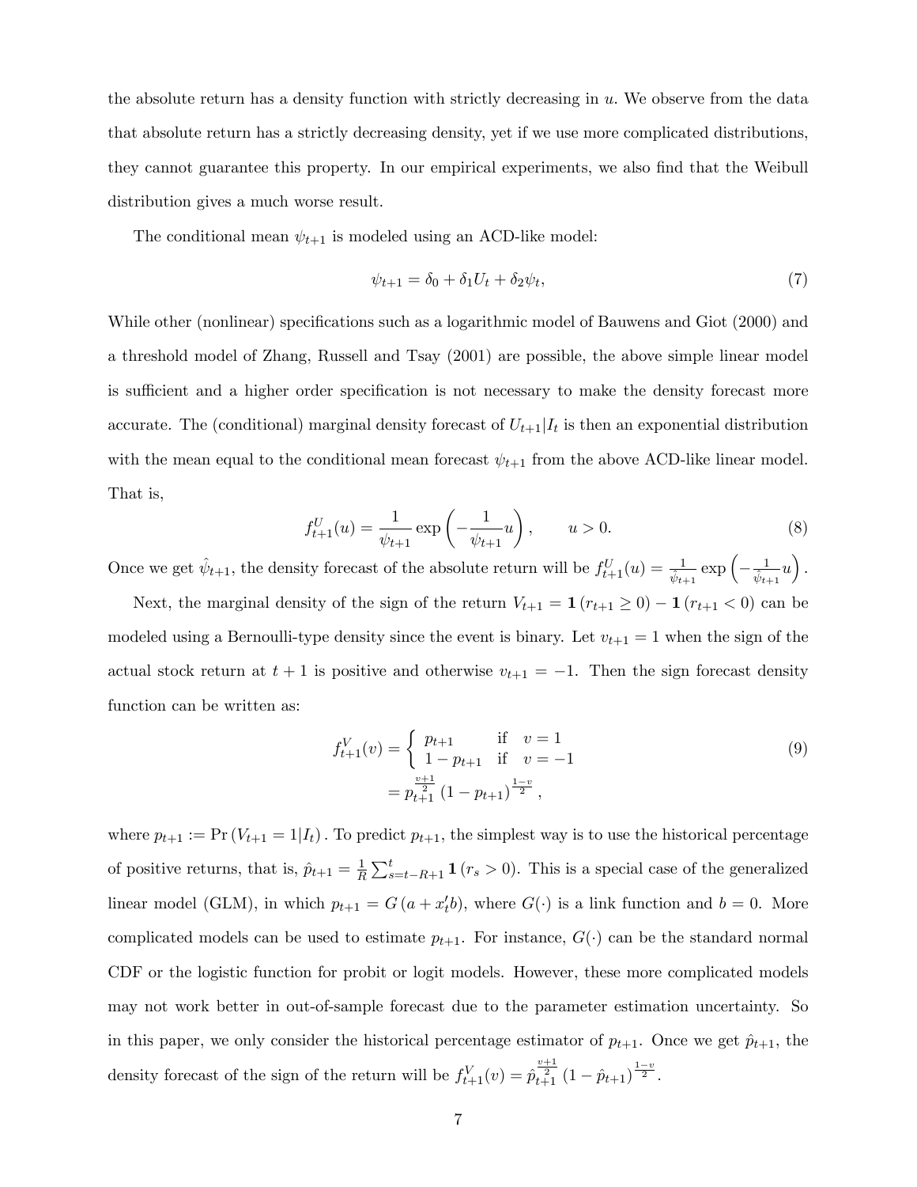the absolute return has a density function with strictly decreasing in $u$. We observe from the data that absolute return has a strictly decreasing density, yet if we use more complicated distributions, they cannot guarantee this property. In our empirical experiments, we also find that the Weibull distribution gives a much worse result.

The conditional mean $\psi_{t+1}$ is modeled using an ACD-like model:

$$\psi_{t+1} = \delta_0 + \delta_1 U_t + \delta_2 \psi_t, \tag{7}$$

While other (nonlinear) specifications such as a logarithmic model of Bauwens and Giot (2000) and a threshold model of Zhang, Russell and Tsay (2001) are possible, the above simple linear model is sufficient and a higher order specification is not necessary to make the density forecast more accurate. The (conditional) marginal density forecast of $U_{t+1}|I_t$ is then an exponential distribution with the mean equal to the conditional mean forecast $\psi_{t+1}$ from the above ACD-like linear model. That is,

$$f_{t+1}^U(u) = \frac{1}{\psi_{t+1}} \exp\left(-\frac{1}{\psi_{t+1}} u\right), \qquad u > 0. \tag{8}$$

Once we get $\hat{\psi}_{t+1}$, the density forecast of the absolute return will be $f_{t+1}^U(u) = \frac{1}{\hat{\psi}_{t+1}} \exp\left(-\frac{1}{\hat{\psi}_{t+1}} u\right)$.

Next, the marginal density of the sign of the return $V_{t+1} = \mathbf{1}(r_{t+1} \geq 0) - \mathbf{1}(r_{t+1} < 0)$ can be modeled using a Bernoulli-type density since the event is binary. Let $v_{t+1} = 1$ when the sign of the actual stock return at $t+1$ is positive and otherwise $v_{t+1} = -1$. Then the sign forecast density function can be written as:

$$\begin{aligned} f_{t+1}^V(v) &= \begin{cases} p_{t+1} & \text{if} \quad v = 1 \\ 1 - p_{t+1} & \text{if} \quad v = -1 \end{cases} \\ &= p_{t+1}^{\frac{v+1}{2}} (1 - p_{t+1})^{\frac{1-v}{2}}, \end{aligned} \tag{9}$$

where $p_{t+1} := \Pr(V_{t+1} = 1 | I_t)$. To predict $p_{t+1}$, the simplest way is to use the historical percentage of positive returns, that is, $\hat{p}_{t+1} = \frac{1}{R} \sum_{s=t-R+1}^{t} \mathbf{1}(r_s > 0)$. This is a special case of the generalized linear model (GLM), in which $p_{t+1} = G(a + x_t' b)$, where $G(\cdot)$ is a link function and $b = 0$. More complicated models can be used to estimate $p_{t+1}$. For instance, $G(\cdot)$ can be the standard normal CDF or the logistic function for probit or logit models. However, these more complicated models may not work better in out-of-sample forecast due to the parameter estimation uncertainty. So in this paper, we only consider the historical percentage estimator of $p_{t+1}$. Once we get $\hat{p}_{t+1}$, the density forecast of the sign of the return will be $f_{t+1}^V(v) = \hat{p}_{t+1}^{\frac{v+1}{2}} (1 - \hat{p}_{t+1})^{\frac{1-v}{2}}$.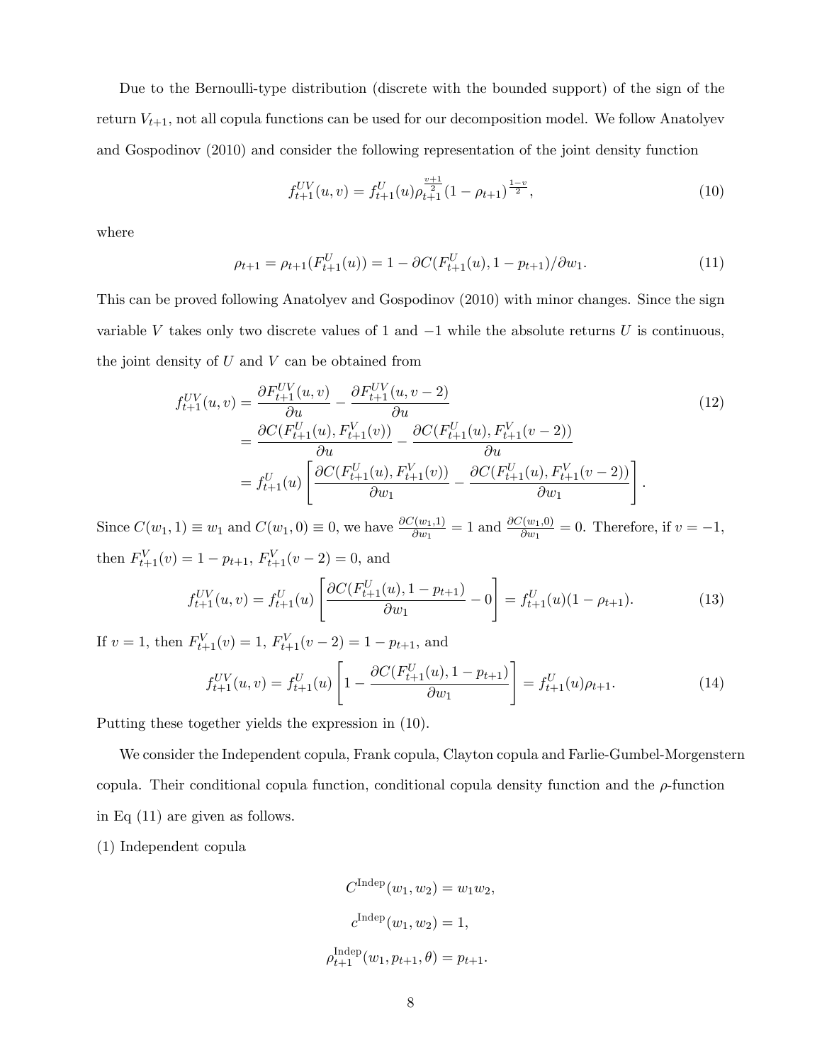Due to the Bernoulli-type distribution (discrete with the bounded support) of the sign of the return $V_{t+1}$, not all copula functions can be used for our decomposition model. We follow Anatolyev and Gospodinov (2010) and consider the following representation of the joint density function

$$f_{t+1}^{UV}(u,v) = f_{t+1}^{U}(u)\rho_{t+1}^{\frac{v+1}{2}}(1-\rho_{t+1})^{\frac{1-v}{2}}, \tag{10}$$

where

$$\rho_{t+1} = \rho_{t+1}(F_{t+1}^{U}(u)) = 1 - \partial C(F_{t+1}^{U}(u), 1-p_{t+1})/\partial w_1. \tag{11}$$

This can be proved following Anatolyev and Gospodinov (2010) with minor changes. Since the sign variable $V$ takes only two discrete values of 1 and $-1$ while the absolute returns $U$ is continuous, the joint density of $U$ and $V$ can be obtained from

$$\begin{aligned}
f_{t+1}^{UV}(u,v) &= \frac{\partial F_{t+1}^{UV}(u,v)}{\partial u} - \frac{\partial F_{t+1}^{UV}(u,v-2)}{\partial u} \\
&= \frac{\partial C(F_{t+1}^{U}(u), F_{t+1}^{V}(v))}{\partial u} - \frac{\partial C(F_{t+1}^{U}(u), F_{t+1}^{V}(v-2))}{\partial u} \\
&= f_{t+1}^{U}(u)\left[\frac{\partial C(F_{t+1}^{U}(u), F_{t+1}^{V}(v))}{\partial w_1} - \frac{\partial C(F_{t+1}^{U}(u), F_{t+1}^{V}(v-2))}{\partial w_1}\right].
\end{aligned} \tag{12}$$

Since $C(w_1,1) \equiv w_1$ and $C(w_1,0) \equiv 0$, we have $\frac{\partial C(w_1,1)}{\partial w_1} = 1$ and $\frac{\partial C(w_1,0)}{\partial w_1} = 0$. Therefore, if $v = -1$, then $F_{t+1}^{V}(v) = 1 - p_{t+1}$, $F_{t+1}^{V}(v-2) = 0$, and

$$f_{t+1}^{UV}(u,v) = f_{t+1}^{U}(u)\left[\frac{\partial C(F_{t+1}^{U}(u), 1-p_{t+1})}{\partial w_1} - 0\right] = f_{t+1}^{U}(u)(1-\rho_{t+1}). \tag{13}$$

If $v = 1$, then $F_{t+1}^{V}(v) = 1$, $F_{t+1}^{V}(v-2) = 1 - p_{t+1}$, and

$$f_{t+1}^{UV}(u,v) = f_{t+1}^{U}(u)\left[1 - \frac{\partial C(F_{t+1}^{U}(u), 1-p_{t+1})}{\partial w_1}\right] = f_{t+1}^{U}(u)\rho_{t+1}. \tag{14}$$

Putting these together yields the expression in (10).

We consider the Independent copula, Frank copula, Clayton copula and Farlie-Gumbel-Morgenstern copula. Their conditional copula function, conditional copula density function and the $\rho$-function in Eq (11) are given as follows.

(1) Independent copula

$$C^{\text{Indep}}(w_1, w_2) = w_1 w_2,$$

$$c^{\text{Indep}}(w_1, w_2) = 1,$$

$$\rho_{t+1}^{\text{Indep}}(w_1, p_{t+1}, \theta) = p_{t+1}.$$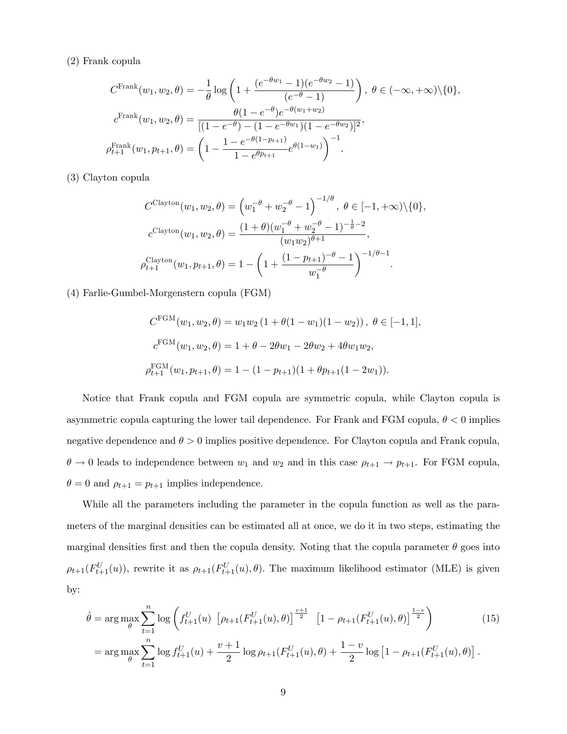(2) Frank copula

$$C^{\text{Frank}}(w_1, w_2, \theta) = -\frac{1}{\theta} \log \left( 1 + \frac{(e^{-\theta w_1} - 1)(e^{-\theta w_2} - 1)}{(e^{-\theta} - 1)} \right), \ \theta \in (-\infty, +\infty) \backslash \{0\},$$

$$c^{\text{Frank}}(w_1, w_2, \theta) = \frac{\theta(1 - e^{-\theta}) e^{-\theta(w_1 + w_2)}}{[(1 - e^{-\theta}) - (1 - e^{-\theta w_1})(1 - e^{-\theta w_2})]^2},$$

$$\rho_{t+1}^{\text{Frank}}(w_1, p_{t+1}, \theta) = \left( 1 - \frac{1 - e^{-\theta(1 - p_{t+1})}}{1 - e^{\theta p_{t+1}}} e^{\theta(1 - w_1)} \right)^{-1}.$$

(3) Clayton copula

$$C^{\text{Clayton}}(w_1, w_2, \theta) = \left( w_1^{-\theta} + w_2^{-\theta} - 1 \right)^{-1/\theta}, \ \theta \in [-1, +\infty) \backslash \{0\},$$

$$c^{\text{Clayton}}(w_1, w_2, \theta) = \frac{(1 + \theta)(w_1^{-\theta} + w_2^{-\theta} - 1)^{-\frac{1}{\theta} - 2}}{(w_1 w_2)^{\theta + 1}},$$

$$\rho_{t+1}^{\text{Clayton}}(w_1, p_{t+1}, \theta) = 1 - \left( 1 + \frac{(1 - p_{t+1})^{-\theta} - 1}{w_1^{-\theta}} \right)^{-1/\theta - 1}.$$

(4) Farlie-Gumbel-Morgenstern copula (FGM)

$$C^{\text{FGM}}(w_1, w_2, \theta) = w_1 w_2 \left( 1 + \theta(1 - w_1)(1 - w_2) \right), \ \theta \in [-1, 1],$$

$$c^{\text{FGM}}(w_1, w_2, \theta) = 1 + \theta - 2\theta w_1 - 2\theta w_2 + 4\theta w_1 w_2,$$

$$\rho_{t+1}^{\text{FGM}}(w_1, p_{t+1}, \theta) = 1 - (1 - p_{t+1})(1 + \theta p_{t+1}(1 - 2w_1)).$$

Notice that Frank copula and FGM copula are symmetric copula, while Clayton copula is asymmetric copula capturing the lower tail dependence. For Frank and FGM copula, $\theta < 0$ implies negative dependence and $\theta > 0$ implies positive dependence. For Clayton copula and Frank copula, $\theta \to 0$ leads to independence between $w_1$ and $w_2$ and in this case $\rho_{t+1} \to p_{t+1}$. For FGM copula, $\theta = 0$ and $\rho_{t+1} = p_{t+1}$ implies independence.

While all the parameters including the parameter in the copula function as well as the parameters of the marginal densities can be estimated all at once, we do it in two steps, estimating the marginal densities first and then the copula density. Noting that the copula parameter $\theta$ goes into $\rho_{t+1}(F_{t+1}^U(u))$, rewrite it as $\rho_{t+1}(F_{t+1}^U(u), \theta)$. The maximum likelihood estimator (MLE) is given by:

$$\begin{aligned} \hat{\theta} &= \arg\max_{\theta} \sum_{t=1}^{n} \log \left( f_{t+1}^U(u) \ \left[ \rho_{t+1}(F_{t+1}^U(u), \theta) \right]^{\frac{v+1}{2}} \ \left[ 1 - \rho_{t+1}(F_{t+1}^U(u), \theta) \right]^{\frac{1-v}{2}} \right) \qquad (15) \\ &= \arg\max_{\theta} \sum_{t=1}^{n} \log f_{t+1}^U(u) + \frac{v+1}{2} \log \rho_{t+1}(F_{t+1}^U(u), \theta) + \frac{1-v}{2} \log \left[ 1 - \rho_{t+1}(F_{t+1}^U(u), \theta) \right]. \end{aligned}$$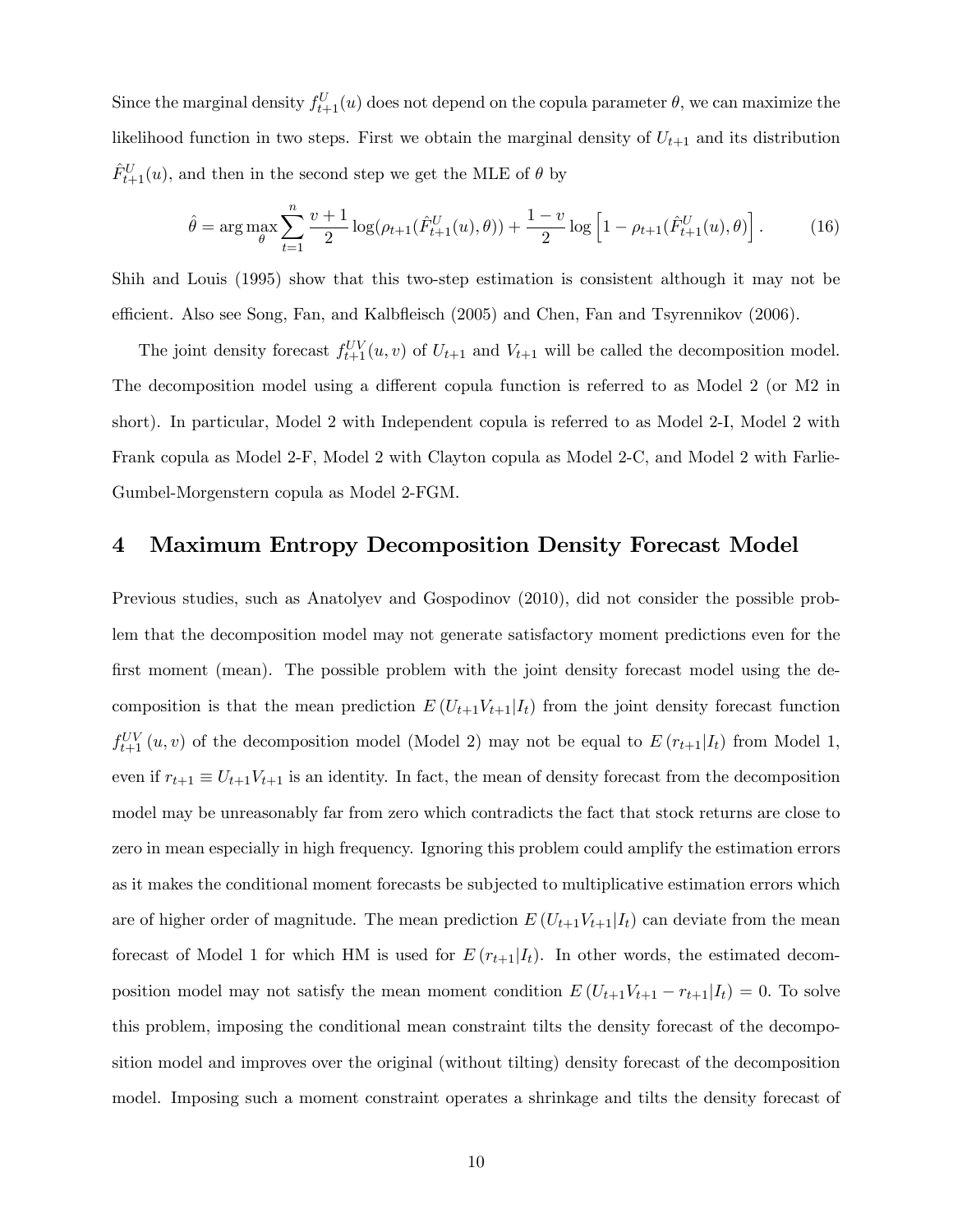Since the marginal density $f^U_{t+1}(u)$ does not depend on the copula parameter $\theta$, we can maximize the likelihood function in two steps. First we obtain the marginal density of $U_{t+1}$ and its distribution $\hat{F}^U_{t+1}(u)$, and then in the second step we get the MLE of $\theta$ by

$$\hat{\theta} = \arg\max_{\theta} \sum_{t=1}^{n} \frac{v+1}{2} \log(\rho_{t+1}(\hat{F}^U_{t+1}(u), \theta)) + \frac{1-v}{2} \log\left[1 - \rho_{t+1}(\hat{F}^U_{t+1}(u), \theta)\right]. \tag{16}$$

Shih and Louis (1995) show that this two-step estimation is consistent although it may not be efficient. Also see Song, Fan, and Kalbfleisch (2005) and Chen, Fan and Tsyrennikov (2006).

The joint density forecast $f^{UV}_{t+1}(u, v)$ of $U_{t+1}$ and $V_{t+1}$ will be called the decomposition model. The decomposition model using a different copula function is referred to as Model 2 (or M2 in short). In particular, Model 2 with Independent copula is referred to as Model 2-I, Model 2 with Frank copula as Model 2-F, Model 2 with Clayton copula as Model 2-C, and Model 2 with Farlie-Gumbel-Morgenstern copula as Model 2-FGM.

# 4 Maximum Entropy Decomposition Density Forecast Model

Previous studies, such as Anatolyev and Gospodinov (2010), did not consider the possible problem that the decomposition model may not generate satisfactory moment predictions even for the first moment (mean). The possible problem with the joint density forecast model using the decomposition is that the mean prediction $E\left(U_{t+1}V_{t+1}|I_t\right)$ from the joint density forecast function $f^{UV}_{t+1}(u, v)$ of the decomposition model (Model 2) may not be equal to $E\left(r_{t+1}|I_t\right)$ from Model 1, even if $r_{t+1} \equiv U_{t+1}V_{t+1}$ is an identity. In fact, the mean of density forecast from the decomposition model may be unreasonably far from zero which contradicts the fact that stock returns are close to zero in mean especially in high frequency. Ignoring this problem could amplify the estimation errors as it makes the conditional moment forecasts be subjected to multiplicative estimation errors which are of higher order of magnitude. The mean prediction $E\left(U_{t+1}V_{t+1}|I_t\right)$ can deviate from the mean forecast of Model 1 for which HM is used for $E\left(r_{t+1}|I_t\right)$. In other words, the estimated decomposition model may not satisfy the mean moment condition $E\left(U_{t+1}V_{t+1} - r_{t+1}|I_t\right) = 0$. To solve this problem, imposing the conditional mean constraint tilts the density forecast of the decomposition model and improves over the original (without tilting) density forecast of the decomposition model. Imposing such a moment constraint operates a shrinkage and tilts the density forecast of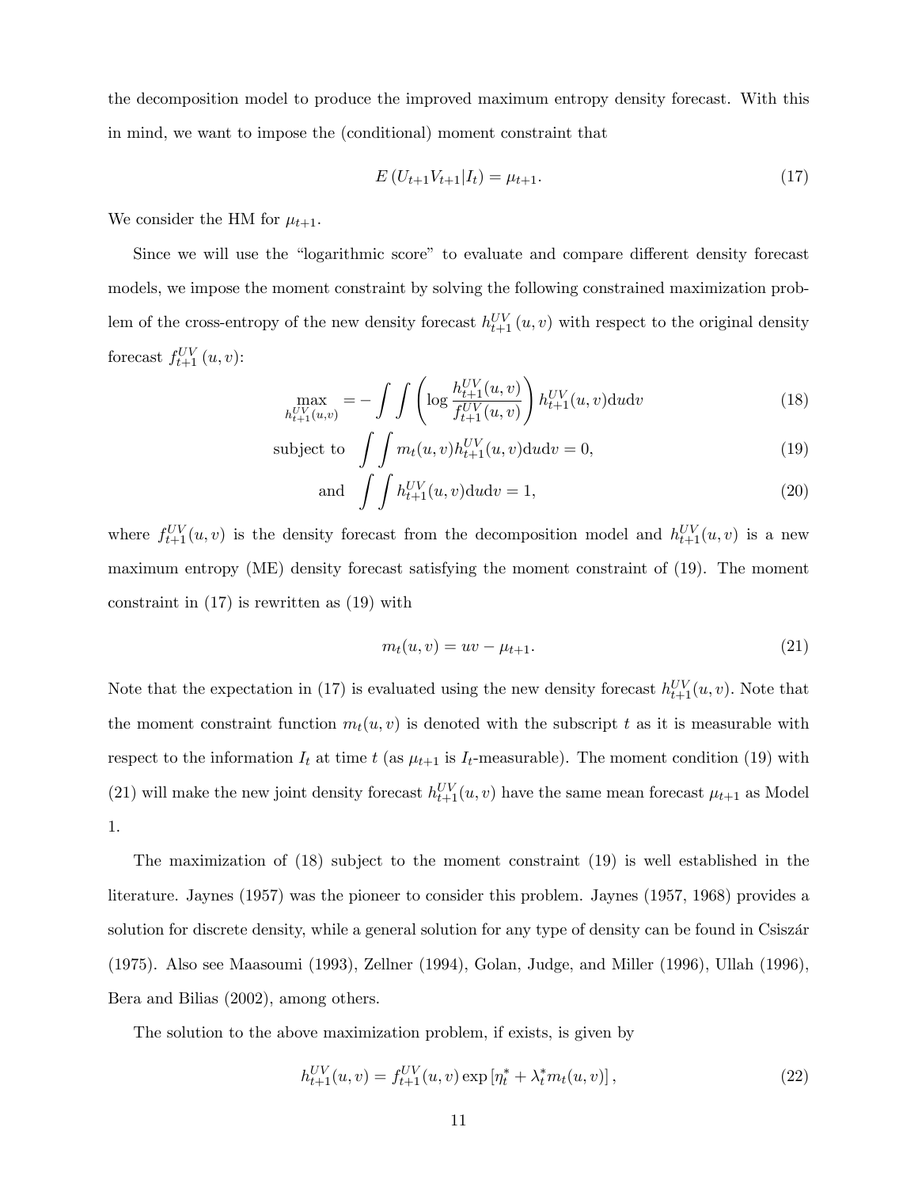the decomposition model to produce the improved maximum entropy density forecast. With this in mind, we want to impose the (conditional) moment constraint that

$$E\left(U_{t+1}V_{t+1}|I_t\right) = \mu_{t+1}. \tag{17}$$

We consider the HM for $\mu_{t+1}$.

Since we will use the "logarithmic score" to evaluate and compare different density forecast models, we impose the moment constraint by solving the following constrained maximization problem of the cross-entropy of the new density forecast $h_{t+1}^{UV}(u,v)$ with respect to the original density forecast $f_{t+1}^{UV}(u,v)$:

$$\max_{h_{t+1}^{UV}(u,v)} = -\int\int \left(\log \frac{h_{t+1}^{UV}(u,v)}{f_{t+1}^{UV}(u,v)}\right) h_{t+1}^{UV}(u,v)\mathrm{d}u\mathrm{d}v \tag{18}$$

$$\text{subject to} \quad \int\int m_t(u,v) h_{t+1}^{UV}(u,v)\mathrm{d}u\mathrm{d}v = 0, \tag{19}$$

$$\text{and} \quad \int\int h_{t+1}^{UV}(u,v)\mathrm{d}u\mathrm{d}v = 1, \tag{20}$$

where $f_{t+1}^{UV}(u,v)$ is the density forecast from the decomposition model and $h_{t+1}^{UV}(u,v)$ is a new maximum entropy (ME) density forecast satisfying the moment constraint of (19). The moment constraint in (17) is rewritten as (19) with

$$m_t(u,v) = uv - \mu_{t+1}. \tag{21}$$

Note that the expectation in (17) is evaluated using the new density forecast $h_{t+1}^{UV}(u,v)$. Note that the moment constraint function $m_t(u,v)$ is denoted with the subscript $t$ as it is measurable with respect to the information $I_t$ at time $t$ (as $\mu_{t+1}$ is $I_t$-measurable). The moment condition (19) with (21) will make the new joint density forecast $h_{t+1}^{UV}(u,v)$ have the same mean forecast $\mu_{t+1}$ as Model 1.

The maximization of (18) subject to the moment constraint (19) is well established in the literature. Jaynes (1957) was the pioneer to consider this problem. Jaynes (1957, 1968) provides a solution for discrete density, while a general solution for any type of density can be found in Csiszár (1975). Also see Maasoumi (1993), Zellner (1994), Golan, Judge, and Miller (1996), Ullah (1996), Bera and Bilias (2002), among others.

The solution to the above maximization problem, if exists, is given by

$$h_{t+1}^{UV}(u,v) = f_{t+1}^{UV}(u,v)\exp\left[\eta_t^* + \lambda_t^* m_t(u,v)\right], \tag{22}$$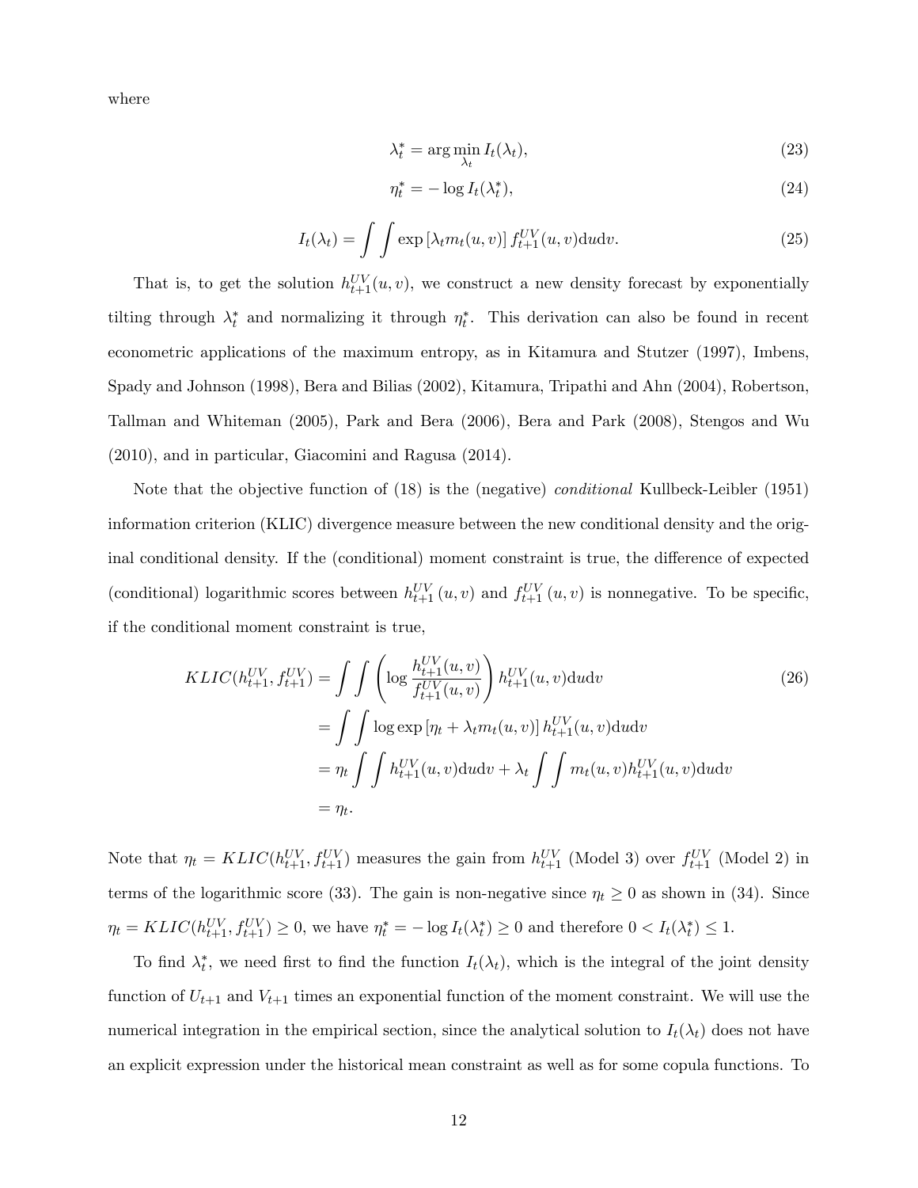where

$$\lambda_t^* = \arg\min_{\lambda_t} I_t(\lambda_t), \tag{23}$$

$$\eta_t^* = -\log I_t(\lambda_t^*), \tag{24}$$

$$I_t(\lambda_t) = \int\int \exp\left[\lambda_t m_t(u,v)\right] f_{t+1}^{UV}(u,v)\mathrm{d}u\mathrm{d}v. \tag{25}$$

That is, to get the solution $h_{t+1}^{UV}(u,v)$, we construct a new density forecast by exponentially tilting through $\lambda_t^*$ and normalizing it through $\eta_t^*$. This derivation can also be found in recent econometric applications of the maximum entropy, as in Kitamura and Stutzer (1997), Imbens, Spady and Johnson (1998), Bera and Bilias (2002), Kitamura, Tripathi and Ahn (2004), Robertson, Tallman and Whiteman (2005), Park and Bera (2006), Bera and Park (2008), Stengos and Wu (2010), and in particular, Giacomini and Ragusa (2014).

Note that the objective function of (18) is the (negative) *conditional* Kullbeck-Leibler (1951) information criterion (KLIC) divergence measure between the new conditional density and the original conditional density. If the (conditional) moment constraint is true, the difference of expected (conditional) logarithmic scores between $h_{t+1}^{UV}(u,v)$ and $f_{t+1}^{UV}(u,v)$ is nonnegative. To be specific, if the conditional moment constraint is true,

$$\begin{aligned} KLIC(h_{t+1}^{UV}, f_{t+1}^{UV}) &= \int\int \left(\log \frac{h_{t+1}^{UV}(u,v)}{f_{t+1}^{UV}(u,v)}\right) h_{t+1}^{UV}(u,v)\mathrm{d}u\mathrm{d}v \\ &= \int\int \log\exp\left[\eta_t + \lambda_t m_t(u,v)\right] h_{t+1}^{UV}(u,v)\mathrm{d}u\mathrm{d}v \\ &= \eta_t \int\int h_{t+1}^{UV}(u,v)\mathrm{d}u\mathrm{d}v + \lambda_t \int\int m_t(u,v) h_{t+1}^{UV}(u,v)\mathrm{d}u\mathrm{d}v \\ &= \eta_t. \end{aligned} \tag{26}$$

Note that $\eta_t = KLIC(h_{t+1}^{UV}, f_{t+1}^{UV})$ measures the gain from $h_{t+1}^{UV}$ (Model 3) over $f_{t+1}^{UV}$ (Model 2) in terms of the logarithmic score (33). The gain is non-negative since $\eta_t \geq 0$ as shown in (34). Since $\eta_t = KLIC(h_{t+1}^{UV}, f_{t+1}^{UV}) \geq 0$, we have $\eta_t^* = -\log I_t(\lambda_t^*) \geq 0$ and therefore $0 < I_t(\lambda_t^*) \leq 1$.

To find $\lambda_t^*$, we need first to find the function $I_t(\lambda_t)$, which is the integral of the joint density function of $U_{t+1}$ and $V_{t+1}$ times an exponential function of the moment constraint. We will use the numerical integration in the empirical section, since the analytical solution to $I_t(\lambda_t)$ does not have an explicit expression under the historical mean constraint as well as for some copula functions. To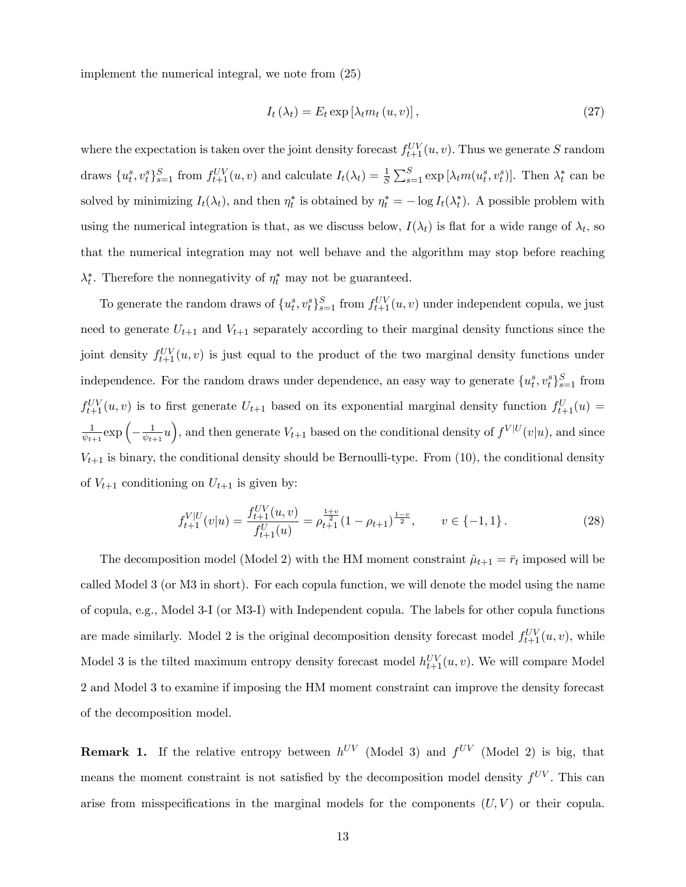implement the numerical integral, we note from (25)

$$I_t(\lambda_t) = E_t \exp[\lambda_t m_t(u, v)], \tag{27}$$

where the expectation is taken over the joint density forecast $f_{t+1}^{UV}(u,v)$. Thus we generate $S$ random draws $\{u_t^s, v_t^s\}_{s=1}^S$ from $f_{t+1}^{UV}(u,v)$ and calculate $I_t(\lambda_t) = \frac{1}{S}\sum_{s=1}^S \exp[\lambda_t m(u_t^s, v_t^s)]$. Then $\lambda_t^*$ can be solved by minimizing $I_t(\lambda_t)$, and then $\eta_t^*$ is obtained by $\eta_t^* = -\log I_t(\lambda_t^*)$. A possible problem with using the numerical integration is that, as we discuss below, $I(\lambda_t)$ is flat for a wide range of $\lambda_t$, so that the numerical integration may not well behave and the algorithm may stop before reaching $\lambda_t^*$. Therefore the nonnegativity of $\eta_t^*$ may not be guaranteed.

To generate the random draws of $\{u_t^s, v_t^s\}_{s=1}^S$ from $f_{t+1}^{UV}(u,v)$ under independent copula, we just need to generate $U_{t+1}$ and $V_{t+1}$ separately according to their marginal density functions since the joint density $f_{t+1}^{UV}(u,v)$ is just equal to the product of the two marginal density functions under independence. For the random draws under dependence, an easy way to generate $\{u_t^s, v_t^s\}_{s=1}^S$ from $f_{t+1}^{UV}(u,v)$ is to first generate $U_{t+1}$ based on its exponential marginal density function $f_{t+1}^{U}(u) = \frac{1}{\psi_{t+1}}\exp\left(-\frac{1}{\psi_{t+1}}u\right)$, and then generate $V_{t+1}$ based on the conditional density of $f^{V|U}(v|u)$, and since $V_{t+1}$ is binary, the conditional density should be Bernoulli-type. From (10), the conditional density of $V_{t+1}$ conditioning on $U_{t+1}$ is given by:

$$f_{t+1}^{V|U}(v|u) = \frac{f_{t+1}^{UV}(u,v)}{f_{t+1}^{U}(u)} = \rho_{t+1}^{\frac{1+v}{2}}(1-\rho_{t+1})^{\frac{1-v}{2}}, \qquad v \in \{-1, 1\}. \tag{28}$$

The decomposition model (Model 2) with the HM moment constraint $\hat{\mu}_{t+1} = \bar{r}_t$ imposed will be called Model 3 (or M3 in short). For each copula function, we will denote the model using the name of copula, e.g., Model 3-I (or M3-I) with Independent copula. The labels for other copula functions are made similarly. Model 2 is the original decomposition density forecast model $f_{t+1}^{UV}(u,v)$, while Model 3 is the tilted maximum entropy density forecast model $h_{t+1}^{UV}(u,v)$. We will compare Model 2 and Model 3 to examine if imposing the HM moment constraint can improve the density forecast of the decomposition model.

**Remark 1.** If the relative entropy between $h^{UV}$ (Model 3) and $f^{UV}$ (Model 2) is big, that means the moment constraint is not satisfied by the decomposition model density $f^{UV}$. This can arise from misspecifications in the marginal models for the components $(U, V)$ or their copula.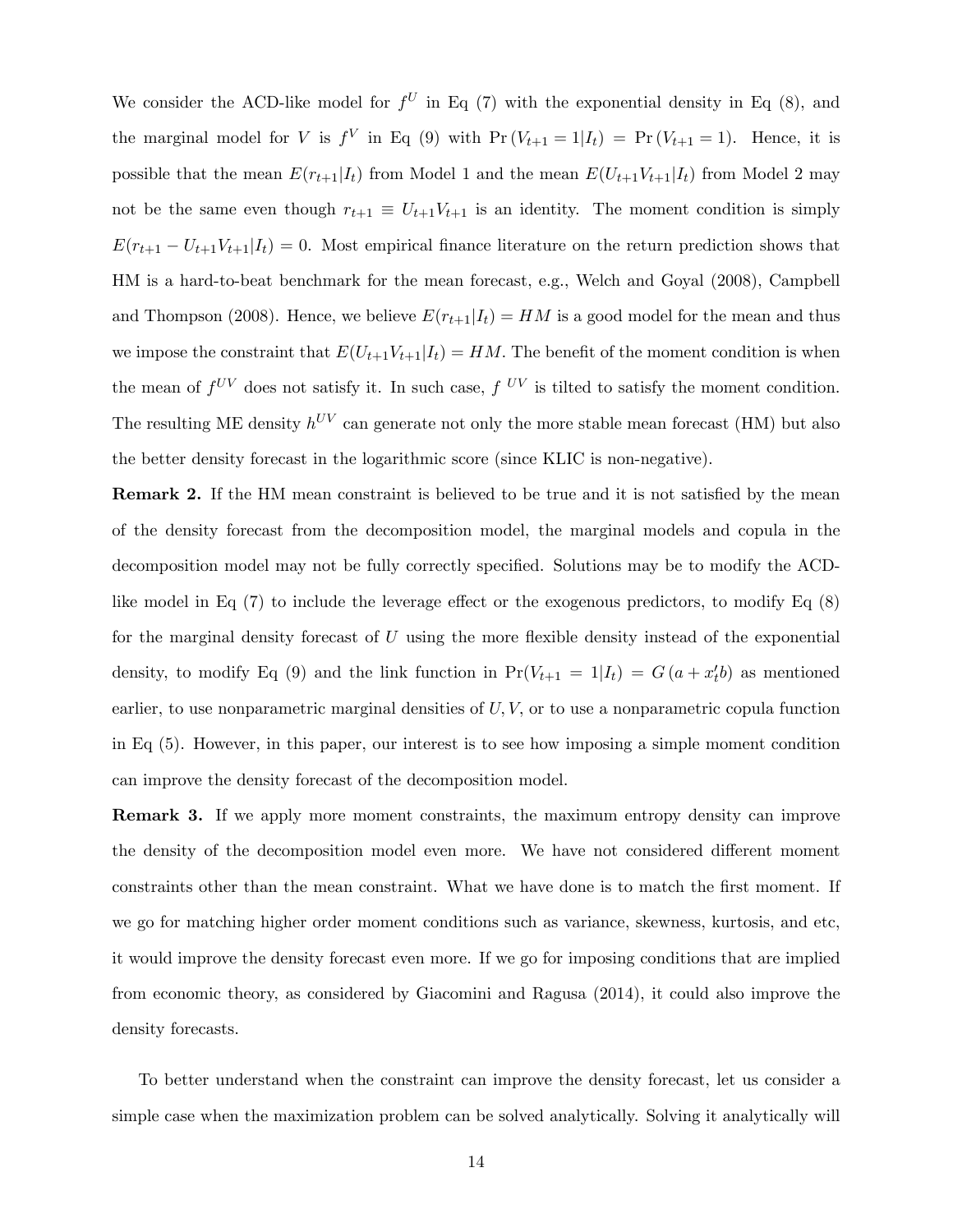We consider the ACD-like model for $f^U$ in Eq (7) with the exponential density in Eq (8), and the marginal model for $V$ is $f^V$ in Eq (9) with $\Pr(V_{t+1} = 1|I_t) = \Pr(V_{t+1} = 1)$. Hence, it is possible that the mean $E(r_{t+1}|I_t)$ from Model 1 and the mean $E(U_{t+1}V_{t+1}|I_t)$ from Model 2 may not be the same even though $r_{t+1} \equiv U_{t+1}V_{t+1}$ is an identity. The moment condition is simply $E(r_{t+1} - U_{t+1}V_{t+1}|I_t) = 0$. Most empirical finance literature on the return prediction shows that HM is a hard-to-beat benchmark for the mean forecast, e.g., Welch and Goyal (2008), Campbell and Thompson (2008). Hence, we believe $E(r_{t+1}|I_t) = HM$ is a good model for the mean and thus we impose the constraint that $E(U_{t+1}V_{t+1}|I_t) = HM$. The benefit of the moment condition is when the mean of $f^{UV}$ does not satisfy it. In such case, $f^{\ UV}$ is tilted to satisfy the moment condition. The resulting ME density $h^{UV}$ can generate not only the more stable mean forecast (HM) but also the better density forecast in the logarithmic score (since KLIC is non-negative).

**Remark 2.** If the HM mean constraint is believed to be true and it is not satisfied by the mean of the density forecast from the decomposition model, the marginal models and copula in the decomposition model may not be fully correctly specified. Solutions may be to modify the ACD-like model in Eq (7) to include the leverage effect or the exogenous predictors, to modify Eq (8) for the marginal density forecast of $U$ using the more flexible density instead of the exponential density, to modify Eq (9) and the link function in $\Pr(V_{t+1} = 1|I_t) = G(a + x_t'b)$ as mentioned earlier, to use nonparametric marginal densities of $U, V$, or to use a nonparametric copula function in Eq (5). However, in this paper, our interest is to see how imposing a simple moment condition can improve the density forecast of the decomposition model.

**Remark 3.** If we apply more moment constraints, the maximum entropy density can improve the density of the decomposition model even more. We have not considered different moment constraints other than the mean constraint. What we have done is to match the first moment. If we go for matching higher order moment conditions such as variance, skewness, kurtosis, and etc, it would improve the density forecast even more. If we go for imposing conditions that are implied from economic theory, as considered by Giacomini and Ragusa (2014), it could also improve the density forecasts.

To better understand when the constraint can improve the density forecast, let us consider a simple case when the maximization problem can be solved analytically. Solving it analytically will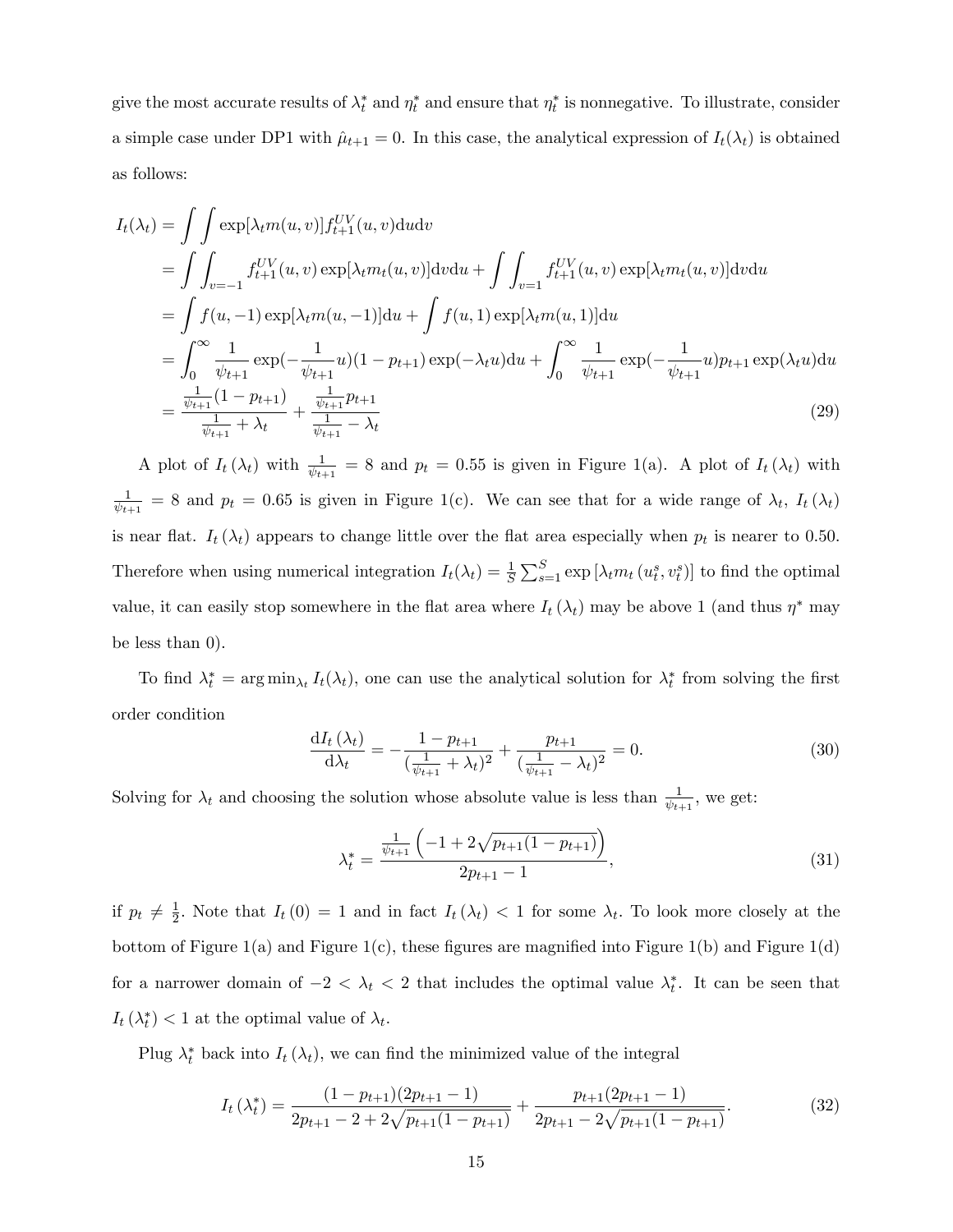give the most accurate results of $\lambda_t^*$ and $\eta_t^*$ and ensure that $\eta_t^*$ is nonnegative. To illustrate, consider a simple case under DP1 with $\hat{\mu}_{t+1} = 0$. In this case, the analytical expression of $I_t(\lambda_t)$ is obtained as follows:

$$
\begin{aligned}
I_t(\lambda_t) &= \int\int \exp[\lambda_t m(u,v)] f_{t+1}^{UV}(u,v)\mathrm{d}u\mathrm{d}v \\
&= \int\int_{v=-1} f_{t+1}^{UV}(u,v)\exp[\lambda_t m_t(u,v)]\mathrm{d}v\mathrm{d}u + \int\int_{v=1} f_{t+1}^{UV}(u,v)\exp[\lambda_t m_t(u,v)]\mathrm{d}v\mathrm{d}u \\
&= \int f(u,-1)\exp[\lambda_t m(u,-1)]\mathrm{d}u + \int f(u,1)\exp[\lambda_t m(u,1)]\mathrm{d}u \\
&= \int_0^\infty \frac{1}{\psi_{t+1}}\exp(-\frac{1}{\psi_{t+1}}u)(1-p_{t+1})\exp(-\lambda_t u)\mathrm{d}u + \int_0^\infty \frac{1}{\psi_{t+1}}\exp(-\frac{1}{\psi_{t+1}}u)p_{t+1}\exp(\lambda_t u)\mathrm{d}u \\
&= \frac{\frac{1}{\psi_{t+1}}(1-p_{t+1})}{\frac{1}{\psi_{t+1}}+\lambda_t} + \frac{\frac{1}{\psi_{t+1}}p_{t+1}}{\frac{1}{\psi_{t+1}}-\lambda_t} 
\end{aligned} \tag{29}
$$

A plot of $I_t(\lambda_t)$ with $\frac{1}{\psi_{t+1}} = 8$ and $p_t = 0.55$ is given in Figure 1(a). A plot of $I_t(\lambda_t)$ with $\frac{1}{\psi_{t+1}} = 8$ and $p_t = 0.65$ is given in Figure 1(c). We can see that for a wide range of $\lambda_t$, $I_t(\lambda_t)$ is near flat. $I_t(\lambda_t)$ appears to change little over the flat area especially when $p_t$ is nearer to 0.50. Therefore when using numerical integration $I_t(\lambda_t) = \frac{1}{S}\sum_{s=1}^{S}\exp[\lambda_t m_t(u_t^s, v_t^s)]$ to find the optimal value, it can easily stop somewhere in the flat area where $I_t(\lambda_t)$ may be above 1 (and thus $\eta^*$ may be less than 0).

To find $\lambda_t^* = \arg\min_{\lambda_t} I_t(\lambda_t)$, one can use the analytical solution for $\lambda_t^*$ from solving the first order condition

$$
\frac{\mathrm{d}I_t(\lambda_t)}{\mathrm{d}\lambda_t} = -\frac{1-p_{t+1}}{(\frac{1}{\psi_{t+1}}+\lambda_t)^2} + \frac{p_{t+1}}{(\frac{1}{\psi_{t+1}}-\lambda_t)^2} = 0. \tag{30}
$$

Solving for $\lambda_t$ and choosing the solution whose absolute value is less than $\frac{1}{\psi_{t+1}}$, we get:

$$
\lambda_t^* = \frac{\frac{1}{\psi_{t+1}}\left(-1+2\sqrt{p_{t+1}(1-p_{t+1})}\right)}{2p_{t+1}-1}, \tag{31}
$$

if $p_t \neq \frac{1}{2}$. Note that $I_t(0) = 1$ and in fact $I_t(\lambda_t) < 1$ for some $\lambda_t$. To look more closely at the bottom of Figure 1(a) and Figure 1(c), these figures are magnified into Figure 1(b) and Figure 1(d) for a narrower domain of $-2 < \lambda_t < 2$ that includes the optimal value $\lambda_t^*$. It can be seen that $I_t(\lambda_t^*) < 1$ at the optimal value of $\lambda_t$.

Plug $\lambda_t^*$ back into $I_t(\lambda_t)$, we can find the minimized value of the integral

$$
I_t(\lambda_t^*) = \frac{(1-p_{t+1})(2p_{t+1}-1)}{2p_{t+1}-2+2\sqrt{p_{t+1}(1-p_{t+1})}} + \frac{p_{t+1}(2p_{t+1}-1)}{2p_{t+1}-2\sqrt{p_{t+1}(1-p_{t+1})}}. \tag{32}
$$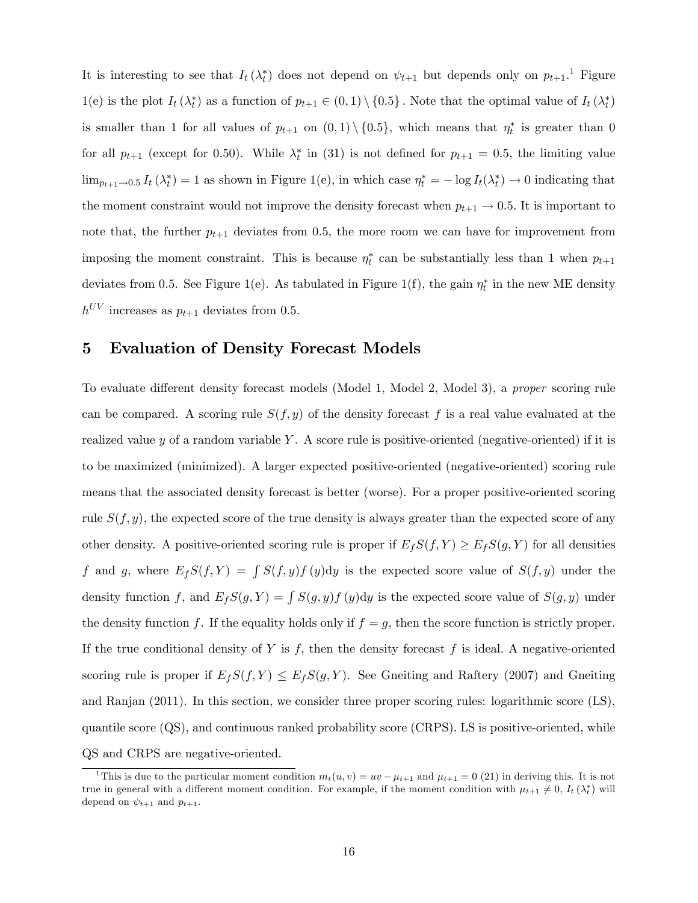It is interesting to see that $I_t(\lambda_t^*)$ does not depend on $\psi_{t+1}$ but depends only on $p_{t+1}$.[1] Figure 1(e) is the plot $I_t(\lambda_t^*)$ as a function of $p_{t+1} \in (0,1) \setminus \{0.5\}$. Note that the optimal value of $I_t(\lambda_t^*)$ is smaller than 1 for all values of $p_{t+1}$ on $(0,1) \setminus \{0.5\}$, which means that $\eta_t^*$ is greater than 0 for all $p_{t+1}$ (except for 0.50). While $\lambda_t^*$ in (31) is not defined for $p_{t+1} = 0.5$, the limiting value $\lim_{p_{t+1} \to 0.5} I_t(\lambda_t^*) = 1$ as shown in Figure 1(e), in which case $\eta_t^* = -\log I_t(\lambda_t^*) \to 0$ indicating that the moment constraint would not improve the density forecast when $p_{t+1} \to 0.5$. It is important to note that, the further $p_{t+1}$ deviates from 0.5, the more room we can have for improvement from imposing the moment constraint. This is because $\eta_t^*$ can be substantially less than 1 when $p_{t+1}$ deviates from 0.5. See Figure 1(e). As tabulated in Figure 1(f), the gain $\eta_t^*$ in the new ME density $h^{UV}$ increases as $p_{t+1}$ deviates from 0.5.

# 5 Evaluation of Density Forecast Models

To evaluate different density forecast models (Model 1, Model 2, Model 3), a *proper* scoring rule can be compared. A scoring rule $S(f, y)$ of the density forecast $f$ is a real value evaluated at the realized value $y$ of a random variable $Y$. A score rule is positive-oriented (negative-oriented) if it is to be maximized (minimized). A larger expected positive-oriented (negative-oriented) scoring rule means that the associated density forecast is better (worse). For a proper positive-oriented scoring rule $S(f, y)$, the expected score of the true density is always greater than the expected score of any other density. A positive-oriented scoring rule is proper if $E_f S(f, Y) \geq E_f S(g, Y)$ for all densities $f$ and $g$, where $E_f S(f, Y) = \int S(f, y) f(y) \mathrm{d}y$ is the expected score value of $S(f, y)$ under the density function $f$, and $E_f S(g, Y) = \int S(g, y) f(y) \mathrm{d}y$ is the expected score value of $S(g, y)$ under the density function $f$. If the equality holds only if $f = g$, then the score function is strictly proper. If the true conditional density of $Y$ is $f$, then the density forecast $f$ is ideal. A negative-oriented scoring rule is proper if $E_f S(f, Y) \leq E_f S(g, Y)$. See Gneiting and Raftery (2007) and Gneiting and Ranjan (2011). In this section, we consider three proper scoring rules: logarithmic score (LS), quantile score (QS), and continuous ranked probability score (CRPS). LS is positive-oriented, while QS and CRPS are negative-oriented.

[1] This is due to the particular moment condition $m_t(u, v) = uv - \mu_{t+1}$ and $\mu_{t+1} = 0$ (21) in deriving this. It is not true in general with a different moment condition. For example, if the moment condition with $\mu_{t+1} \neq 0$, $I_t(\lambda_t^*)$ will depend on $\psi_{t+1}$ and $p_{t+1}$.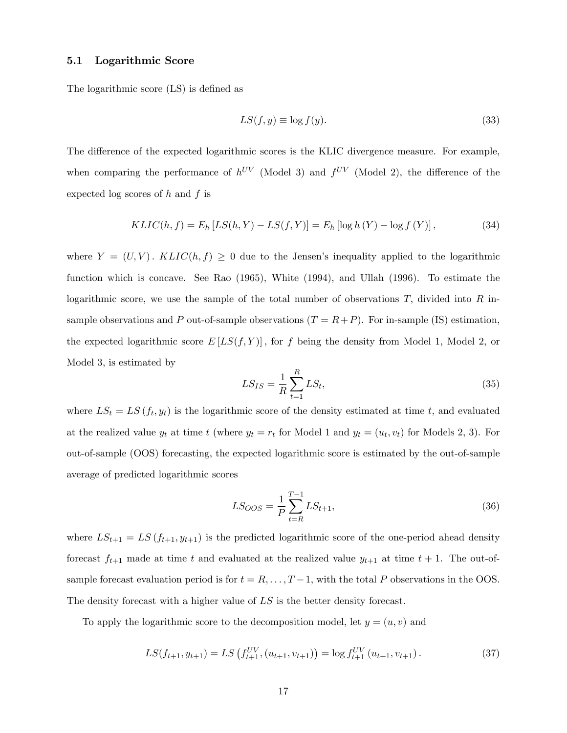### 5.1 Logarithmic Score

The logarithmic score (LS) is defined as

$$LS(f, y) \equiv \log f(y). \tag{33}$$

The difference of the expected logarithmic scores is the KLIC divergence measure. For example, when comparing the performance of $h^{UV}$ (Model 3) and $f^{UV}$ (Model 2), the difference of the expected log scores of $h$ and $f$ is

$$KLIC(h, f) = E_h \left[ LS(h, Y) - LS(f, Y) \right] = E_h \left[ \log h\left(Y\right) - \log f\left(Y\right) \right], \tag{34}$$

where $Y = (U, V)$. $KLIC(h, f) \geq 0$ due to the Jensen's inequality applied to the logarithmic function which is concave. See Rao (1965), White (1994), and Ullah (1996). To estimate the logarithmic score, we use the sample of the total number of observations $T$, divided into $R$ in-sample observations and $P$ out-of-sample observations ($T = R + P$). For in-sample (IS) estimation, the expected logarithmic score $E\left[LS(f, Y)\right]$, for $f$ being the density from Model 1, Model 2, or Model 3, is estimated by

$$LS_{IS} = \frac{1}{R} \sum_{t=1}^{R} LS_t, \tag{35}$$

where $LS_t = LS\left(f_t, y_t\right)$ is the logarithmic score of the density estimated at time $t$, and evaluated at the realized value $y_t$ at time $t$ (where $y_t = r_t$ for Model 1 and $y_t = (u_t, v_t)$ for Models 2, 3). For out-of-sample (OOS) forecasting, the expected logarithmic score is estimated by the out-of-sample average of predicted logarithmic scores

$$LS_{OOS} = \frac{1}{P} \sum_{t=R}^{T-1} LS_{t+1}, \tag{36}$$

where $LS_{t+1} = LS\left(f_{t+1}, y_{t+1}\right)$ is the predicted logarithmic score of the one-period ahead density forecast $f_{t+1}$ made at time $t$ and evaluated at the realized value $y_{t+1}$ at time $t + 1$. The out-of-sample forecast evaluation period is for $t = R, \ldots, T - 1$, with the total $P$ observations in the OOS. The density forecast with a higher value of $LS$ is the better density forecast.

To apply the logarithmic score to the decomposition model, let $y = (u, v)$ and

$$LS(f_{t+1}, y_{t+1}) = LS\left(f_{t+1}^{UV}, (u_{t+1}, v_{t+1})\right) = \log f_{t+1}^{UV}\left(u_{t+1}, v_{t+1}\right). \tag{37}$$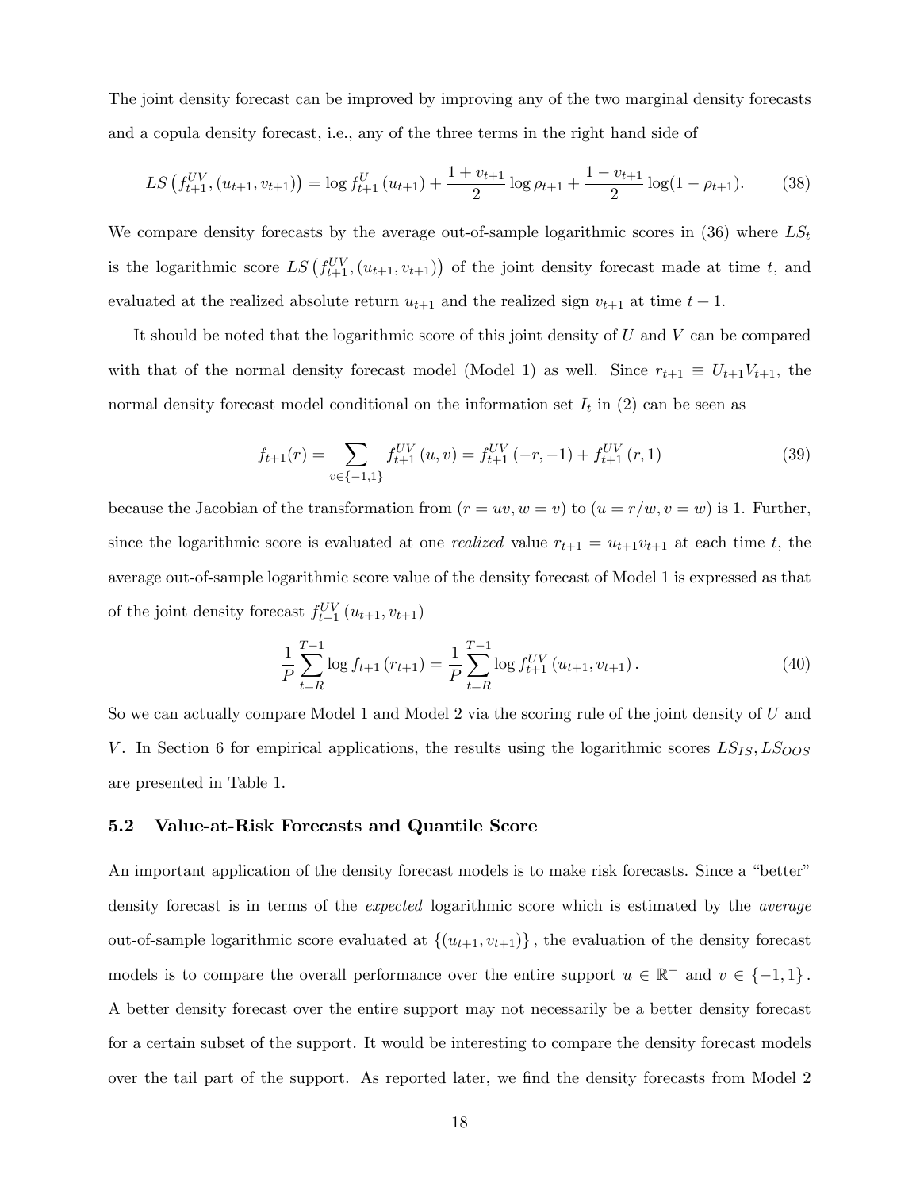The joint density forecast can be improved by improving any of the two marginal density forecasts and a copula density forecast, i.e., any of the three terms in the right hand side of

$$LS\left(f_{t+1}^{UV}, (u_{t+1}, v_{t+1})\right) = \log f_{t+1}^{U}(u_{t+1}) + \frac{1+v_{t+1}}{2}\log \rho_{t+1} + \frac{1-v_{t+1}}{2}\log(1-\rho_{t+1}). \tag{38}$$

We compare density forecasts by the average out-of-sample logarithmic scores in (36) where $LS_t$ is the logarithmic score $LS\left(f_{t+1}^{UV}, (u_{t+1}, v_{t+1})\right)$ of the joint density forecast made at time $t$, and evaluated at the realized absolute return $u_{t+1}$ and the realized sign $v_{t+1}$ at time $t+1$.

It should be noted that the logarithmic score of this joint density of $U$ and $V$ can be compared with that of the normal density forecast model (Model 1) as well. Since $r_{t+1} \equiv U_{t+1}V_{t+1}$, the normal density forecast model conditional on the information set $I_t$ in (2) can be seen as

$$f_{t+1}(r) = \sum_{v\in\{-1,1\}} f_{t+1}^{UV}(u, v) = f_{t+1}^{UV}(-r, -1) + f_{t+1}^{UV}(r, 1) \tag{39}$$

because the Jacobian of the transformation from $(r = uv, w = v)$ to $(u = r/w, v = w)$ is 1. Further, since the logarithmic score is evaluated at one *realized* value $r_{t+1} = u_{t+1}v_{t+1}$ at each time $t$, the average out-of-sample logarithmic score value of the density forecast of Model 1 is expressed as that of the joint density forecast $f_{t+1}^{UV}(u_{t+1}, v_{t+1})$

$$\frac{1}{P}\sum_{t=R}^{T-1} \log f_{t+1}(r_{t+1}) = \frac{1}{P}\sum_{t=R}^{T-1} \log f_{t+1}^{UV}(u_{t+1}, v_{t+1}). \tag{40}$$

So we can actually compare Model 1 and Model 2 via the scoring rule of the joint density of $U$ and $V$. In Section 6 for empirical applications, the results using the logarithmic scores $LS_{IS}, LS_{OOS}$ are presented in Table 1.

## 5.2 Value-at-Risk Forecasts and Quantile Score

An important application of the density forecast models is to make risk forecasts. Since a "better" density forecast is in terms of the *expected* logarithmic score which is estimated by the *average* out-of-sample logarithmic score evaluated at $\{(u_{t+1}, v_{t+1})\}$, the evaluation of the density forecast models is to compare the overall performance over the entire support $u \in \mathbb{R}^{+}$ and $v \in \{-1, 1\}$. A better density forecast over the entire support may not necessarily be a better density forecast for a certain subset of the support. It would be interesting to compare the density forecast models over the tail part of the support. As reported later, we find the density forecasts from Model 2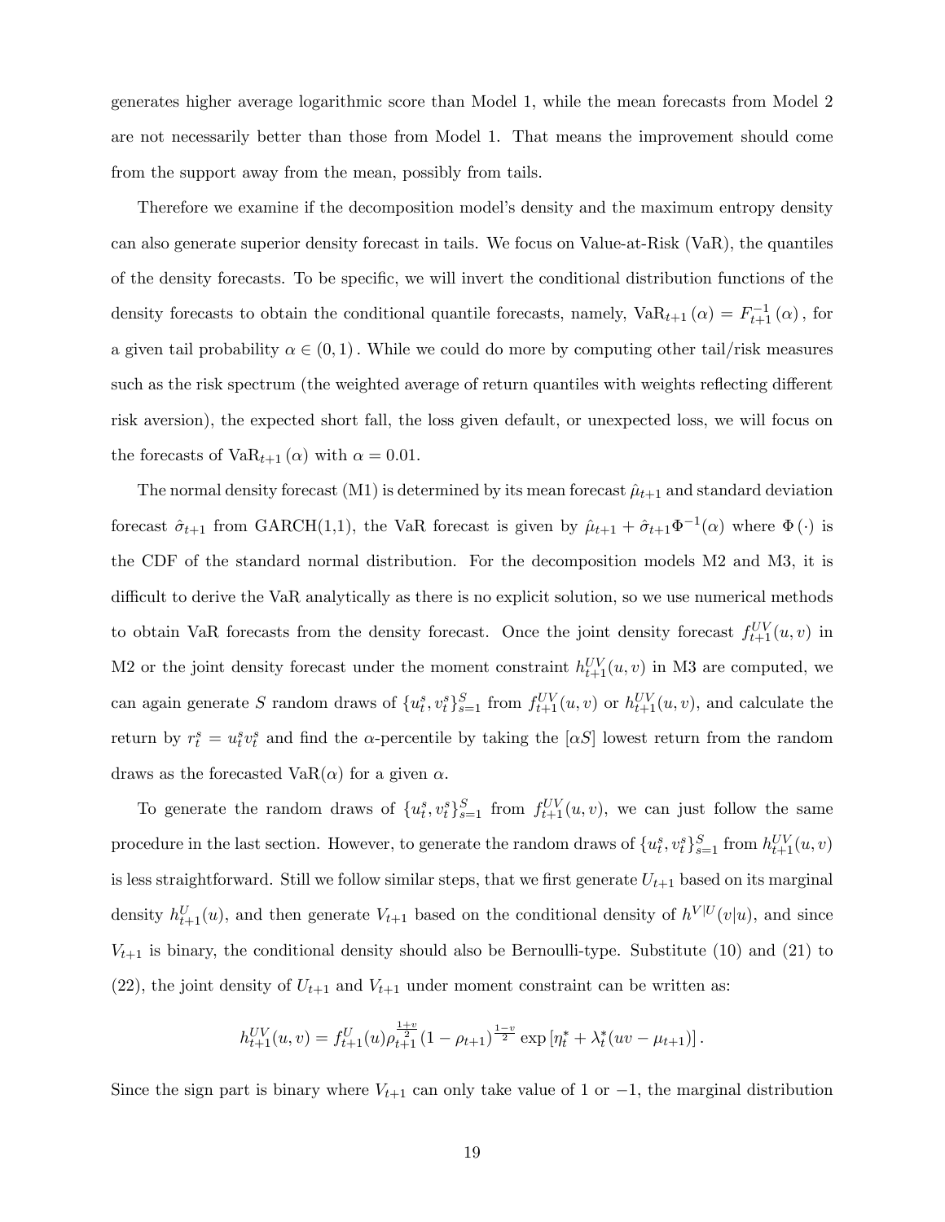generates higher average logarithmic score than Model 1, while the mean forecasts from Model 2 are not necessarily better than those from Model 1. That means the improvement should come from the support away from the mean, possibly from tails.

Therefore we examine if the decomposition model's density and the maximum entropy density can also generate superior density forecast in tails. We focus on Value-at-Risk (VaR), the quantiles of the density forecasts. To be specific, we will invert the conditional distribution functions of the density forecasts to obtain the conditional quantile forecasts, namely, $\text{VaR}_{t+1}(\alpha) = F_{t+1}^{-1}(\alpha)$, for a given tail probability $\alpha \in (0,1)$. While we could do more by computing other tail/risk measures such as the risk spectrum (the weighted average of return quantiles with weights reflecting different risk aversion), the expected short fall, the loss given default, or unexpected loss, we will focus on the forecasts of $\text{VaR}_{t+1}(\alpha)$ with $\alpha = 0.01$.

The normal density forecast (M1) is determined by its mean forecast $\hat{\mu}_{t+1}$ and standard deviation forecast $\hat{\sigma}_{t+1}$ from GARCH(1,1), the VaR forecast is given by $\hat{\mu}_{t+1} + \hat{\sigma}_{t+1}\Phi^{-1}(\alpha)$ where $\Phi(\cdot)$ is the CDF of the standard normal distribution. For the decomposition models M2 and M3, it is difficult to derive the VaR analytically as there is no explicit solution, so we use numerical methods to obtain VaR forecasts from the density forecast. Once the joint density forecast $f_{t+1}^{UV}(u,v)$ in M2 or the joint density forecast under the moment constraint $h_{t+1}^{UV}(u,v)$ in M3 are computed, we can again generate $S$ random draws of $\{u_t^s, v_t^s\}_{s=1}^S$ from $f_{t+1}^{UV}(u,v)$ or $h_{t+1}^{UV}(u,v)$, and calculate the return by $r_t^s = u_t^s v_t^s$ and find the $\alpha$-percentile by taking the $[\alpha S]$ lowest return from the random draws as the forecasted VaR($\alpha$) for a given $\alpha$.

To generate the random draws of $\{u_t^s, v_t^s\}_{s=1}^S$ from $f_{t+1}^{UV}(u,v)$, we can just follow the same procedure in the last section. However, to generate the random draws of $\{u_t^s, v_t^s\}_{s=1}^S$ from $h_{t+1}^{UV}(u,v)$ is less straightforward. Still we follow similar steps, that we first generate $U_{t+1}$ based on its marginal density $h_{t+1}^{U}(u)$, and then generate $V_{t+1}$ based on the conditional density of $h^{V|U}(v|u)$, and since $V_{t+1}$ is binary, the conditional density should also be Bernoulli-type. Substitute (10) and (21) to (22), the joint density of $U_{t+1}$ and $V_{t+1}$ under moment constraint can be written as:

$$h_{t+1}^{UV}(u,v) = f_{t+1}^{U}(u)\rho_{t+1}^{\frac{1+v}{2}}(1-\rho_{t+1})^{\frac{1-v}{2}}\exp\left[\eta_t^* + \lambda_t^*(uv - \mu_{t+1})\right].$$

Since the sign part is binary where $V_{t+1}$ can only take value of 1 or $-1$, the marginal distribution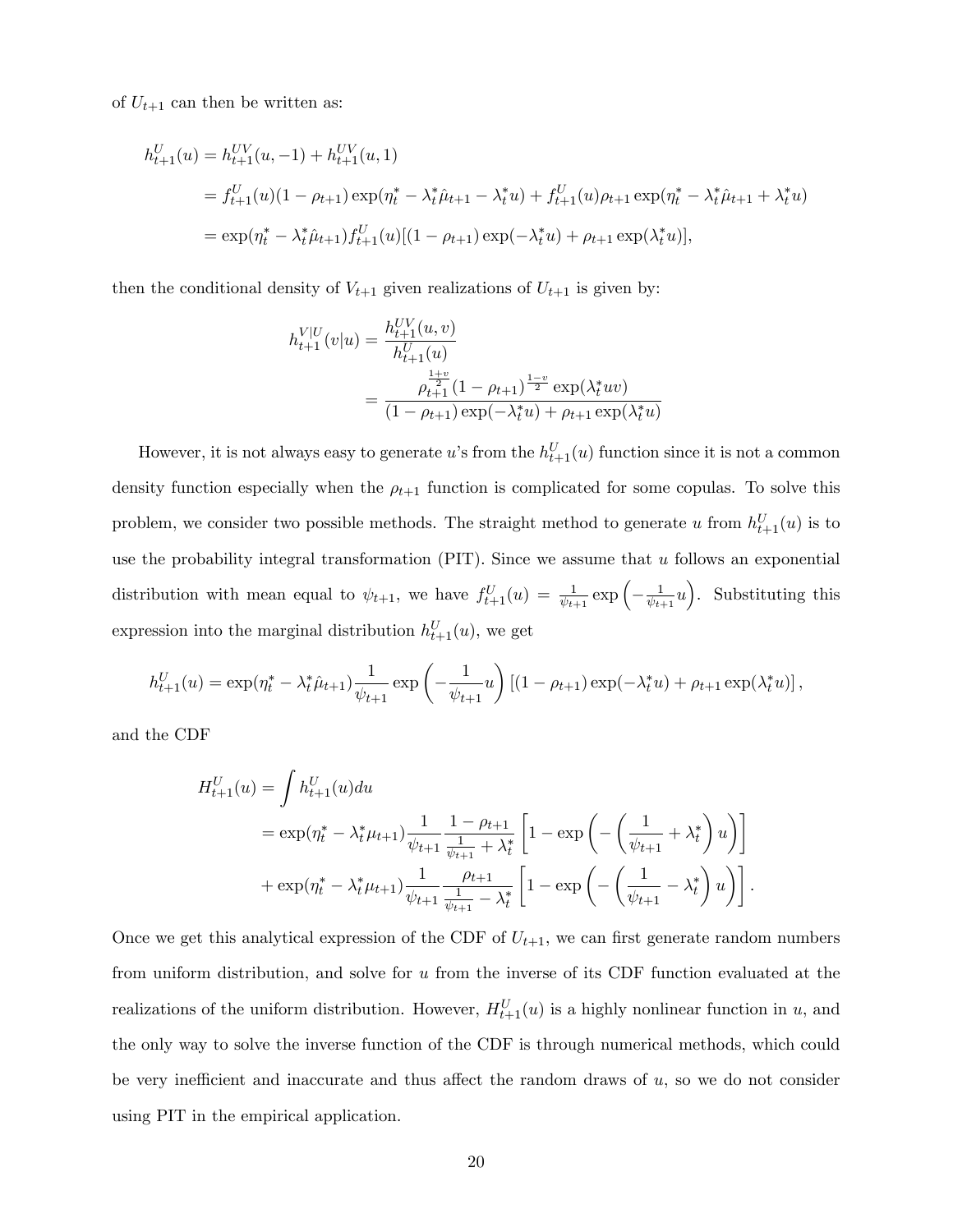of $U_{t+1}$ can then be written as:

$$
\begin{aligned}
h_{t+1}^{U}(u) &= h_{t+1}^{UV}(u,-1) + h_{t+1}^{UV}(u,1) \\
&= f_{t+1}^{U}(u)(1-\rho_{t+1})\exp(\eta_t^* - \lambda_t^*\hat{\mu}_{t+1} - \lambda_t^* u) + f_{t+1}^{U}(u)\rho_{t+1}\exp(\eta_t^* - \lambda_t^*\hat{\mu}_{t+1} + \lambda_t^* u) \\
&= \exp(\eta_t^* - \lambda_t^*\hat{\mu}_{t+1}) f_{t+1}^{U}(u)[(1-\rho_{t+1})\exp(-\lambda_t^* u) + \rho_{t+1}\exp(\lambda_t^* u)],
\end{aligned}
$$

then the conditional density of $V_{t+1}$ given realizations of $U_{t+1}$ is given by:

$$
\begin{aligned}
h_{t+1}^{V|U}(v|u) &= \frac{h_{t+1}^{UV}(u,v)}{h_{t+1}^{U}(u)} \\
&= \frac{\rho_{t+1}^{\frac{1+v}{2}}(1-\rho_{t+1})^{\frac{1-v}{2}}\exp(\lambda_t^* uv)}{(1-\rho_{t+1})\exp(-\lambda_t^* u) + \rho_{t+1}\exp(\lambda_t^* u)}
\end{aligned}
$$

However, it is not always easy to generate $u$'s from the $h_{t+1}^{U}(u)$ function since it is not a common density function especially when the $\rho_{t+1}$ function is complicated for some copulas. To solve this problem, we consider two possible methods. The straight method to generate $u$ from $h_{t+1}^{U}(u)$ is to use the probability integral transformation (PIT). Since we assume that $u$ follows an exponential distribution with mean equal to $\psi_{t+1}$, we have $f_{t+1}^{U}(u) = \frac{1}{\psi_{t+1}}\exp\left(-\frac{1}{\psi_{t+1}}u\right)$. Substituting this expression into the marginal distribution $h_{t+1}^{U}(u)$, we get

$$
h_{t+1}^{U}(u) = \exp(\eta_t^* - \lambda_t^*\hat{\mu}_{t+1})\frac{1}{\psi_{t+1}}\exp\left(-\frac{1}{\psi_{t+1}}u\right)\left[(1-\rho_{t+1})\exp(-\lambda_t^* u) + \rho_{t+1}\exp(\lambda_t^* u)\right],
$$

and the CDF

$$
\begin{aligned}
H_{t+1}^{U}(u) &= \int h_{t+1}^{U}(u)du \\
&= \exp(\eta_t^* - \lambda_t^*\mu_{t+1})\frac{1}{\psi_{t+1}}\frac{1-\rho_{t+1}}{\frac{1}{\psi_{t+1}} + \lambda_t^*}\left[1 - \exp\left(-\left(\frac{1}{\psi_{t+1}} + \lambda_t^*\right)u\right)\right] \\
&\quad + \exp(\eta_t^* - \lambda_t^*\mu_{t+1})\frac{1}{\psi_{t+1}}\frac{\rho_{t+1}}{\frac{1}{\psi_{t+1}} - \lambda_t^*}\left[1 - \exp\left(-\left(\frac{1}{\psi_{t+1}} - \lambda_t^*\right)u\right)\right].
\end{aligned}
$$

Once we get this analytical expression of the CDF of $U_{t+1}$, we can first generate random numbers from uniform distribution, and solve for $u$ from the inverse of its CDF function evaluated at the realizations of the uniform distribution. However, $H_{t+1}^{U}(u)$ is a highly nonlinear function in $u$, and the only way to solve the inverse function of the CDF is through numerical methods, which could be very inefficient and inaccurate and thus affect the random draws of $u$, so we do not consider using PIT in the empirical application.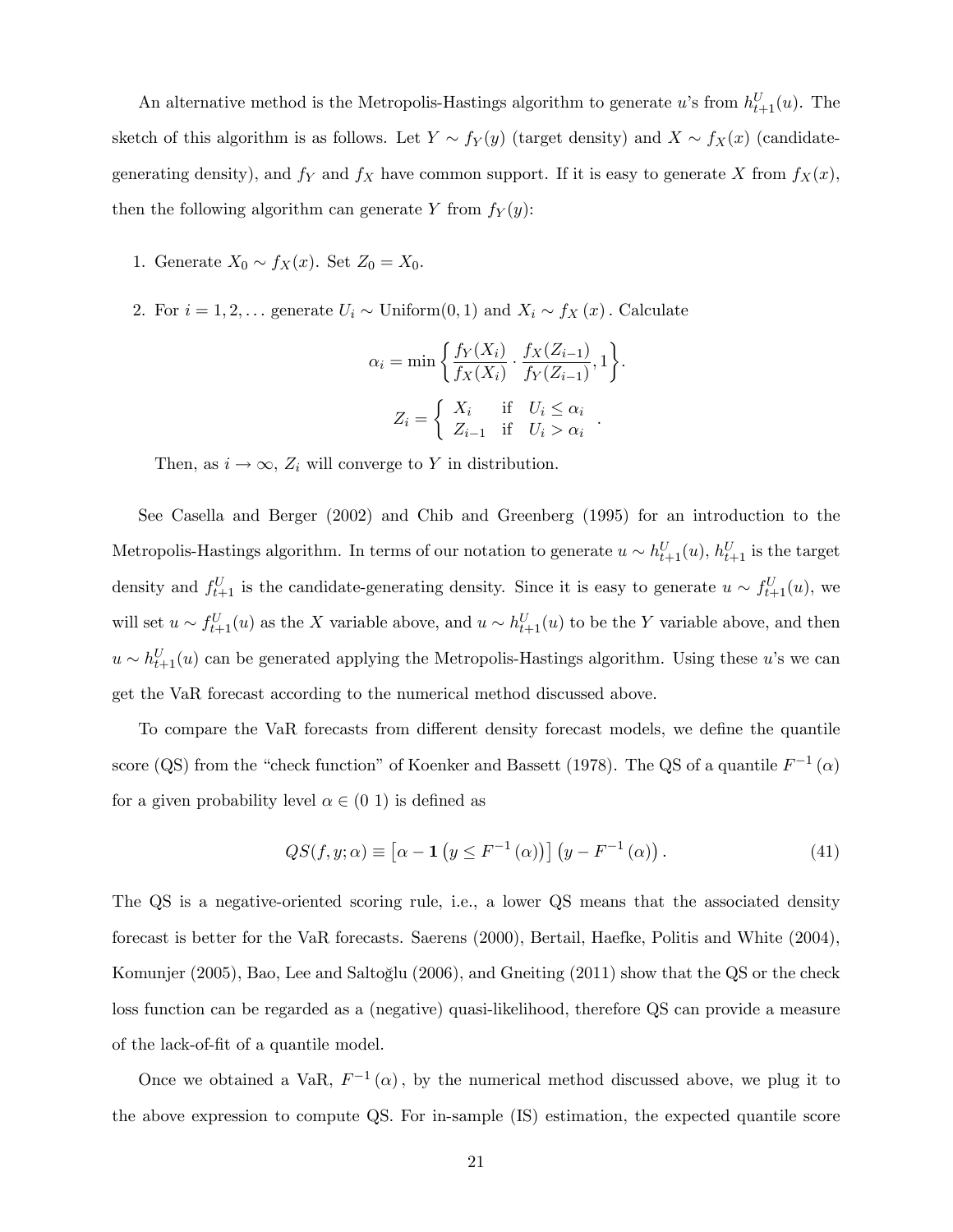An alternative method is the Metropolis-Hastings algorithm to generate $u$'s from $h^U_{t+1}(u)$. The sketch of this algorithm is as follows. Let $Y \sim f_Y(y)$ (target density) and $X \sim f_X(x)$ (candidate-generating density), and $f_Y$ and $f_X$ have common support. If it is easy to generate $X$ from $f_X(x)$, then the following algorithm can generate $Y$ from $f_Y(y)$:

1. Generate $X_0 \sim f_X(x)$. Set $Z_0 = X_0$.

2. For $i = 1, 2, \ldots$ generate $U_i \sim \text{Uniform}(0, 1)$ and $X_i \sim f_X(x)$. Calculate

$$\alpha_i = \min\left\{\frac{f_Y(X_i)}{f_X(X_i)} \cdot \frac{f_X(Z_{i-1})}{f_Y(Z_{i-1})}, 1\right\}.$$

$$Z_i = \begin{cases} X_i & \text{if} \quad U_i \leq \alpha_i \\ Z_{i-1} & \text{if} \quad U_i > \alpha_i \end{cases}.$$

   Then, as $i \to \infty$, $Z_i$ will converge to $Y$ in distribution.

See Casella and Berger (2002) and Chib and Greenberg (1995) for an introduction to the Metropolis-Hastings algorithm. In terms of our notation to generate $u \sim h^U_{t+1}(u)$, $h^U_{t+1}$ is the target density and $f^U_{t+1}$ is the candidate-generating density. Since it is easy to generate $u \sim f^U_{t+1}(u)$, we will set $u \sim f^U_{t+1}(u)$ as the $X$ variable above, and $u \sim h^U_{t+1}(u)$ to be the $Y$ variable above, and then $u \sim h^U_{t+1}(u)$ can be generated applying the Metropolis-Hastings algorithm. Using these $u$'s we can get the VaR forecast according to the numerical method discussed above.

To compare the VaR forecasts from different density forecast models, we define the quantile score (QS) from the "check function" of Koenker and Bassett (1978). The QS of a quantile $F^{-1}(\alpha)$ for a given probability level $\alpha \in (0\ 1)$ is defined as

$$QS(f, y; \alpha) \equiv \left[\alpha - \mathbf{1}\left(y \leq F^{-1}(\alpha)\right)\right]\left(y - F^{-1}(\alpha)\right). \tag{41}$$

The QS is a negative-oriented scoring rule, i.e., a lower QS means that the associated density forecast is better for the VaR forecasts. Saerens (2000), Bertail, Haefke, Politis and White (2004), Komunjer (2005), Bao, Lee and Saltoğlu (2006), and Gneiting (2011) show that the QS or the check loss function can be regarded as a (negative) quasi-likelihood, therefore QS can provide a measure of the lack-of-fit of a quantile model.

Once we obtained a VaR, $F^{-1}(\alpha)$, by the numerical method discussed above, we plug it to the above expression to compute QS. For in-sample (IS) estimation, the expected quantile score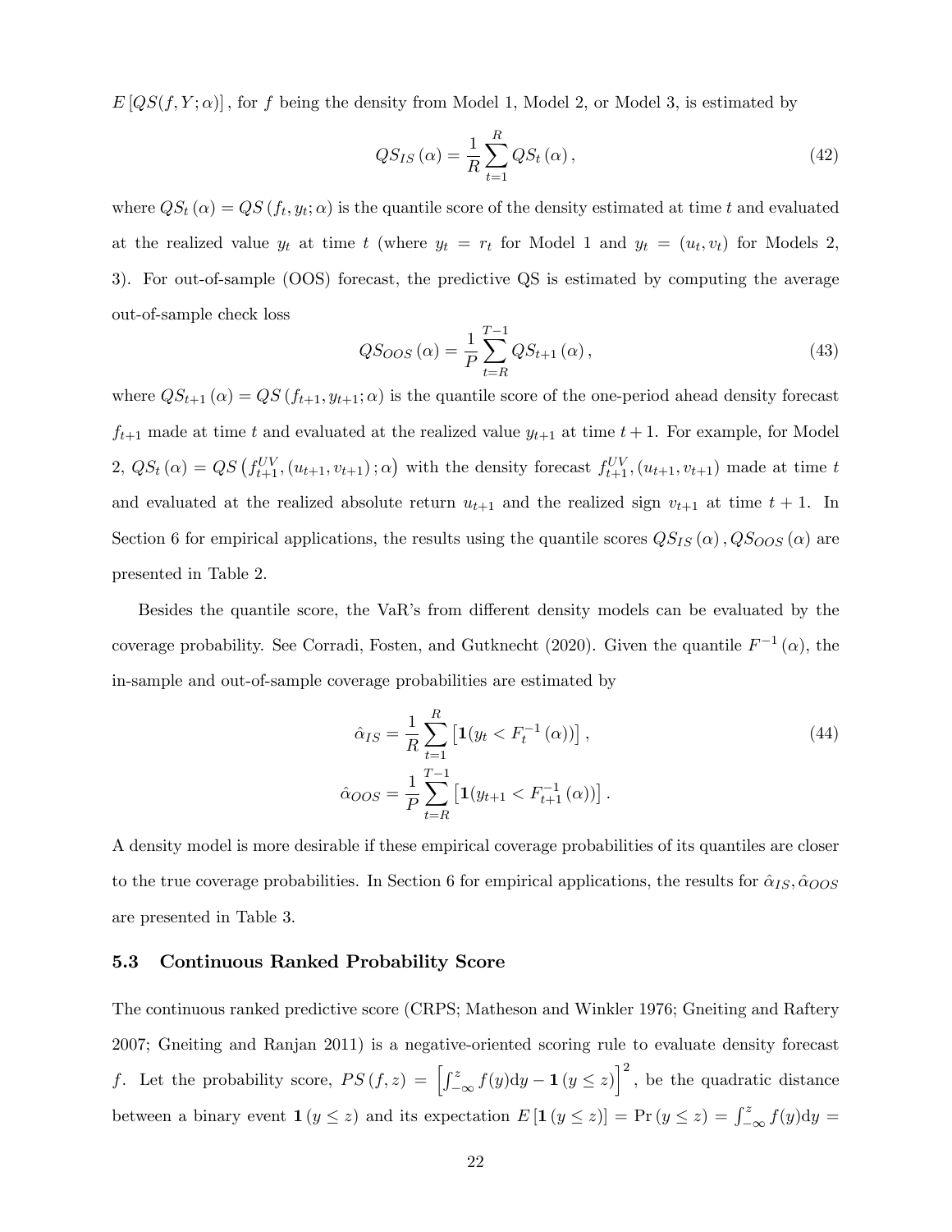$E\left[QS(f,Y;\alpha)\right]$, for $f$ being the density from Model 1, Model 2, or Model 3, is estimated by

$$QS_{IS}\left(\alpha\right)=\frac{1}{R}\sum_{t=1}^{R}QS_{t}\left(\alpha\right), \tag{42}$$

where $QS_t\left(\alpha\right)=QS\left(f_t,y_t;\alpha\right)$ is the quantile score of the density estimated at time $t$ and evaluated at the realized value $y_t$ at time $t$ (where $y_t=r_t$ for Model 1 and $y_t=(u_t,v_t)$ for Models 2, 3). For out-of-sample (OOS) forecast, the predictive QS is estimated by computing the average out-of-sample check loss

$$QS_{OOS}\left(\alpha\right)=\frac{1}{P}\sum_{t=R}^{T-1}QS_{t+1}\left(\alpha\right), \tag{43}$$

where $QS_{t+1}\left(\alpha\right)=QS\left(f_{t+1},y_{t+1};\alpha\right)$ is the quantile score of the one-period ahead density forecast $f_{t+1}$ made at time $t$ and evaluated at the realized value $y_{t+1}$ at time $t+1$. For example, for Model 2, $QS_t\left(\alpha\right)=QS\left(f_{t+1}^{UV},(u_{t+1},v_{t+1});\alpha\right)$ with the density forecast $f_{t+1}^{UV},(u_{t+1},v_{t+1})$ made at time $t$ and evaluated at the realized absolute return $u_{t+1}$ and the realized sign $v_{t+1}$ at time $t+1$. In Section 6 for empirical applications, the results using the quantile scores $QS_{IS}\left(\alpha\right),QS_{OOS}\left(\alpha\right)$ are presented in Table 2.

Besides the quantile score, the VaR's from different density models can be evaluated by the coverage probability. See Corradi, Fosten, and Gutknecht (2020). Given the quantile $F^{-1}\left(\alpha\right)$, the in-sample and out-of-sample coverage probabilities are estimated by

$$\begin{aligned}
\hat{\alpha}_{IS}&=\frac{1}{R}\sum_{t=1}^{R}\left[\mathbf{1}(y_t<F_t^{-1}\left(\alpha\right))\right], \\
\hat{\alpha}_{OOS}&=\frac{1}{P}\sum_{t=R}^{T-1}\left[\mathbf{1}(y_{t+1}<F_{t+1}^{-1}\left(\alpha\right))\right].
\end{aligned} \tag{44}$$

A density model is more desirable if these empirical coverage probabilities of its quantiles are closer to the true coverage probabilities. In Section 6 for empirical applications, the results for $\hat{\alpha}_{IS},\hat{\alpha}_{OOS}$ are presented in Table 3.

### 5.3 Continuous Ranked Probability Score

The continuous ranked predictive score (CRPS; Matheson and Winkler 1976; Gneiting and Raftery 2007; Gneiting and Ranjan 2011) is a negative-oriented scoring rule to evaluate density forecast $f$. Let the probability score, $PS\left(f,z\right)=\left[\int_{-\infty}^{z}f(y)\mathrm{d}y-\mathbf{1}\left(y\leq z\right)\right]^2$, be the quadratic distance between a binary event $\mathbf{1}\left(y\leq z\right)$ and its expectation $E\left[\mathbf{1}\left(y\leq z\right)\right]=\Pr\left(y\leq z\right)=\int_{-\infty}^{z}f(y)\mathrm{d}y=$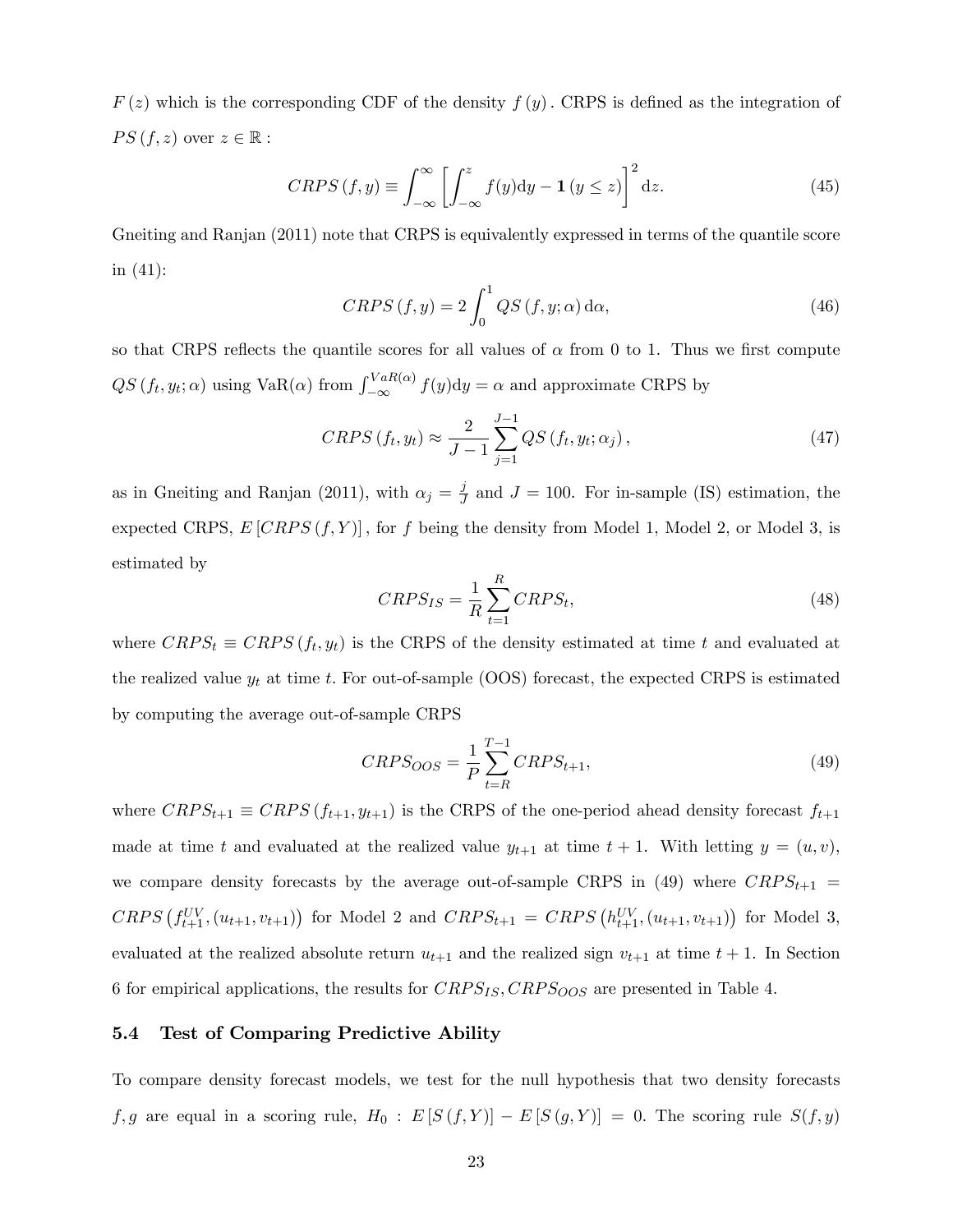$F(z)$ which is the corresponding CDF of the density $f(y)$. CRPS is defined as the integration of $PS(f,z)$ over $z \in \mathbb{R}$ :

$$CRPS(f,y) \equiv \int_{-\infty}^{\infty} \left[ \int_{-\infty}^{z} f(y)\mathrm{d}y - \mathbf{1}(y \leq z) \right]^2 \mathrm{d}z. \tag{45}$$

Gneiting and Ranjan (2011) note that CRPS is equivalently expressed in terms of the quantile score in (41):

$$CRPS(f,y) = 2\int_0^1 QS(f,y;\alpha)\,\mathrm{d}\alpha, \tag{46}$$

so that CRPS reflects the quantile scores for all values of $\alpha$ from 0 to 1. Thus we first compute $QS(f_t, y_t; \alpha)$ using VaR$(\alpha)$ from $\int_{-\infty}^{VaR(\alpha)} f(y)\mathrm{d}y = \alpha$ and approximate CRPS by

$$CRPS(f_t, y_t) \approx \frac{2}{J-1} \sum_{j=1}^{J-1} QS(f_t, y_t; \alpha_j), \tag{47}$$

as in Gneiting and Ranjan (2011), with $\alpha_j = \frac{j}{J}$ and $J = 100$. For in-sample (IS) estimation, the expected CRPS, $E[CRPS(f, Y)]$, for $f$ being the density from Model 1, Model 2, or Model 3, is estimated by

$$CRPS_{IS} = \frac{1}{R} \sum_{t=1}^{R} CRPS_t, \tag{48}$$

where $CRPS_t \equiv CRPS(f_t, y_t)$ is the CRPS of the density estimated at time $t$ and evaluated at the realized value $y_t$ at time $t$. For out-of-sample (OOS) forecast, the expected CRPS is estimated by computing the average out-of-sample CRPS

$$CRPS_{OOS} = \frac{1}{P} \sum_{t=R}^{T-1} CRPS_{t+1}, \tag{49}$$

where $CRPS_{t+1} \equiv CRPS(f_{t+1}, y_{t+1})$ is the CRPS of the one-period ahead density forecast $f_{t+1}$ made at time $t$ and evaluated at the realized value $y_{t+1}$ at time $t+1$. With letting $y = (u, v)$, we compare density forecasts by the average out-of-sample CRPS in (49) where $CRPS_{t+1} = CRPS\left(f_{t+1}^{UV}, (u_{t+1}, v_{t+1})\right)$ for Model 2 and $CRPS_{t+1} = CRPS\left(h_{t+1}^{UV}, (u_{t+1}, v_{t+1})\right)$ for Model 3, evaluated at the realized absolute return $u_{t+1}$ and the realized sign $v_{t+1}$ at time $t+1$. In Section 6 for empirical applications, the results for $CRPS_{IS}, CRPS_{OOS}$ are presented in Table 4.

### 5.4 Test of Comparing Predictive Ability

To compare density forecast models, we test for the null hypothesis that two density forecasts $f, g$ are equal in a scoring rule, $H_0 : E[S(f, Y)] - E[S(g, Y)] = 0$. The scoring rule $S(f, y)$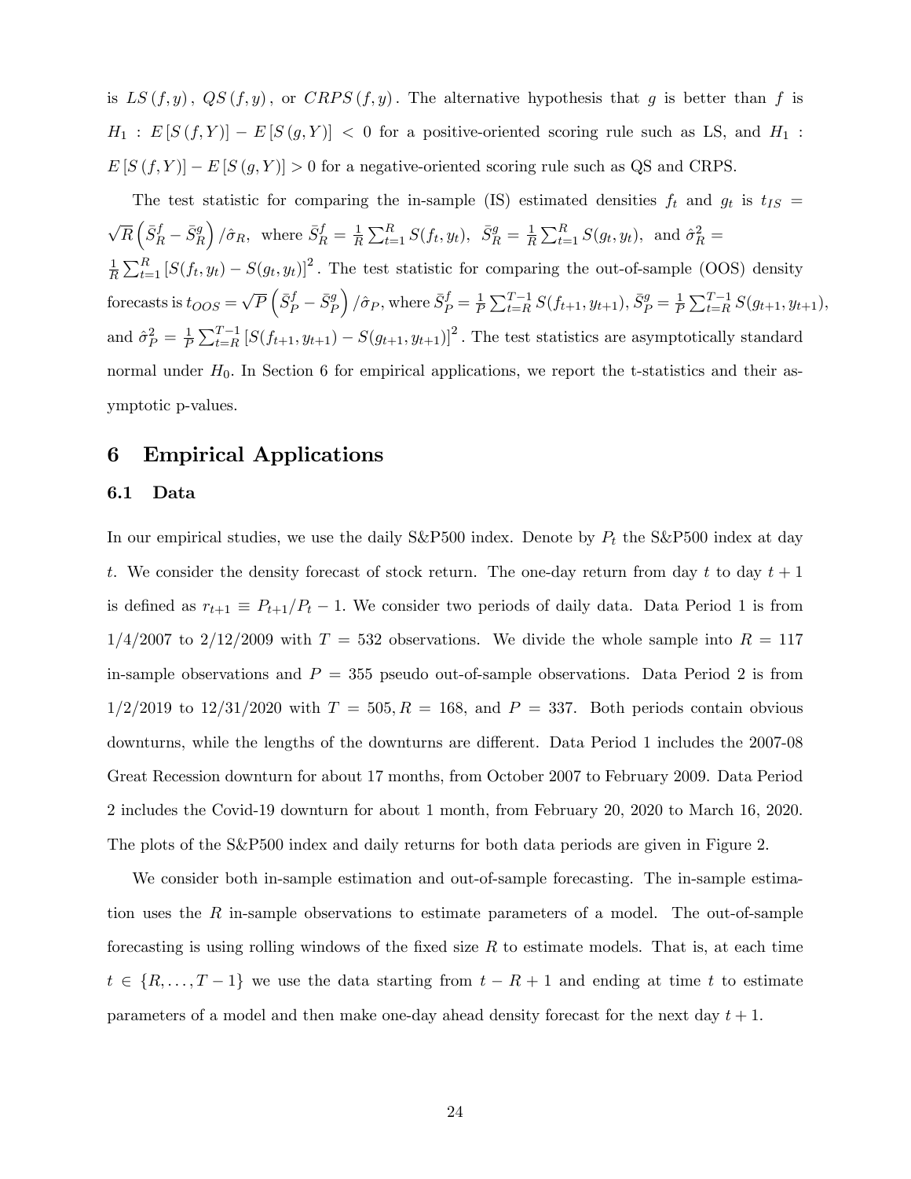is $LS(f, y)$, $QS(f, y)$, or $CRPS(f, y)$. The alternative hypothesis that $g$ is better than $f$ is $H_1 : E[S(f, Y)] - E[S(g, Y)] < 0$ for a positive-oriented scoring rule such as LS, and $H_1 : E[S(f, Y)] - E[S(g, Y)] > 0$ for a negative-oriented scoring rule such as QS and CRPS.

The test statistic for comparing the in-sample (IS) estimated densities $f_t$ and $g_t$ is $t_{IS} = \sqrt{R}\left(\bar{S}_R^f - \bar{S}_R^g\right)/\hat{\sigma}_R$, where $\bar{S}_R^f = \frac{1}{R}\sum_{t=1}^{R} S(f_t, y_t)$, $\bar{S}_R^g = \frac{1}{R}\sum_{t=1}^{R} S(g_t, y_t)$, and $\hat{\sigma}_R^2 = \frac{1}{R}\sum_{t=1}^{R}[S(f_t, y_t) - S(g_t, y_t)]^2$. The test statistic for comparing the out-of-sample (OOS) density forecasts is $t_{OOS} = \sqrt{P}\left(\bar{S}_P^f - \bar{S}_P^g\right)/\hat{\sigma}_P$, where $\bar{S}_P^f = \frac{1}{P}\sum_{t=R}^{T-1} S(f_{t+1}, y_{t+1})$, $\bar{S}_P^g = \frac{1}{P}\sum_{t=R}^{T-1} S(g_{t+1}, y_{t+1})$, and $\hat{\sigma}_P^2 = \frac{1}{P}\sum_{t=R}^{T-1}[S(f_{t+1}, y_{t+1}) - S(g_{t+1}, y_{t+1})]^2$. The test statistics are asymptotically standard normal under $H_0$. In Section 6 for empirical applications, we report the t-statistics and their asymptotic p-values.

# 6 Empirical Applications

## 6.1 Data

In our empirical studies, we use the daily S&P500 index. Denote by $P_t$ the S&P500 index at day $t$. We consider the density forecast of stock return. The one-day return from day $t$ to day $t+1$ is defined as $r_{t+1} \equiv P_{t+1}/P_t - 1$. We consider two periods of daily data. Data Period 1 is from 1/4/2007 to 2/12/2009 with $T = 532$ observations. We divide the whole sample into $R = 117$ in-sample observations and $P = 355$ pseudo out-of-sample observations. Data Period 2 is from 1/2/2019 to 12/31/2020 with $T = 505$, $R = 168$, and $P = 337$. Both periods contain obvious downturns, while the lengths of the downturns are different. Data Period 1 includes the 2007-08 Great Recession downturn for about 17 months, from October 2007 to February 2009. Data Period 2 includes the Covid-19 downturn for about 1 month, from February 20, 2020 to March 16, 2020. The plots of the S&P500 index and daily returns for both data periods are given in Figure 2.

We consider both in-sample estimation and out-of-sample forecasting. The in-sample estimation uses the $R$ in-sample observations to estimate parameters of a model. The out-of-sample forecasting is using rolling windows of the fixed size $R$ to estimate models. That is, at each time $t \in \{R, \ldots, T-1\}$ we use the data starting from $t - R + 1$ and ending at time $t$ to estimate parameters of a model and then make one-day ahead density forecast for the next day $t+1$.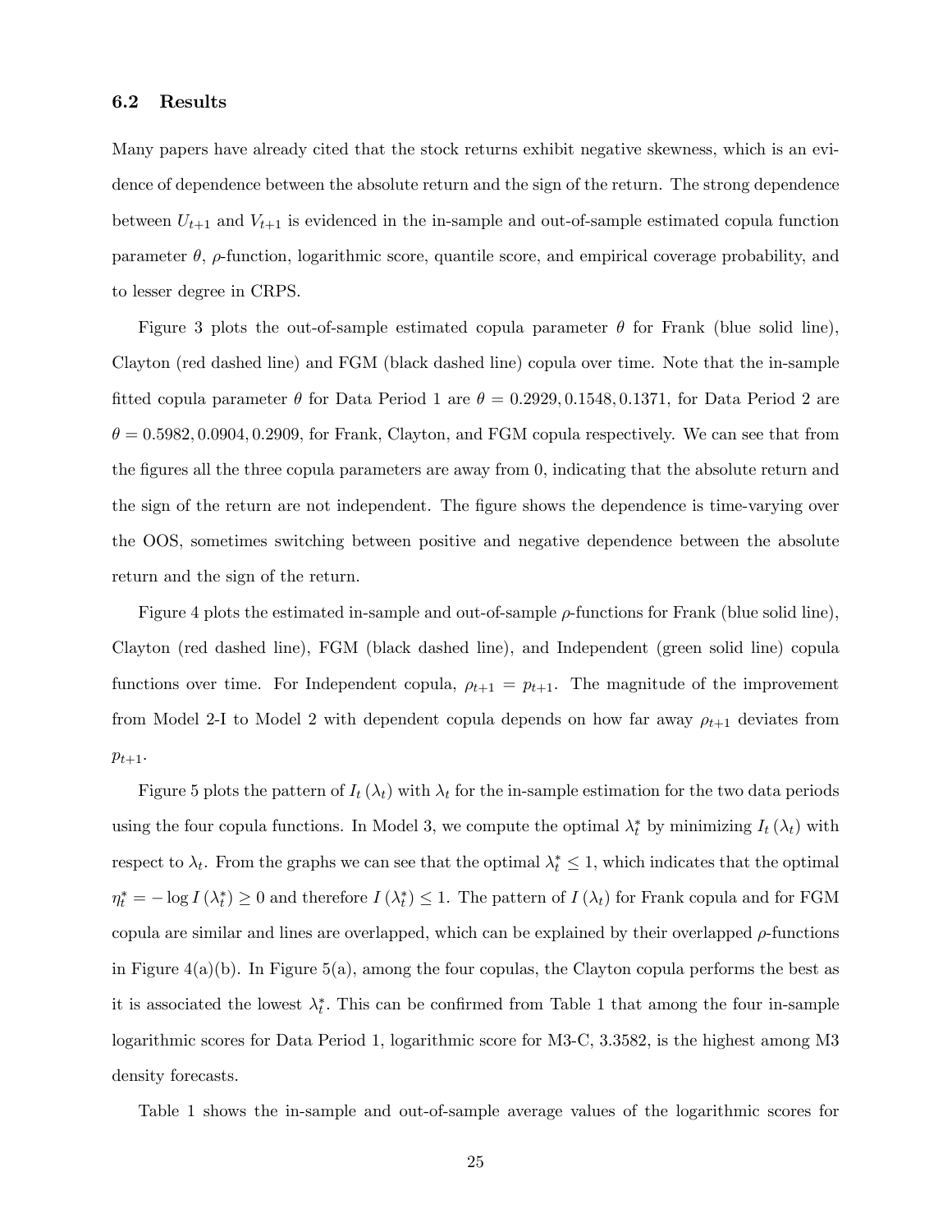### 6.2 Results

Many papers have already cited that the stock returns exhibit negative skewness, which is an evidence of dependence between the absolute return and the sign of the return. The strong dependence between $U_{t+1}$ and $V_{t+1}$ is evidenced in the in-sample and out-of-sample estimated copula function parameter $\theta$, $\rho$-function, logarithmic score, quantile score, and empirical coverage probability, and to lesser degree in CRPS.

Figure 3 plots the out-of-sample estimated copula parameter $\theta$ for Frank (blue solid line), Clayton (red dashed line) and FGM (black dashed line) copula over time. Note that the in-sample fitted copula parameter $\theta$ for Data Period 1 are $\theta = 0.2929, 0.1548, 0.1371$, for Data Period 2 are $\theta = 0.5982, 0.0904, 0.2909$, for Frank, Clayton, and FGM copula respectively. We can see that from the figures all the three copula parameters are away from 0, indicating that the absolute return and the sign of the return are not independent. The figure shows the dependence is time-varying over the OOS, sometimes switching between positive and negative dependence between the absolute return and the sign of the return.

Figure 4 plots the estimated in-sample and out-of-sample $\rho$-functions for Frank (blue solid line), Clayton (red dashed line), FGM (black dashed line), and Independent (green solid line) copula functions over time. For Independent copula, $\rho_{t+1} = p_{t+1}$. The magnitude of the improvement from Model 2-I to Model 2 with dependent copula depends on how far away $\rho_{t+1}$ deviates from $p_{t+1}$.

Figure 5 plots the pattern of $I_t(\lambda_t)$ with $\lambda_t$ for the in-sample estimation for the two data periods using the four copula functions. In Model 3, we compute the optimal $\lambda_t^*$ by minimizing $I_t(\lambda_t)$ with respect to $\lambda_t$. From the graphs we can see that the optimal $\lambda_t^* \leq 1$, which indicates that the optimal $\eta_t^* = -\log I(\lambda_t^*) \geq 0$ and therefore $I(\lambda_t^*) \leq 1$. The pattern of $I(\lambda_t)$ for Frank copula and for FGM copula are similar and lines are overlapped, which can be explained by their overlapped $\rho$-functions in Figure 4(a)(b). In Figure 5(a), among the four copulas, the Clayton copula performs the best as it is associated the lowest $\lambda_t^*$. This can be confirmed from Table 1 that among the four in-sample logarithmic scores for Data Period 1, logarithmic score for M3-C, 3.3582, is the highest among M3 density forecasts.

Table 1 shows the in-sample and out-of-sample average values of the logarithmic scores for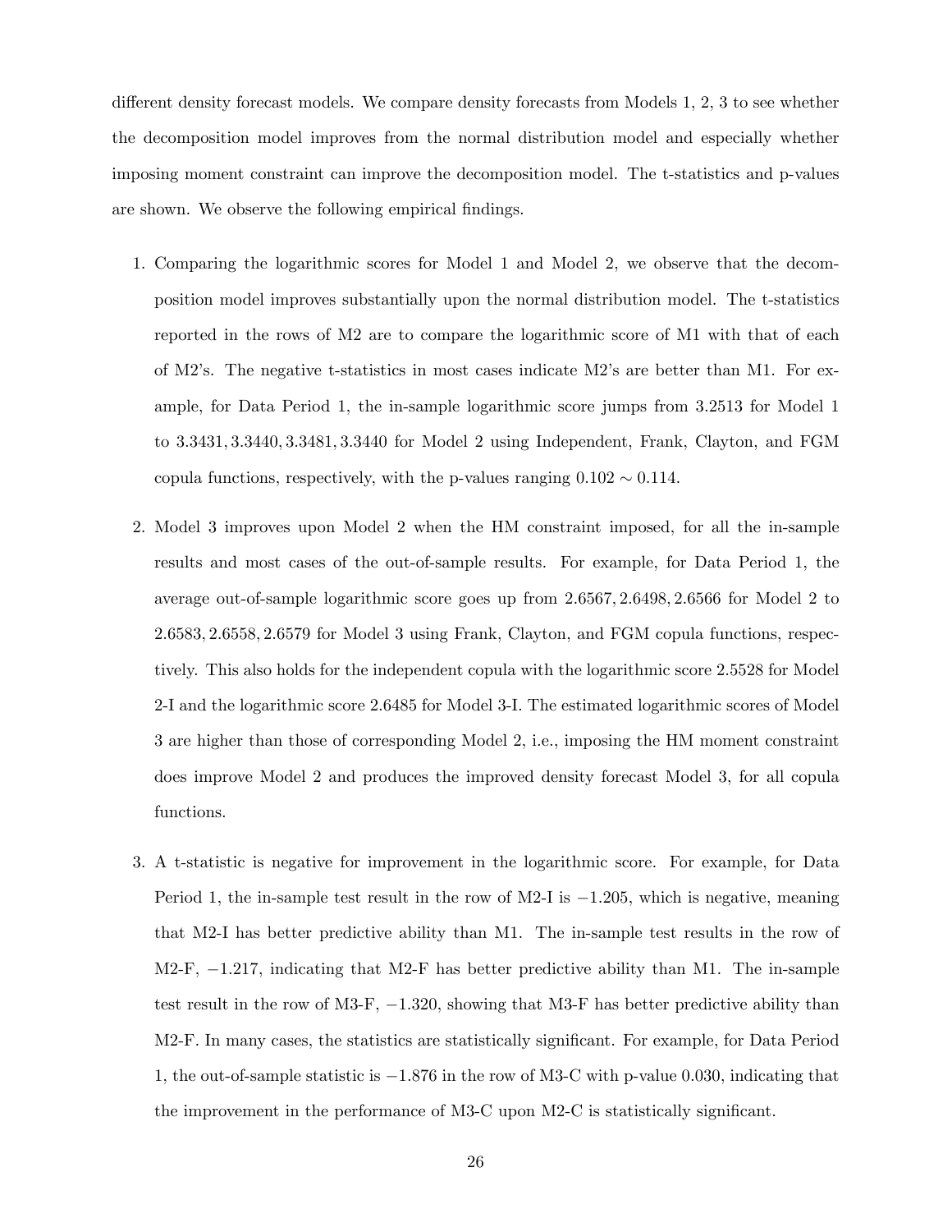different density forecast models. We compare density forecasts from Models 1, 2, 3 to see whether the decomposition model improves from the normal distribution model and especially whether imposing moment constraint can improve the decomposition model. The t-statistics and p-values are shown. We observe the following empirical findings.

1. Comparing the logarithmic scores for Model 1 and Model 2, we observe that the decomposition model improves substantially upon the normal distribution model. The t-statistics reported in the rows of M2 are to compare the logarithmic score of M1 with that of each of M2's. The negative t-statistics in most cases indicate M2's are better than M1. For example, for Data Period 1, the in-sample logarithmic score jumps from 3.2513 for Model 1 to $3.3431, 3.3440, 3.3481, 3.3440$ for Model 2 using Independent, Frank, Clayton, and FGM copula functions, respectively, with the p-values ranging $0.102 \sim 0.114$.

2. Model 3 improves upon Model 2 when the HM constraint imposed, for all the in-sample results and most cases of the out-of-sample results. For example, for Data Period 1, the average out-of-sample logarithmic score goes up from $2.6567, 2.6498, 2.6566$ for Model 2 to $2.6583, 2.6558, 2.6579$ for Model 3 using Frank, Clayton, and FGM copula functions, respectively. This also holds for the independent copula with the logarithmic score 2.5528 for Model 2-I and the logarithmic score 2.6485 for Model 3-I. The estimated logarithmic scores of Model 3 are higher than those of corresponding Model 2, i.e., imposing the HM moment constraint does improve Model 2 and produces the improved density forecast Model 3, for all copula functions.

3. A t-statistic is negative for improvement in the logarithmic score. For example, for Data Period 1, the in-sample test result in the row of M2-I is $-1.205$, which is negative, meaning that M2-I has better predictive ability than M1. The in-sample test results in the row of M2-F, $-1.217$, indicating that M2-F has better predictive ability than M1. The in-sample test result in the row of M3-F, $-1.320$, showing that M3-F has better predictive ability than M2-F. In many cases, the statistics are statistically significant. For example, for Data Period 1, the out-of-sample statistic is $-1.876$ in the row of M3-C with p-value 0.030, indicating that the improvement in the performance of M3-C upon M2-C is statistically significant.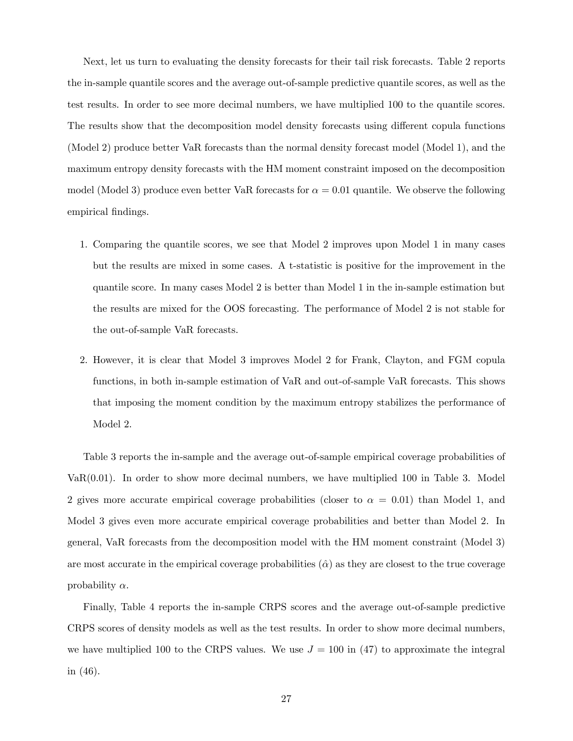Next, let us turn to evaluating the density forecasts for their tail risk forecasts. Table 2 reports the in-sample quantile scores and the average out-of-sample predictive quantile scores, as well as the test results. In order to see more decimal numbers, we have multiplied 100 to the quantile scores. The results show that the decomposition model density forecasts using different copula functions (Model 2) produce better VaR forecasts than the normal density forecast model (Model 1), and the maximum entropy density forecasts with the HM moment constraint imposed on the decomposition model (Model 3) produce even better VaR forecasts for $\alpha = 0.01$ quantile. We observe the following empirical findings.

1. Comparing the quantile scores, we see that Model 2 improves upon Model 1 in many cases but the results are mixed in some cases. A t-statistic is positive for the improvement in the quantile score. In many cases Model 2 is better than Model 1 in the in-sample estimation but the results are mixed for the OOS forecasting. The performance of Model 2 is not stable for the out-of-sample VaR forecasts.

2. However, it is clear that Model 3 improves Model 2 for Frank, Clayton, and FGM copula functions, in both in-sample estimation of VaR and out-of-sample VaR forecasts. This shows that imposing the moment condition by the maximum entropy stabilizes the performance of Model 2.

Table 3 reports the in-sample and the average out-of-sample empirical coverage probabilities of VaR(0.01). In order to show more decimal numbers, we have multiplied 100 in Table 3. Model 2 gives more accurate empirical coverage probabilities (closer to $\alpha = 0.01$) than Model 1, and Model 3 gives even more accurate empirical coverage probabilities and better than Model 2. In general, VaR forecasts from the decomposition model with the HM moment constraint (Model 3) are most accurate in the empirical coverage probabilities ($\hat{\alpha}$) as they are closest to the true coverage probability $\alpha$.

Finally, Table 4 reports the in-sample CRPS scores and the average out-of-sample predictive CRPS scores of density models as well as the test results. In order to show more decimal numbers, we have multiplied 100 to the CRPS values. We use $J = 100$ in (47) to approximate the integral in (46).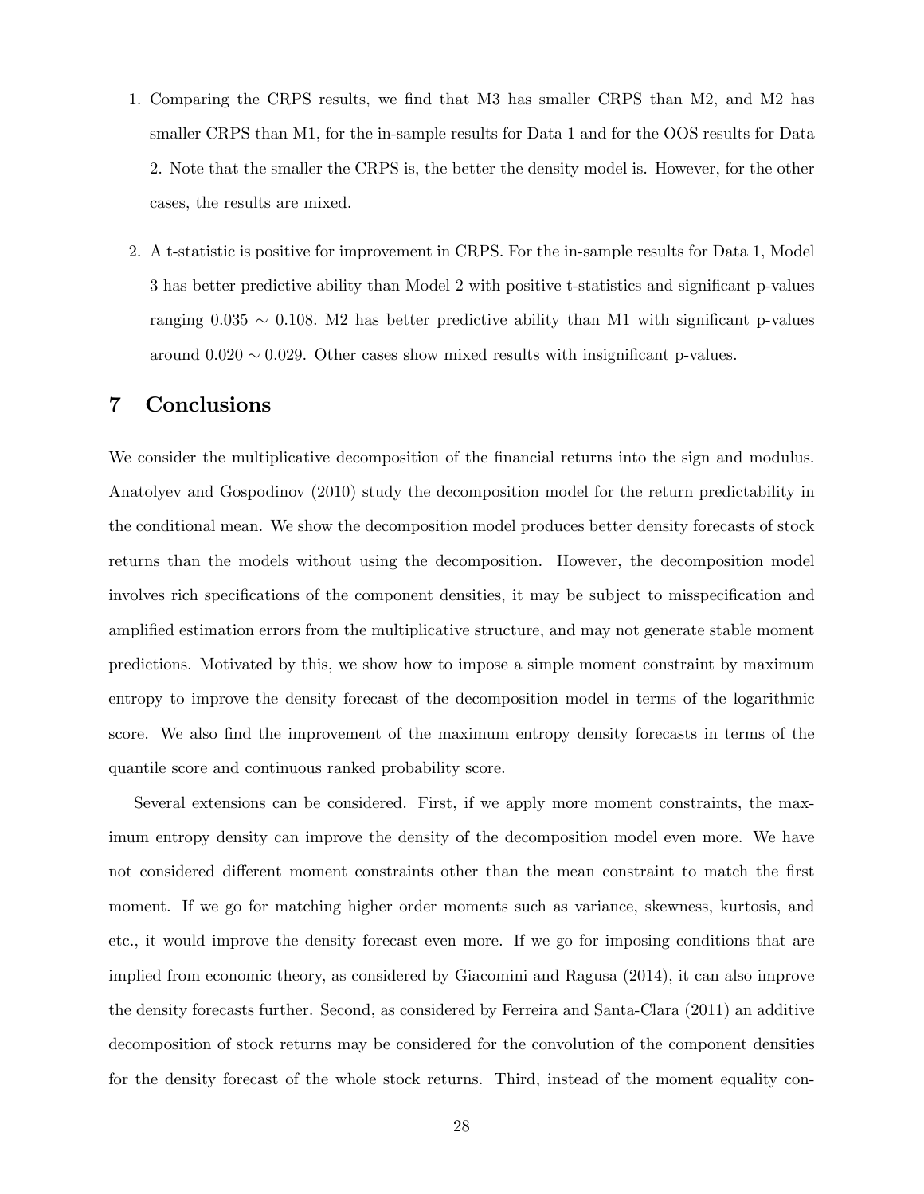1. Comparing the CRPS results, we find that M3 has smaller CRPS than M2, and M2 has smaller CRPS than M1, for the in-sample results for Data 1 and for the OOS results for Data 2. Note that the smaller the CRPS is, the better the density model is. However, for the other cases, the results are mixed.

2. A t-statistic is positive for improvement in CRPS. For the in-sample results for Data 1, Model 3 has better predictive ability than Model 2 with positive t-statistics and significant p-values ranging $0.035 \sim 0.108$. M2 has better predictive ability than M1 with significant p-values around $0.020 \sim 0.029$. Other cases show mixed results with insignificant p-values.

# 7 Conclusions

We consider the multiplicative decomposition of the financial returns into the sign and modulus. Anatolyev and Gospodinov (2010) study the decomposition model for the return predictability in the conditional mean. We show the decomposition model produces better density forecasts of stock returns than the models without using the decomposition. However, the decomposition model involves rich specifications of the component densities, it may be subject to misspecification and amplified estimation errors from the multiplicative structure, and may not generate stable moment predictions. Motivated by this, we show how to impose a simple moment constraint by maximum entropy to improve the density forecast of the decomposition model in terms of the logarithmic score. We also find the improvement of the maximum entropy density forecasts in terms of the quantile score and continuous ranked probability score.

Several extensions can be considered. First, if we apply more moment constraints, the maximum entropy density can improve the density of the decomposition model even more. We have not considered different moment constraints other than the mean constraint to match the first moment. If we go for matching higher order moments such as variance, skewness, kurtosis, and etc., it would improve the density forecast even more. If we go for imposing conditions that are implied from economic theory, as considered by Giacomini and Ragusa (2014), it can also improve the density forecasts further. Second, as considered by Ferreira and Santa-Clara (2011) an additive decomposition of stock returns may be considered for the convolution of the component densities for the density forecast of the whole stock returns. Third, instead of the moment equality con-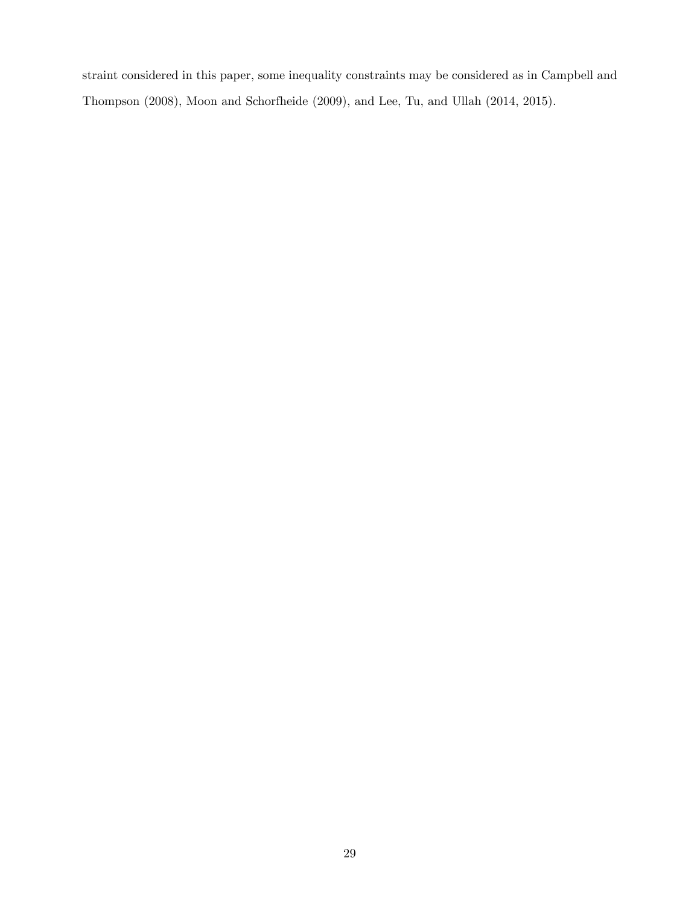straint considered in this paper, some inequality constraints may be considered as in Campbell and Thompson (2008), Moon and Schorfheide (2009), and Lee, Tu, and Ullah (2014, 2015).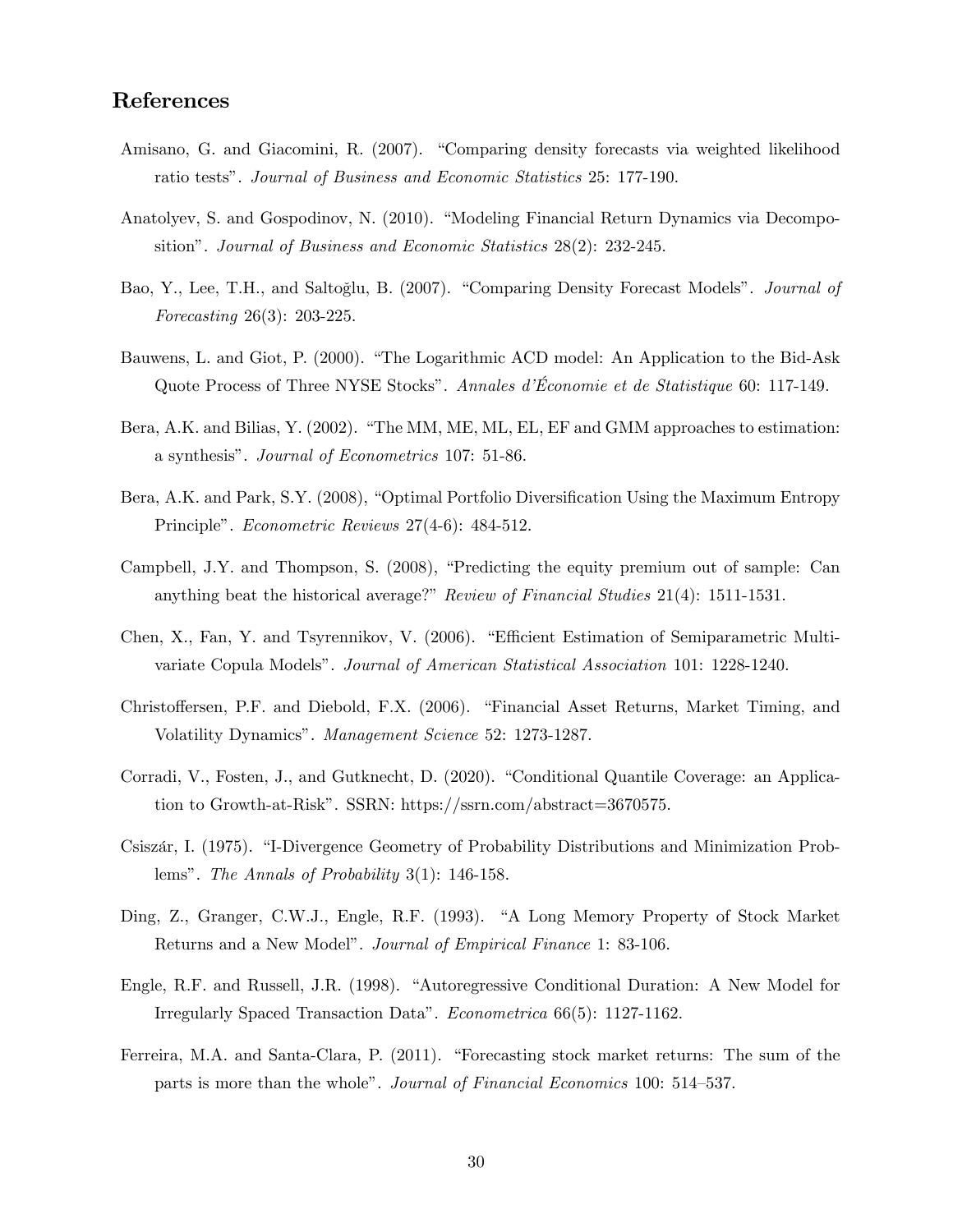## References

Amisano, G. and Giacomini, R. (2007). "Comparing density forecasts via weighted likelihood ratio tests". *Journal of Business and Economic Statistics* 25: 177-190.

Anatolyev, S. and Gospodinov, N. (2010). "Modeling Financial Return Dynamics via Decomposition". *Journal of Business and Economic Statistics* 28(2): 232-245.

Bao, Y., Lee, T.H., and Saltoğlu, B. (2007). "Comparing Density Forecast Models". *Journal of Forecasting* 26(3): 203-225.

Bauwens, L. and Giot, P. (2000). "The Logarithmic ACD model: An Application to the Bid-Ask Quote Process of Three NYSE Stocks". *Annales d'Économie et de Statistique* 60: 117-149.

Bera, A.K. and Bilias, Y. (2002). "The MM, ME, ML, EL, EF and GMM approaches to estimation: a synthesis". *Journal of Econometrics* 107: 51-86.

Bera, A.K. and Park, S.Y. (2008), "Optimal Portfolio Diversification Using the Maximum Entropy Principle". *Econometric Reviews* 27(4-6): 484-512.

Campbell, J.Y. and Thompson, S. (2008), "Predicting the equity premium out of sample: Can anything beat the historical average?" *Review of Financial Studies* 21(4): 1511-1531.

Chen, X., Fan, Y. and Tsyrennikov, V. (2006). "Efficient Estimation of Semiparametric Multivariate Copula Models". *Journal of American Statistical Association* 101: 1228-1240.

Christoffersen, P.F. and Diebold, F.X. (2006). "Financial Asset Returns, Market Timing, and Volatility Dynamics". *Management Science* 52: 1273-1287.

Corradi, V., Fosten, J., and Gutknecht, D. (2020). "Conditional Quantile Coverage: an Application to Growth-at-Risk". SSRN: https://ssrn.com/abstract=3670575.

Csiszár, I. (1975). "I-Divergence Geometry of Probability Distributions and Minimization Problems". *The Annals of Probability* 3(1): 146-158.

Ding, Z., Granger, C.W.J., Engle, R.F. (1993). "A Long Memory Property of Stock Market Returns and a New Model". *Journal of Empirical Finance* 1: 83-106.

Engle, R.F. and Russell, J.R. (1998). "Autoregressive Conditional Duration: A New Model for Irregularly Spaced Transaction Data". *Econometrica* 66(5): 1127-1162.

Ferreira, M.A. and Santa-Clara, P. (2011). "Forecasting stock market returns: The sum of the parts is more than the whole". *Journal of Financial Economics* 100: 514–537.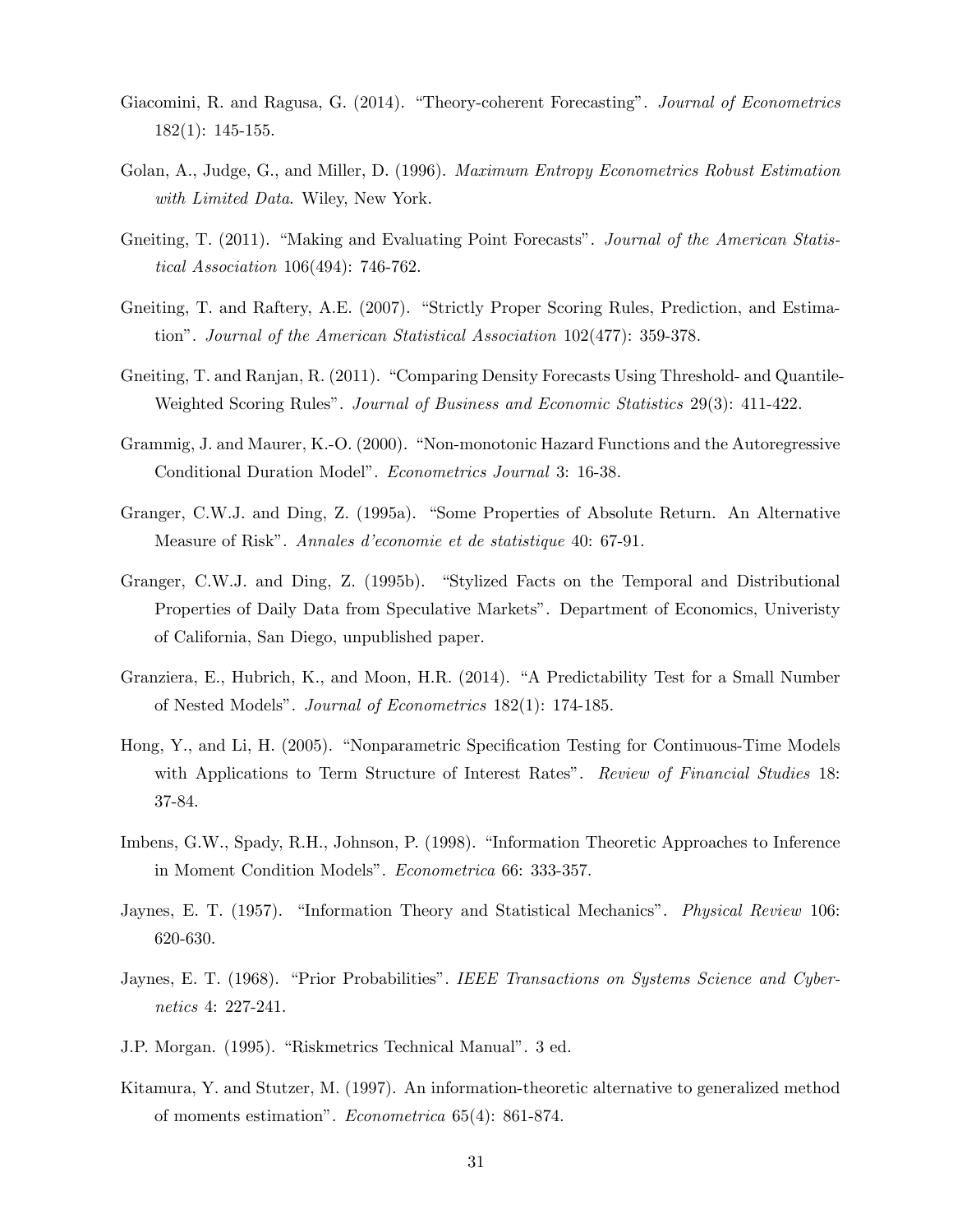Giacomini, R. and Ragusa, G. (2014). "Theory-coherent Forecasting". *Journal of Econometrics* 182(1): 145-155.

Golan, A., Judge, G., and Miller, D. (1996). *Maximum Entropy Econometrics Robust Estimation with Limited Data*. Wiley, New York.

Gneiting, T. (2011). "Making and Evaluating Point Forecasts". *Journal of the American Statistical Association* 106(494): 746-762.

Gneiting, T. and Raftery, A.E. (2007). "Strictly Proper Scoring Rules, Prediction, and Estimation". *Journal of the American Statistical Association* 102(477): 359-378.

Gneiting, T. and Ranjan, R. (2011). "Comparing Density Forecasts Using Threshold- and Quantile-Weighted Scoring Rules". *Journal of Business and Economic Statistics* 29(3): 411-422.

Grammig, J. and Maurer, K.-O. (2000). "Non-monotonic Hazard Functions and the Autoregressive Conditional Duration Model". *Econometrics Journal* 3: 16-38.

Granger, C.W.J. and Ding, Z. (1995a). "Some Properties of Absolute Return. An Alternative Measure of Risk". *Annales d'economie et de statistique* 40: 67-91.

Granger, C.W.J. and Ding, Z. (1995b). "Stylized Facts on the Temporal and Distributional Properties of Daily Data from Speculative Markets". Department of Economics, Univeristy of California, San Diego, unpublished paper.

Granziera, E., Hubrich, K., and Moon, H.R. (2014). "A Predictability Test for a Small Number of Nested Models". *Journal of Econometrics* 182(1): 174-185.

Hong, Y., and Li, H. (2005). "Nonparametric Specification Testing for Continuous-Time Models with Applications to Term Structure of Interest Rates". *Review of Financial Studies* 18: 37-84.

Imbens, G.W., Spady, R.H., Johnson, P. (1998). "Information Theoretic Approaches to Inference in Moment Condition Models". *Econometrica* 66: 333-357.

Jaynes, E. T. (1957). "Information Theory and Statistical Mechanics". *Physical Review* 106: 620-630.

Jaynes, E. T. (1968). "Prior Probabilities". *IEEE Transactions on Systems Science and Cybernetics* 4: 227-241.

J.P. Morgan. (1995). "Riskmetrics Technical Manual". 3 ed.

Kitamura, Y. and Stutzer, M. (1997). An information-theoretic alternative to generalized method of moments estimation". *Econometrica* 65(4): 861-874.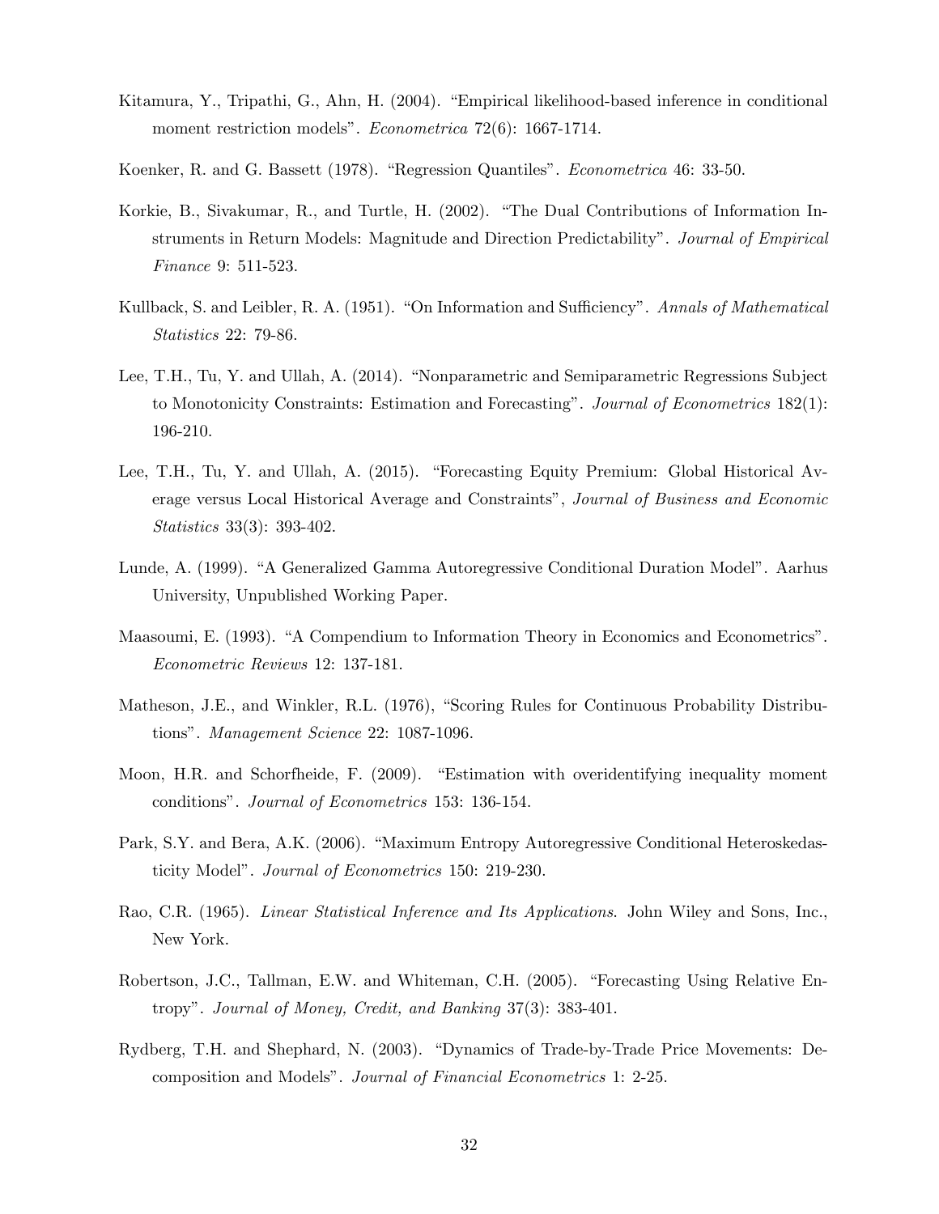Kitamura, Y., Tripathi, G., Ahn, H. (2004). "Empirical likelihood-based inference in conditional moment restriction models". *Econometrica* 72(6): 1667-1714.

Koenker, R. and G. Bassett (1978). "Regression Quantiles". *Econometrica* 46: 33-50.

Korkie, B., Sivakumar, R., and Turtle, H. (2002). "The Dual Contributions of Information Instruments in Return Models: Magnitude and Direction Predictability". *Journal of Empirical Finance* 9: 511-523.

Kullback, S. and Leibler, R. A. (1951). "On Information and Sufficiency". *Annals of Mathematical Statistics* 22: 79-86.

Lee, T.H., Tu, Y. and Ullah, A. (2014). "Nonparametric and Semiparametric Regressions Subject to Monotonicity Constraints: Estimation and Forecasting". *Journal of Econometrics* 182(1): 196-210.

Lee, T.H., Tu, Y. and Ullah, A. (2015). "Forecasting Equity Premium: Global Historical Average versus Local Historical Average and Constraints", *Journal of Business and Economic Statistics* 33(3): 393-402.

Lunde, A. (1999). "A Generalized Gamma Autoregressive Conditional Duration Model". Aarhus University, Unpublished Working Paper.

Maasoumi, E. (1993). "A Compendium to Information Theory in Economics and Econometrics". *Econometric Reviews* 12: 137-181.

Matheson, J.E., and Winkler, R.L. (1976), "Scoring Rules for Continuous Probability Distributions". *Management Science* 22: 1087-1096.

Moon, H.R. and Schorfheide, F. (2009). "Estimation with overidentifying inequality moment conditions". *Journal of Econometrics* 153: 136-154.

Park, S.Y. and Bera, A.K. (2006). "Maximum Entropy Autoregressive Conditional Heteroskedasticity Model". *Journal of Econometrics* 150: 219-230.

Rao, C.R. (1965). *Linear Statistical Inference and Its Applications*. John Wiley and Sons, Inc., New York.

Robertson, J.C., Tallman, E.W. and Whiteman, C.H. (2005). "Forecasting Using Relative Entropy". *Journal of Money, Credit, and Banking* 37(3): 383-401.

Rydberg, T.H. and Shephard, N. (2003). "Dynamics of Trade-by-Trade Price Movements: Decomposition and Models". *Journal of Financial Econometrics* 1: 2-25.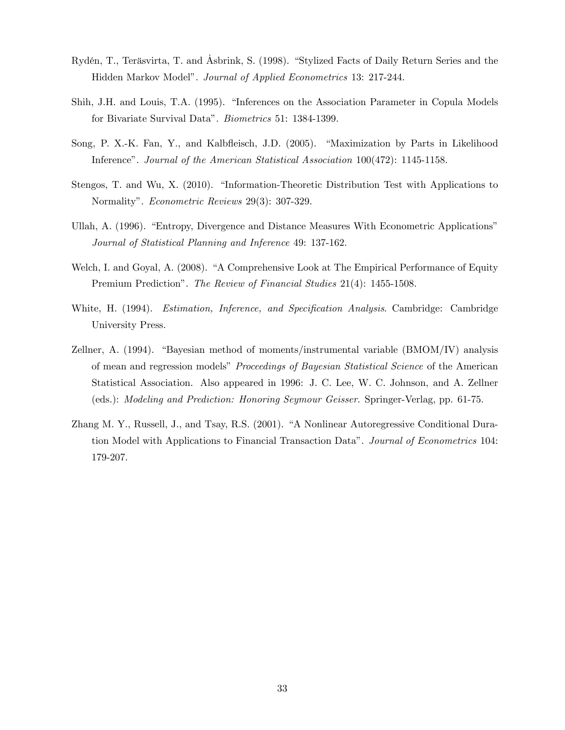Rydén, T., Teräsvirta, T. and Åsbrink, S. (1998). "Stylized Facts of Daily Return Series and the Hidden Markov Model". *Journal of Applied Econometrics* 13: 217-244.

Shih, J.H. and Louis, T.A. (1995). "Inferences on the Association Parameter in Copula Models for Bivariate Survival Data". *Biometrics* 51: 1384-1399.

Song, P. X.-K. Fan, Y., and Kalbfleisch, J.D. (2005). "Maximization by Parts in Likelihood Inference". *Journal of the American Statistical Association* 100(472): 1145-1158.

Stengos, T. and Wu, X. (2010). "Information-Theoretic Distribution Test with Applications to Normality". *Econometric Reviews* 29(3): 307-329.

Ullah, A. (1996). "Entropy, Divergence and Distance Measures With Econometric Applications" *Journal of Statistical Planning and Inference* 49: 137-162.

Welch, I. and Goyal, A. (2008). "A Comprehensive Look at The Empirical Performance of Equity Premium Prediction". *The Review of Financial Studies* 21(4): 1455-1508.

White, H. (1994). *Estimation, Inference, and Specification Analysis*. Cambridge: Cambridge University Press.

Zellner, A. (1994). "Bayesian method of moments/instrumental variable (BMOM/IV) analysis of mean and regression models" *Proceedings of Bayesian Statistical Science* of the American Statistical Association. Also appeared in 1996: J. C. Lee, W. C. Johnson, and A. Zellner (eds.): *Modeling and Prediction: Honoring Seymour Geisser*. Springer-Verlag, pp. 61-75.

Zhang M. Y., Russell, J., and Tsay, R.S. (2001). "A Nonlinear Autoregressive Conditional Duration Model with Applications to Financial Transaction Data". *Journal of Econometrics* 104: 179-207.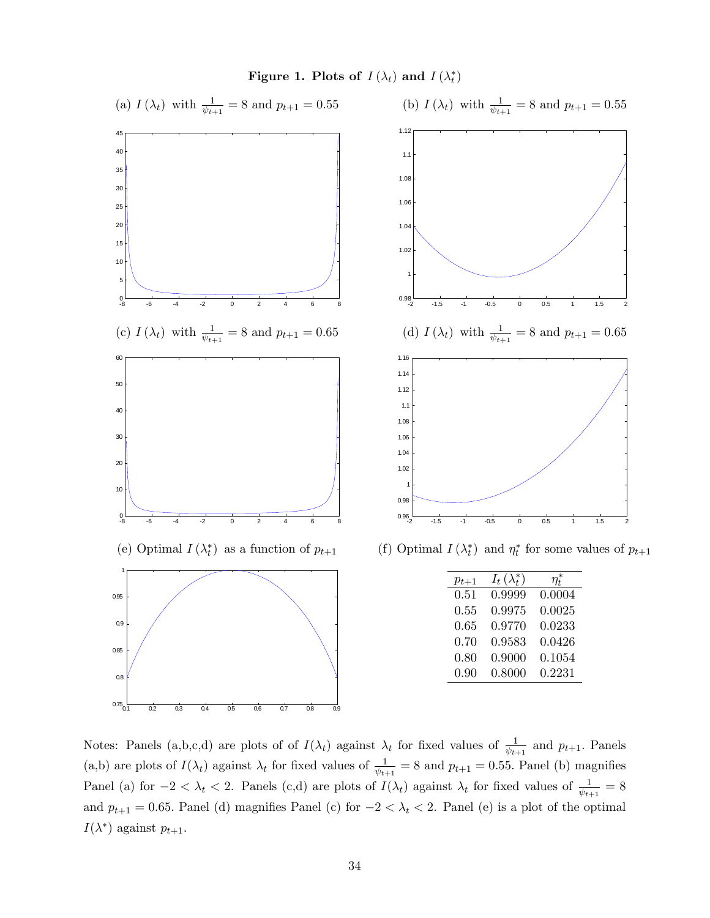**Figure 1. Plots of $I(\lambda_t)$ and $I(\lambda_t^*)$**

(a) $I(\lambda_t)$ with $\frac{1}{\psi_{t+1}} = 8$ and $p_{t+1} = 0.55$

(b) $I(\lambda_t)$ with $\frac{1}{\psi_{t+1}} = 8$ and $p_{t+1} = 0.55$

(c) $I(\lambda_t)$ with $\frac{1}{\psi_{t+1}} = 8$ and $p_{t+1} = 0.65$

(d) $I(\lambda_t)$ with $\frac{1}{\psi_{t+1}} = 8$ and $p_{t+1} = 0.65$

(e) Optimal $I(\lambda_t^*)$ as a function of $p_{t+1}$

(f) Optimal $I(\lambda_t^*)$ and $\eta_t^*$ for some values of $p_{t+1}$

| $p_{t+1}$ | $I_t(\lambda_t^*)$ | $\eta_t^*$ |
|---|---|---|
| 0.51 | 0.9999 | 0.0004 |
| 0.55 | 0.9975 | 0.0025 |
| 0.65 | 0.9770 | 0.0233 |
| 0.70 | 0.9583 | 0.0426 |
| 0.80 | 0.9000 | 0.1054 |
| 0.90 | 0.8000 | 0.2231 |

Notes: Panels (a,b,c,d) are plots of of $I(\lambda_t)$ against $\lambda_t$ for fixed values of $\frac{1}{\psi_{t+1}}$ and $p_{t+1}$. Panels (a,b) are plots of $I(\lambda_t)$ against $\lambda_t$ for fixed values of $\frac{1}{\psi_{t+1}} = 8$ and $p_{t+1} = 0.55$. Panel (b) magnifies Panel (a) for $-2 < \lambda_t < 2$. Panels (c,d) are plots of $I(\lambda_t)$ against $\lambda_t$ for fixed values of $\frac{1}{\psi_{t+1}} = 8$ and $p_{t+1} = 0.65$. Panel (d) magnifies Panel (c) for $-2 < \lambda_t < 2$. Panel (e) is a plot of the optimal $I(\lambda^*)$ against $p_{t+1}$.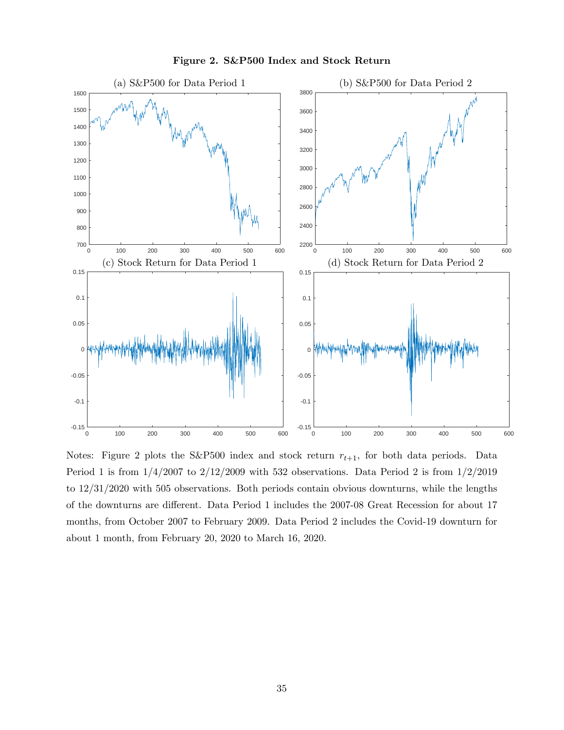**Figure 2. S&P500 Index and Stock Return**

(a) S&P500 for Data Period 1

(b) S&P500 for Data Period 2

(c) Stock Return for Data Period 1

(d) Stock Return for Data Period 2

Notes: Figure 2 plots the S&P500 index and stock return $r_{t+1}$, for both data periods. Data Period 1 is from 1/4/2007 to 2/12/2009 with 532 observations. Data Period 2 is from 1/2/2019 to 12/31/2020 with 505 observations. Both periods contain obvious downturns, while the lengths of the downturns are different. Data Period 1 includes the 2007-08 Great Recession for about 17 months, from October 2007 to February 2009. Data Period 2 includes the Covid-19 downturn for about 1 month, from February 20, 2020 to March 16, 2020.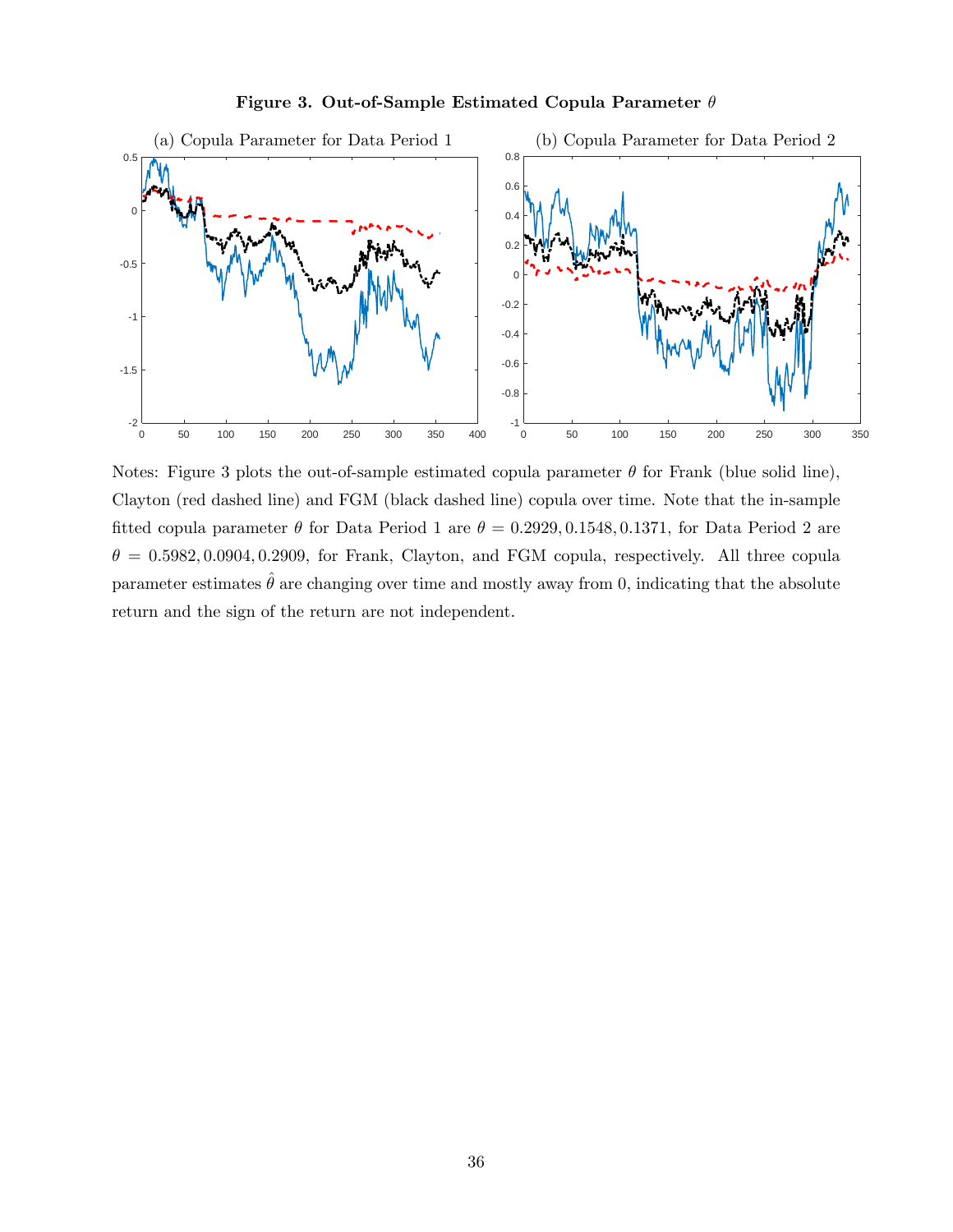**Figure 3. Out-of-Sample Estimated Copula Parameter $\theta$**

(a) Copula Parameter for Data Period 1

(b) Copula Parameter for Data Period 2

Notes: Figure 3 plots the out-of-sample estimated copula parameter $\theta$ for Frank (blue solid line), Clayton (red dashed line) and FGM (black dashed line) copula over time. Note that the in-sample fitted copula parameter $\theta$ for Data Period 1 are $\theta = 0.2929, 0.1548, 0.1371$, for Data Period 2 are $\theta = 0.5982, 0.0904, 0.2909$, for Frank, Clayton, and FGM copula, respectively. All three copula parameter estimates $\hat{\theta}$ are changing over time and mostly away from 0, indicating that the absolute return and the sign of the return are not independent.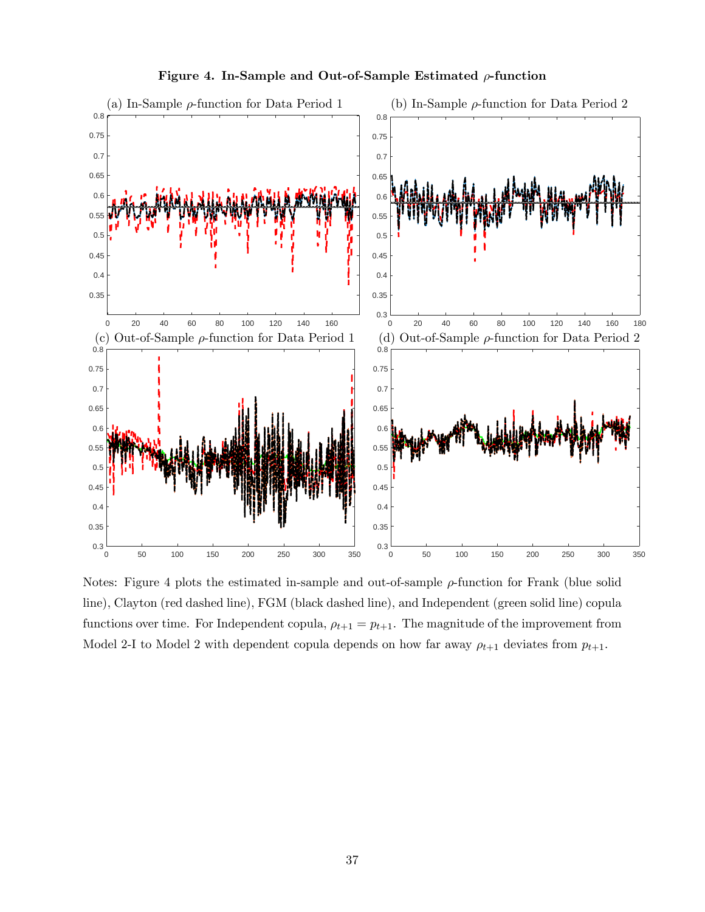**Figure 4. In-Sample and Out-of-Sample Estimated $\rho$-function**

(a) In-Sample $\rho$-function for Data Period 1

(b) In-Sample $\rho$-function for Data Period 2

(c) Out-of-Sample $\rho$-function for Data Period 1

(d) Out-of-Sample $\rho$-function for Data Period 2

Notes: Figure 4 plots the estimated in-sample and out-of-sample $\rho$-function for Frank (blue solid line), Clayton (red dashed line), FGM (black dashed line), and Independent (green solid line) copula functions over time. For Independent copula, $\rho_{t+1} = p_{t+1}$. The magnitude of the improvement from Model 2-I to Model 2 with dependent copula depends on how far away $\rho_{t+1}$ deviates from $p_{t+1}$.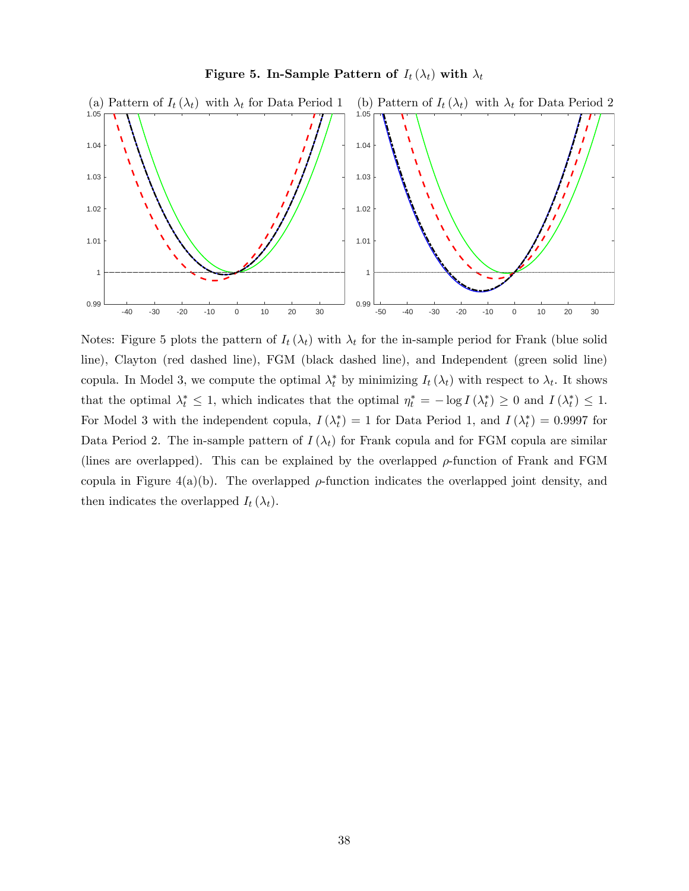**Figure 5. In-Sample Pattern of $I_t(\lambda_t)$ with $\lambda_t$**

(a) Pattern of $I_t(\lambda_t)$ with $\lambda_t$ for Data Period 1

(b) Pattern of $I_t(\lambda_t)$ with $\lambda_t$ for Data Period 2

Notes: Figure 5 plots the pattern of $I_t(\lambda_t)$ with $\lambda_t$ for the in-sample period for Frank (blue solid line), Clayton (red dashed line), FGM (black dashed line), and Independent (green solid line) copula. In Model 3, we compute the optimal $\lambda_t^*$ by minimizing $I_t(\lambda_t)$ with respect to $\lambda_t$. It shows that the optimal $\lambda_t^* \leq 1$, which indicates that the optimal $\eta_t^* = -\log I(\lambda_t^*) \geq 0$ and $I(\lambda_t^*) \leq 1$. For Model 3 with the independent copula, $I(\lambda_t^*) = 1$ for Data Period 1, and $I(\lambda_t^*) = 0.9997$ for Data Period 2. The in-sample pattern of $I(\lambda_t)$ for Frank copula and for FGM copula are similar (lines are overlapped). This can be explained by the overlapped $\rho$-function of Frank and FGM copula in Figure 4(a)(b). The overlapped $\rho$-function indicates the overlapped joint density, and then indicates the overlapped $I_t(\lambda_t)$.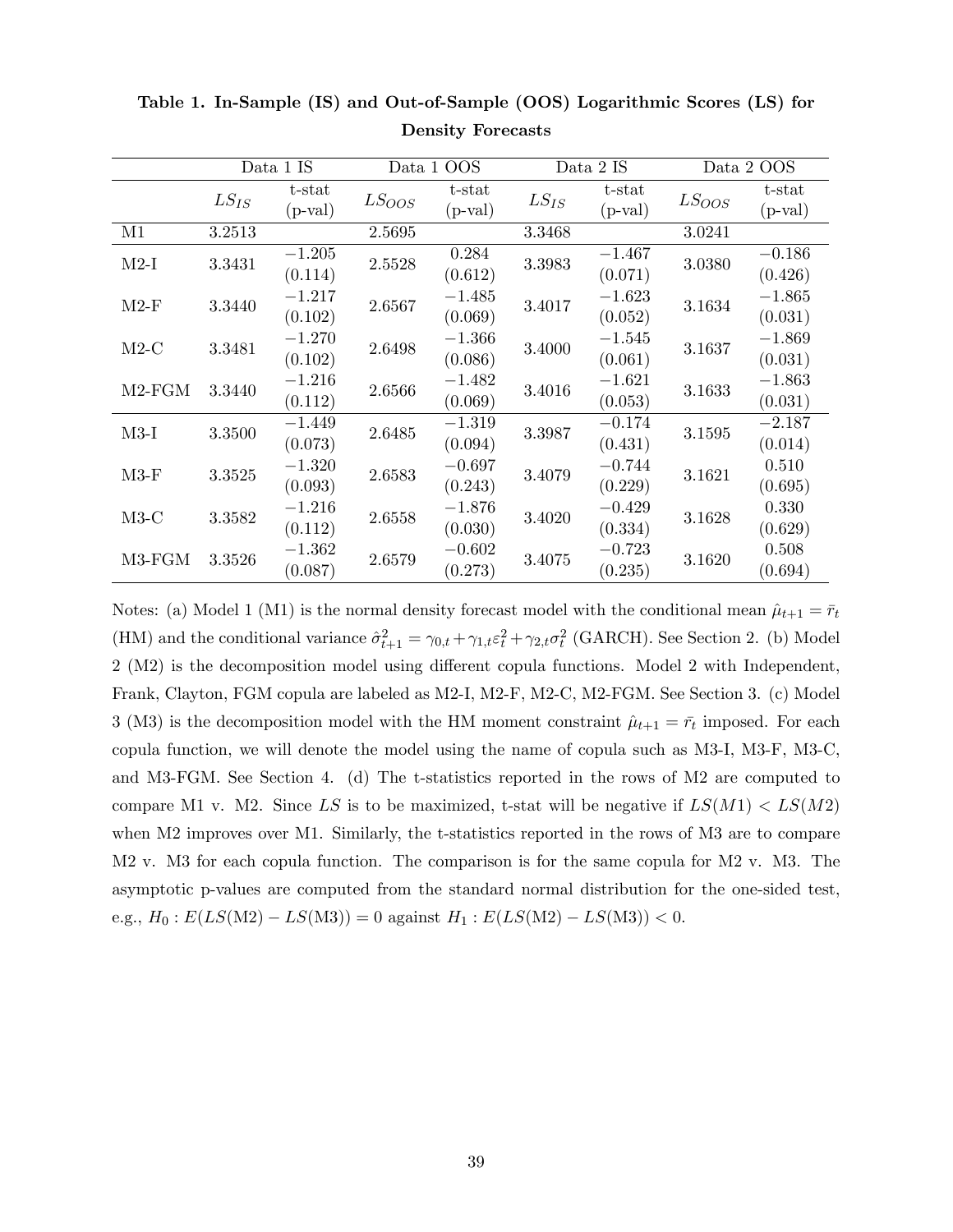**Table 1. In-Sample (IS) and Out-of-Sample (OOS) Logarithmic Scores (LS) for Density Forecasts**

| | Data 1 IS | | Data 1 OOS | | Data 2 IS | | Data 2 OOS | |
|---|---|---|---|---|---|---|---|---|
| | $LS_{IS}$ | t-stat (p-val) | $LS_{OOS}$ | t-stat (p-val) | $LS_{IS}$ | t-stat (p-val) | $LS_{OOS}$ | t-stat (p-val) |
| M1 | 3.2513 | | 2.5695 | | 3.3468 | | 3.0241 | |
| M2-I | 3.3431 | −1.205 (0.114) | 2.5528 | 0.284 (0.612) | 3.3983 | −1.467 (0.071) | 3.0380 | −0.186 (0.426) |
| M2-F | 3.3440 | −1.217 (0.102) | 2.6567 | −1.485 (0.069) | 3.4017 | −1.623 (0.052) | 3.1634 | −1.865 (0.031) |
| M2-C | 3.3481 | −1.270 (0.102) | 2.6498 | −1.366 (0.086) | 3.4000 | −1.545 (0.061) | 3.1637 | −1.869 (0.031) |
| M2-FGM | 3.3440 | −1.216 (0.112) | 2.6566 | −1.482 (0.069) | 3.4016 | −1.621 (0.053) | 3.1633 | −1.863 (0.031) |
| M3-I | 3.3500 | −1.449 (0.073) | 2.6485 | −1.319 (0.094) | 3.3987 | −0.174 (0.431) | 3.1595 | −2.187 (0.014) |
| M3-F | 3.3525 | −1.320 (0.093) | 2.6583 | −0.697 (0.243) | 3.4079 | −0.744 (0.229) | 3.1621 | 0.510 (0.695) |
| M3-C | 3.3582 | −1.216 (0.112) | 2.6558 | −1.876 (0.030) | 3.4020 | −0.429 (0.334) | 3.1628 | 0.330 (0.629) |
| M3-FGM | 3.3526 | −1.362 (0.087) | 2.6579 | −0.602 (0.273) | 3.4075 | −0.723 (0.235) | 3.1620 | 0.508 (0.694) |

Notes: (a) Model 1 (M1) is the normal density forecast model with the conditional mean $\hat{\mu}_{t+1} = \bar{r}_t$ (HM) and the conditional variance $\hat{\sigma}^2_{t+1} = \gamma_{0,t} + \gamma_{1,t}\varepsilon^2_t + \gamma_{2,t}\sigma^2_t$ (GARCH). See Section 2. (b) Model 2 (M2) is the decomposition model using different copula functions. Model 2 with Independent, Frank, Clayton, FGM copula are labeled as M2-I, M2-F, M2-C, M2-FGM. See Section 3. (c) Model 3 (M3) is the decomposition model with the HM moment constraint $\hat{\mu}_{t+1} = \bar{r}_t$ imposed. For each copula function, we will denote the model using the name of copula such as M3-I, M3-F, M3-C, and M3-FGM. See Section 4. (d) The t-statistics reported in the rows of M2 are computed to compare M1 v. M2. Since $LS$ is to be maximized, t-stat will be negative if $LS(M1) < LS(M2)$ when M2 improves over M1. Similarly, the t-statistics reported in the rows of M3 are to compare M2 v. M3 for each copula function. The comparison is for the same copula for M2 v. M3. The asymptotic p-values are computed from the standard normal distribution for the one-sided test, e.g., $H_0 : E(LS(\text{M2}) - LS(\text{M3})) = 0$ against $H_1 : E(LS(\text{M2}) - LS(\text{M3})) < 0$.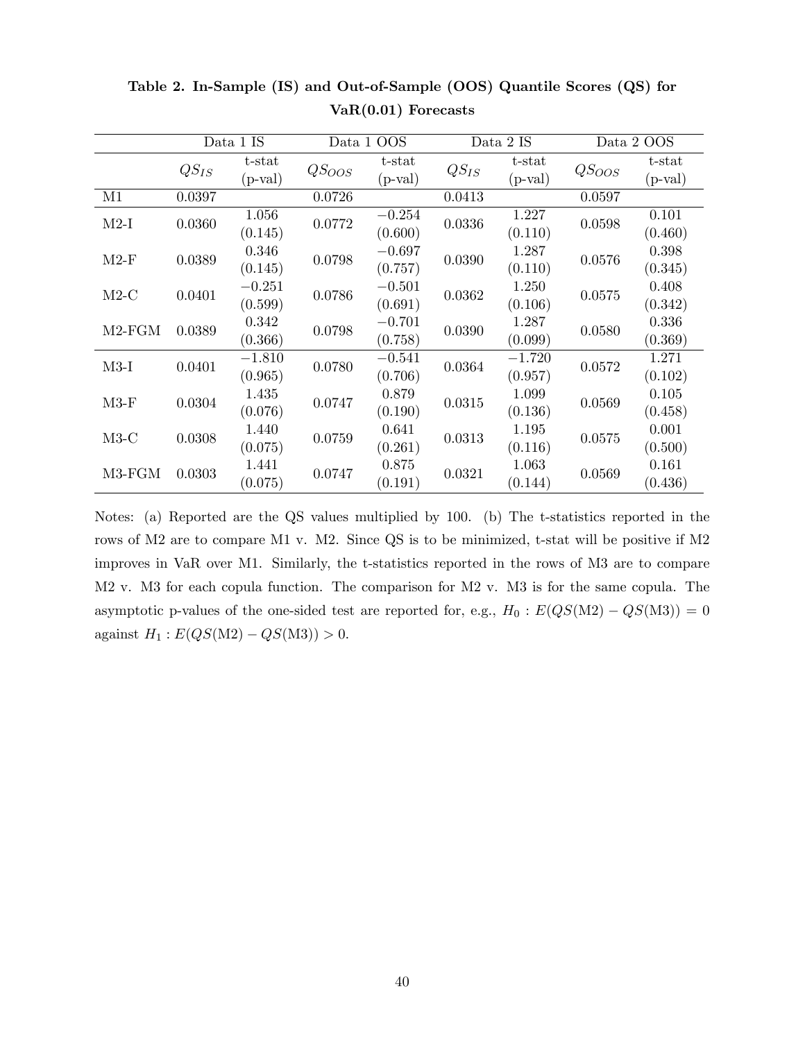**Table 2. In-Sample (IS) and Out-of-Sample (OOS) Quantile Scores (QS) for VaR(0.01) Forecasts**

| | Data 1 IS | | Data 1 OOS | | Data 2 IS | | Data 2 OOS | |
|---|---|---|---|---|---|---|---|---|
| | $QS_{IS}$ | t-stat (p-val) | $QS_{OOS}$ | t-stat (p-val) | $QS_{IS}$ | t-stat (p-val) | $QS_{OOS}$ | t-stat (p-val) |
| M1 | 0.0397 | | 0.0726 | | 0.0413 | | 0.0597 | |
| M2-I | 0.0360 | 1.056 (0.145) | 0.0772 | $-0.254$ (0.600) | 0.0336 | 1.227 (0.110) | 0.0598 | 0.101 (0.460) |
| M2-F | 0.0389 | 0.346 (0.145) | 0.0798 | $-0.697$ (0.757) | 0.0390 | 1.287 (0.110) | 0.0576 | 0.398 (0.345) |
| M2-C | 0.0401 | $-0.251$ (0.599) | 0.0786 | $-0.501$ (0.691) | 0.0362 | 1.250 (0.106) | 0.0575 | 0.408 (0.342) |
| M2-FGM | 0.0389 | 0.342 (0.366) | 0.0798 | $-0.701$ (0.758) | 0.0390 | 1.287 (0.099) | 0.0580 | 0.336 (0.369) |
| M3-I | 0.0401 | $-1.810$ (0.965) | 0.0780 | $-0.541$ (0.706) | 0.0364 | $-1.720$ (0.957) | 0.0572 | 1.271 (0.102) |
| M3-F | 0.0304 | 1.435 (0.076) | 0.0747 | 0.879 (0.190) | 0.0315 | 1.099 (0.136) | 0.0569 | 0.105 (0.458) |
| M3-C | 0.0308 | 1.440 (0.075) | 0.0759 | 0.641 (0.261) | 0.0313 | 1.195 (0.116) | 0.0575 | 0.001 (0.500) |
| M3-FGM | 0.0303 | 1.441 (0.075) | 0.0747 | 0.875 (0.191) | 0.0321 | 1.063 (0.144) | 0.0569 | 0.161 (0.436) |

Notes: (a) Reported are the QS values multiplied by 100. (b) The t-statistics reported in the rows of M2 are to compare M1 v. M2. Since QS is to be minimized, t-stat will be positive if M2 improves in VaR over M1. Similarly, the t-statistics reported in the rows of M3 are to compare M2 v. M3 for each copula function. The comparison for M2 v. M3 is for the same copula. The asymptotic p-values of the one-sided test are reported for, e.g., $H_0 : E(QS(\text{M2}) - QS(\text{M3})) = 0$ against $H_1 : E(QS(\text{M2}) - QS(\text{M3})) > 0$.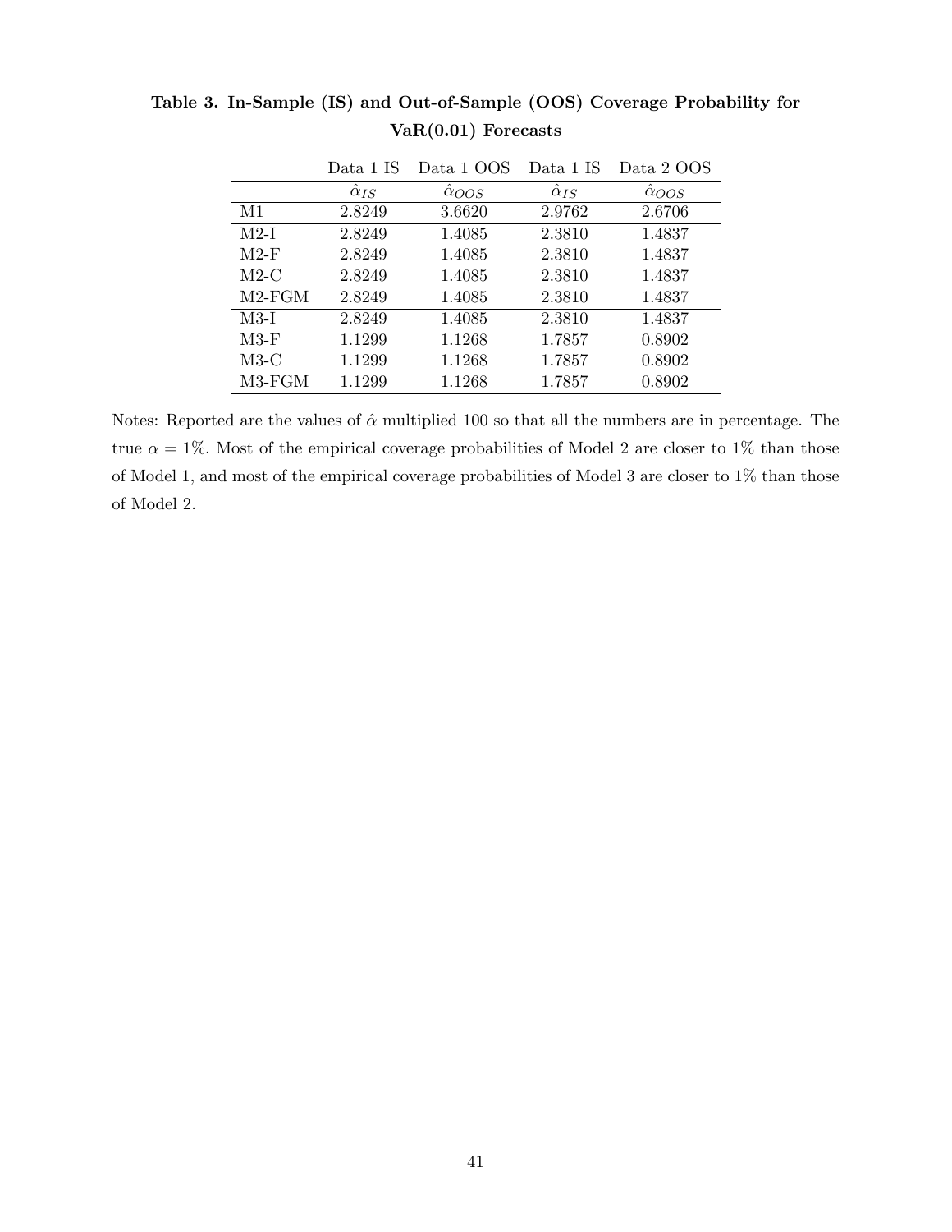**Table 3. In-Sample (IS) and Out-of-Sample (OOS) Coverage Probability for VaR(0.01) Forecasts**

| | Data 1 IS | Data 1 OOS | Data 1 IS | Data 2 OOS |
|---|---|---|---|---|
| | $\hat{\alpha}_{IS}$ | $\hat{\alpha}_{OOS}$ | $\hat{\alpha}_{IS}$ | $\hat{\alpha}_{OOS}$ |
| M1 | 2.8249 | 3.6620 | 2.9762 | 2.6706 |
| M2-I | 2.8249 | 1.4085 | 2.3810 | 1.4837 |
| M2-F | 2.8249 | 1.4085 | 2.3810 | 1.4837 |
| M2-C | 2.8249 | 1.4085 | 2.3810 | 1.4837 |
| M2-FGM | 2.8249 | 1.4085 | 2.3810 | 1.4837 |
| M3-I | 2.8249 | 1.4085 | 2.3810 | 1.4837 |
| M3-F | 1.1299 | 1.1268 | 1.7857 | 0.8902 |
| M3-C | 1.1299 | 1.1268 | 1.7857 | 0.8902 |
| M3-FGM | 1.1299 | 1.1268 | 1.7857 | 0.8902 |

Notes: Reported are the values of $\hat{\alpha}$ multiplied 100 so that all the numbers are in percentage. The true $\alpha = 1\%$. Most of the empirical coverage probabilities of Model 2 are closer to 1% than those of Model 1, and most of the empirical coverage probabilities of Model 3 are closer to 1% than those of Model 2.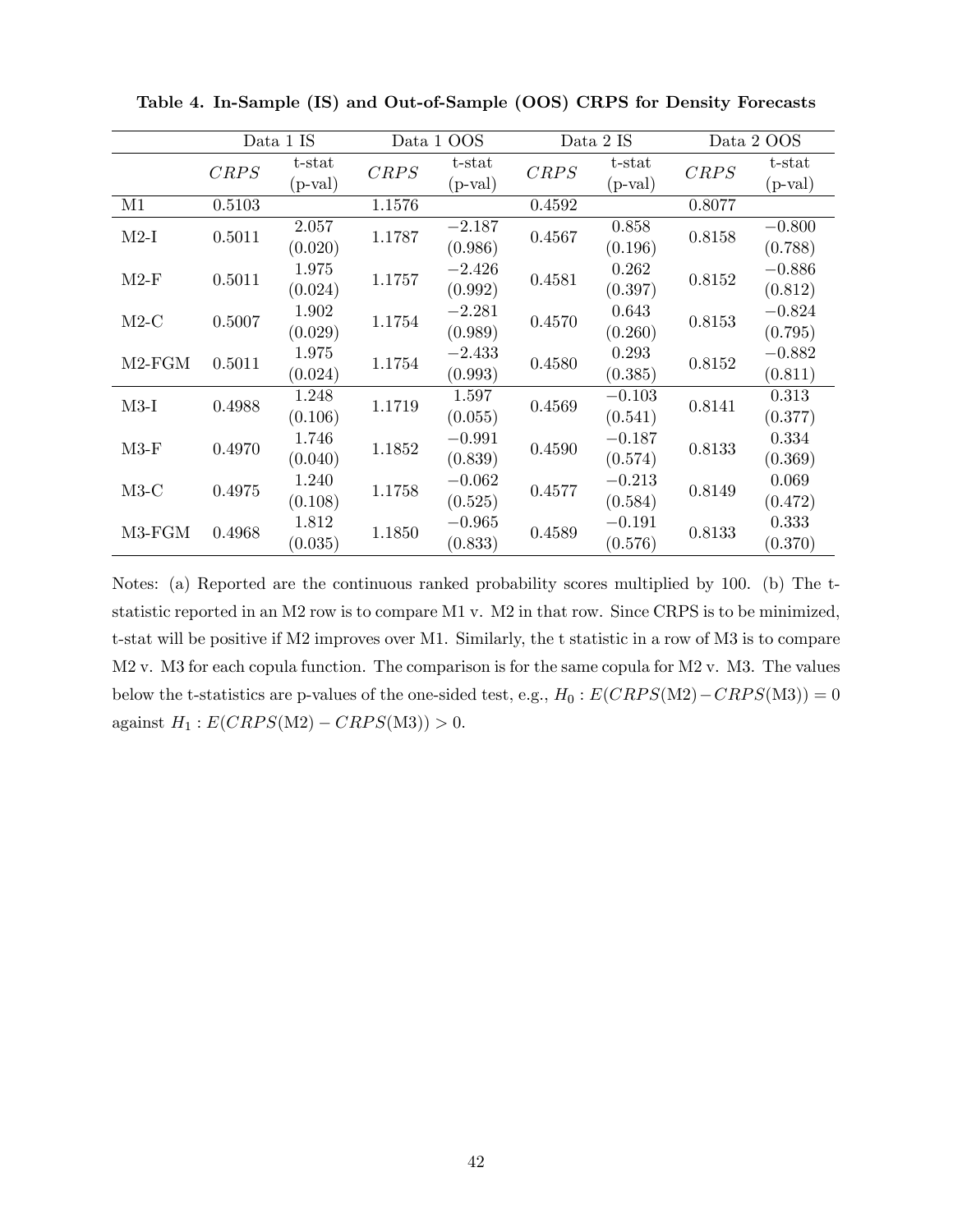**Table 4. In-Sample (IS) and Out-of-Sample (OOS) CRPS for Density Forecasts**

| | Data 1 IS | | Data 1 OOS | | Data 2 IS | | Data 2 OOS | |
|---|---|---|---|---|---|---|---|---|
| | $CRPS$ | t-stat (p-val) | $CRPS$ | t-stat (p-val) | $CRPS$ | t-stat (p-val) | $CRPS$ | t-stat (p-val) |
| M1 | 0.5103 | | 1.1576 | | 0.4592 | | 0.8077 | |
| M2-I | 0.5011 | 2.057 (0.020) | 1.1787 | −2.187 (0.986) | 0.4567 | 0.858 (0.196) | 0.8158 | −0.800 (0.788) |
| M2-F | 0.5011 | 1.975 (0.024) | 1.1757 | −2.426 (0.992) | 0.4581 | 0.262 (0.397) | 0.8152 | −0.886 (0.812) |
| M2-C | 0.5007 | 1.902 (0.029) | 1.1754 | −2.281 (0.989) | 0.4570 | 0.643 (0.260) | 0.8153 | −0.824 (0.795) |
| M2-FGM | 0.5011 | 1.975 (0.024) | 1.1754 | −2.433 (0.993) | 0.4580 | 0.293 (0.385) | 0.8152 | −0.882 (0.811) |
| M3-I | 0.4988 | 1.248 (0.106) | 1.1719 | 1.597 (0.055) | 0.4569 | −0.103 (0.541) | 0.8141 | 0.313 (0.377) |
| M3-F | 0.4970 | 1.746 (0.040) | 1.1852 | −0.991 (0.839) | 0.4590 | −0.187 (0.574) | 0.8133 | 0.334 (0.369) |
| M3-C | 0.4975 | 1.240 (0.108) | 1.1758 | −0.062 (0.525) | 0.4577 | −0.213 (0.584) | 0.8149 | 0.069 (0.472) |
| M3-FGM | 0.4968 | 1.812 (0.035) | 1.1850 | −0.965 (0.833) | 0.4589 | −0.191 (0.576) | 0.8133 | 0.333 (0.370) |

Notes: (a) Reported are the continuous ranked probability scores multiplied by 100. (b) The t-statistic reported in an M2 row is to compare M1 v. M2 in that row. Since CRPS is to be minimized, t-stat will be positive if M2 improves over M1. Similarly, the t statistic in a row of M3 is to compare M2 v. M3 for each copula function. The comparison is for the same copula for M2 v. M3. The values below the t-statistics are p-values of the one-sided test, e.g., $H_0 : E(CRPS(\text{M2}) - CRPS(\text{M3})) = 0$ against $H_1 : E(CRPS(\text{M2}) - CRPS(\text{M3})) > 0$.